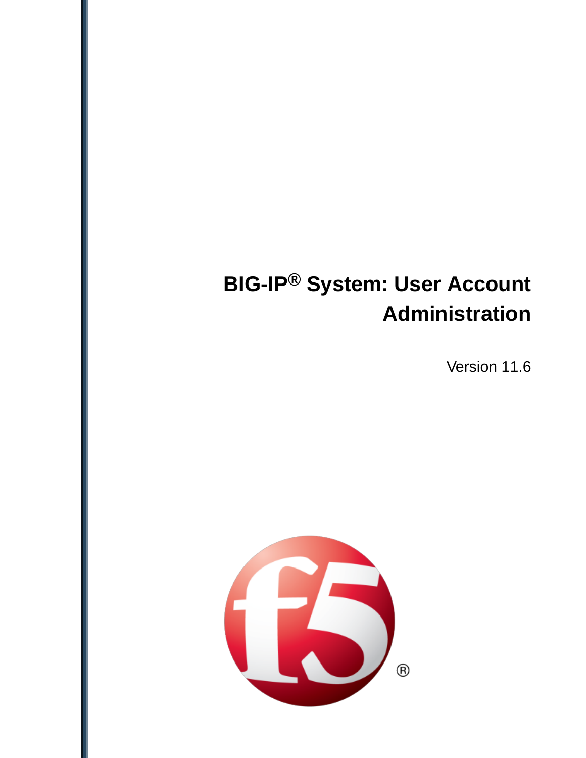# BIG-IP® System: User Account Administration

Version 11.6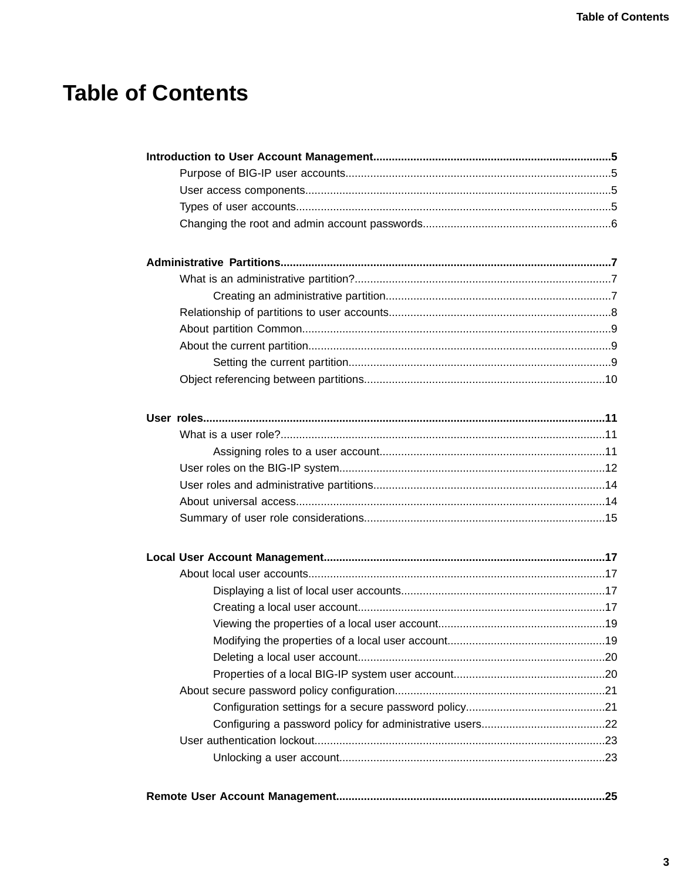# Table of Contents

**Introduction to User Account Management**..........5

- Purpose of BIG-IP user accounts..........5
- User access components..........5
- Types of user accounts..........5
- Changing the root and admin account passwords..........6

**Administrative Partitions**..........7

- What is an administrative partition?..........7
  - Creating an administrative partition..........7
- Relationship of partitions to user accounts..........8
- About partition Common..........9
- About the current partition..........9
  - Setting the current partition..........9
- Object referencing between partitions..........10

**User roles**..........11

- What is a user role?..........11
  - Assigning roles to a user account..........11
- User roles on the BIG-IP system..........12
- User roles and administrative partitions..........14
- About universal access..........14
- Summary of user role considerations..........15

**Local User Account Management**..........17

- About local user accounts..........17
  - Displaying a list of local user accounts..........17
  - Creating a local user account..........17
  - Viewing the properties of a local user account..........19
  - Modifying the properties of a local user account..........19
  - Deleting a local user account..........20
  - Properties of a local BIG-IP system user account..........20
- About secure password policy configuration..........21
  - Configuration settings for a secure password policy..........21
  - Configuring a password policy for administrative users..........22
- User authentication lockout..........23
  - Unlocking a user account..........23

**Remote User Account Management**..........25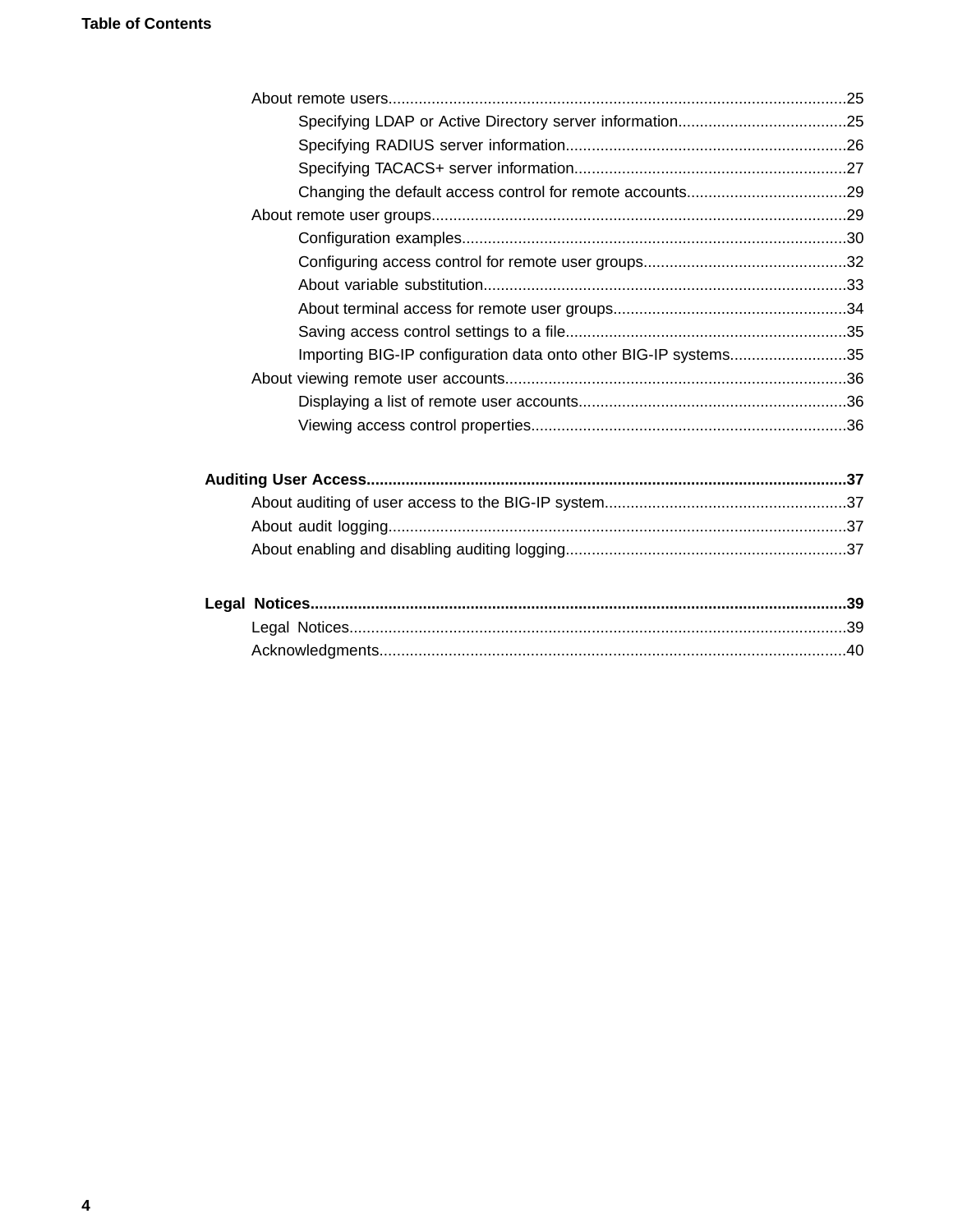About remote users....................................................................................................25

Specifying LDAP or Active Directory server information......................................25

Specifying RADIUS server information.................................................................26

Specifying TACACS+ server information...............................................................27

Changing the default access control for remote accounts.....................................29

About remote user groups...............................................................................................29

Configuration examples.........................................................................................30

Configuring access control for remote user groups...............................................32

About variable substitution....................................................................................33

About terminal access for remote user groups......................................................34

Saving access control settings to a file.................................................................35

Importing BIG-IP configuration data onto other BIG-IP systems...........................35

About viewing remote user accounts..............................................................................36

Displaying a list of remote user accounts..............................................................36

Viewing access control properties.........................................................................36

**Auditing User Access..............................................................................................................37**

About auditing of user access to the BIG-IP system........................................................37

About audit logging..........................................................................................................37

About enabling and disabling auditing logging.................................................................37

**Legal Notices...........................................................................................................................39**

Legal Notices...................................................................................................................39

Acknowledgments...........................................................................................................40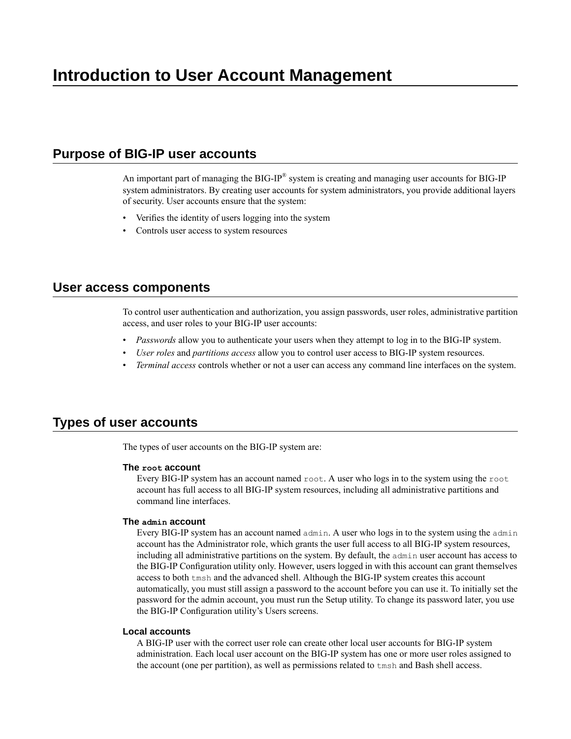# Introduction to User Account Management

## Purpose of BIG-IP user accounts

An important part of managing the BIG-IP® system is creating and managing user accounts for BIG-IP system administrators. By creating user accounts for system administrators, you provide additional layers of security. User accounts ensure that the system:

- Verifies the identity of users logging into the system
- Controls user access to system resources

## User access components

To control user authentication and authorization, you assign passwords, user roles, administrative partition access, and user roles to your BIG-IP user accounts:

- *Passwords* allow you to authenticate your users when they attempt to log in to the BIG-IP system.
- *User roles* and *partitions access* allow you to control user access to BIG-IP system resources.
- *Terminal access* controls whether or not a user can access any command line interfaces on the system.

## Types of user accounts

The types of user accounts on the BIG-IP system are:

**The `root` account**
Every BIG-IP system has an account named `root`. A user who logs in to the system using the `root` account has full access to all BIG-IP system resources, including all administrative partitions and command line interfaces.

**The `admin` account**
Every BIG-IP system has an account named `admin`. A user who logs in to the system using the `admin` account has the Administrator role, which grants the user full access to all BIG-IP system resources, including all administrative partitions on the system. By default, the `admin` user account has access to the BIG-IP Configuration utility only. However, users logged in with this account can grant themselves access to both `tmsh` and the advanced shell. Although the BIG-IP system creates this account automatically, you must still assign a password to the account before you can use it. To initially set the password for the admin account, you must run the Setup utility. To change its password later, you use the BIG-IP Configuration utility's Users screens.

**Local accounts**
A BIG-IP user with the correct user role can create other local user accounts for BIG-IP system administration. Each local user account on the BIG-IP system has one or more user roles assigned to the account (one per partition), as well as permissions related to `tmsh` and Bash shell access.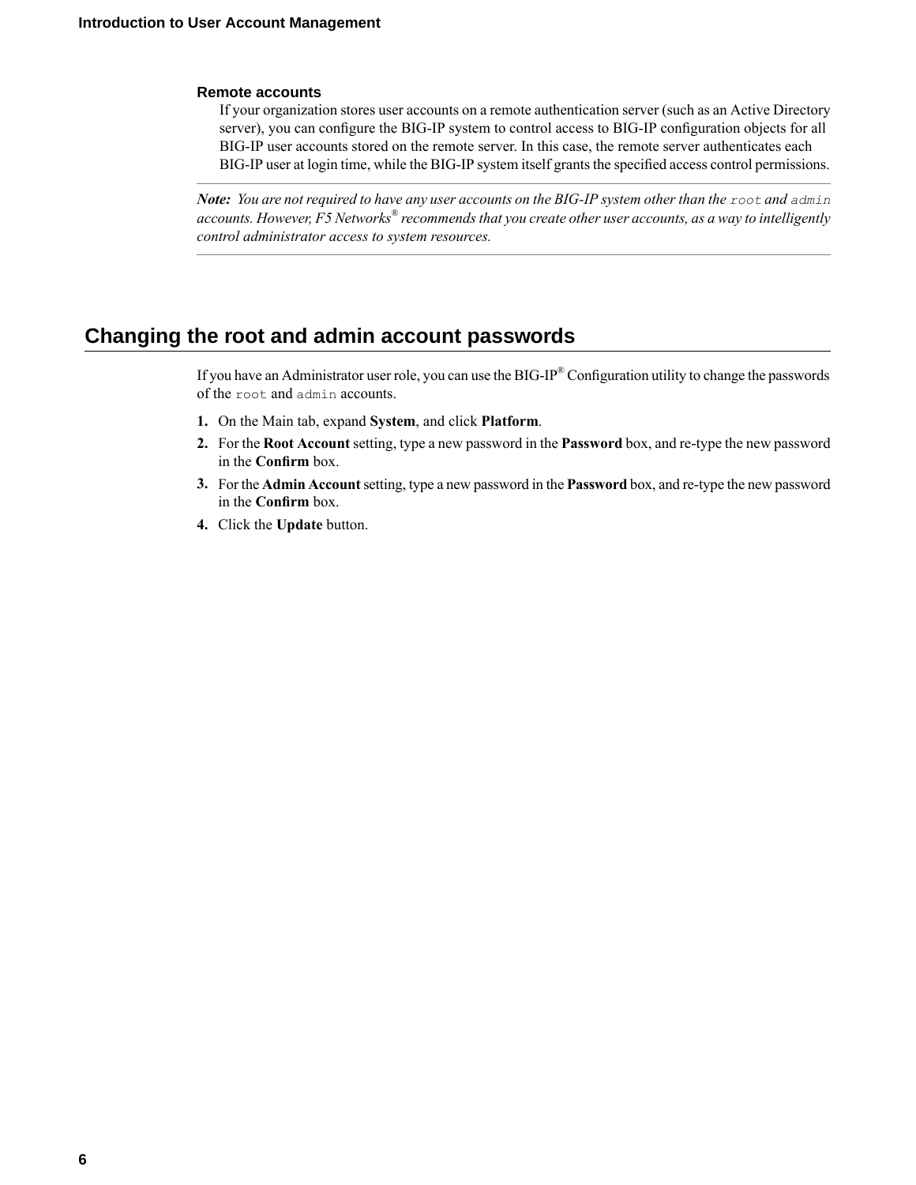### Remote accounts

If your organization stores user accounts on a remote authentication server (such as an Active Directory server), you can configure the BIG-IP system to control access to BIG-IP configuration objects for all BIG-IP user accounts stored on the remote server. In this case, the remote server authenticates each BIG-IP user at login time, while the BIG-IP system itself grants the specified access control permissions.

***Note:*** *You are not required to have any user accounts on the BIG-IP system other than the* `root` *and* `admin` *accounts. However, F5 Networks® recommends that you create other user accounts, as a way to intelligently control administrator access to system resources.*

## Changing the root and admin account passwords

If you have an Administrator user role, you can use the BIG-IP® Configuration utility to change the passwords of the `root` and `admin` accounts.

1. On the Main tab, expand **System**, and click **Platform**.
2. For the **Root Account** setting, type a new password in the **Password** box, and re-type the new password in the **Confirm** box.
3. For the **Admin Account** setting, type a new password in the **Password** box, and re-type the new password in the **Confirm** box.
4. Click the **Update** button.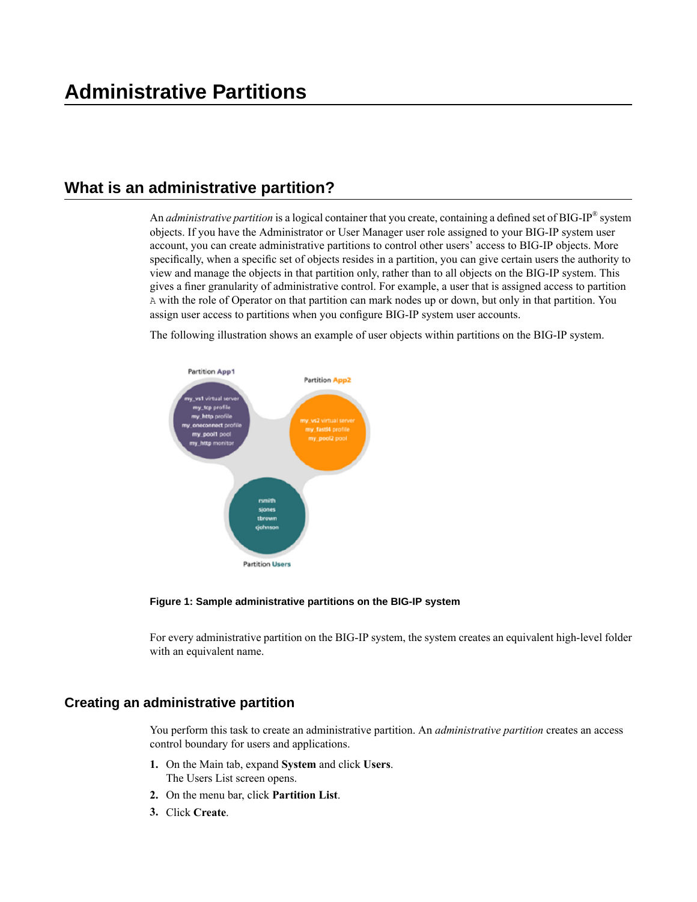# Administrative Partitions

## What is an administrative partition?

An *administrative partition* is a logical container that you create, containing a defined set of BIG-IP® system objects. If you have the Administrator or User Manager user role assigned to your BIG-IP system user account, you can create administrative partitions to control other users' access to BIG-IP objects. More specifically, when a specific set of objects resides in a partition, you can give certain users the authority to view and manage the objects in that partition only, rather than to all objects on the BIG-IP system. This gives a finer granularity of administrative control. For example, a user that is assigned access to partition `A` with the role of Operator on that partition can mark nodes up or down, but only in that partition. You assign user access to partitions when you configure BIG-IP system user accounts.

The following illustration shows an example of user objects within partitions on the BIG-IP system.

**Figure 1: Sample administrative partitions on the BIG-IP system**

For every administrative partition on the BIG-IP system, the system creates an equivalent high-level folder with an equivalent name.

### Creating an administrative partition

You perform this task to create an administrative partition. An *administrative partition* creates an access control boundary for users and applications.

1. On the Main tab, expand **System** and click **Users**.
   The Users List screen opens.
2. On the menu bar, click **Partition List**.
3. Click **Create**.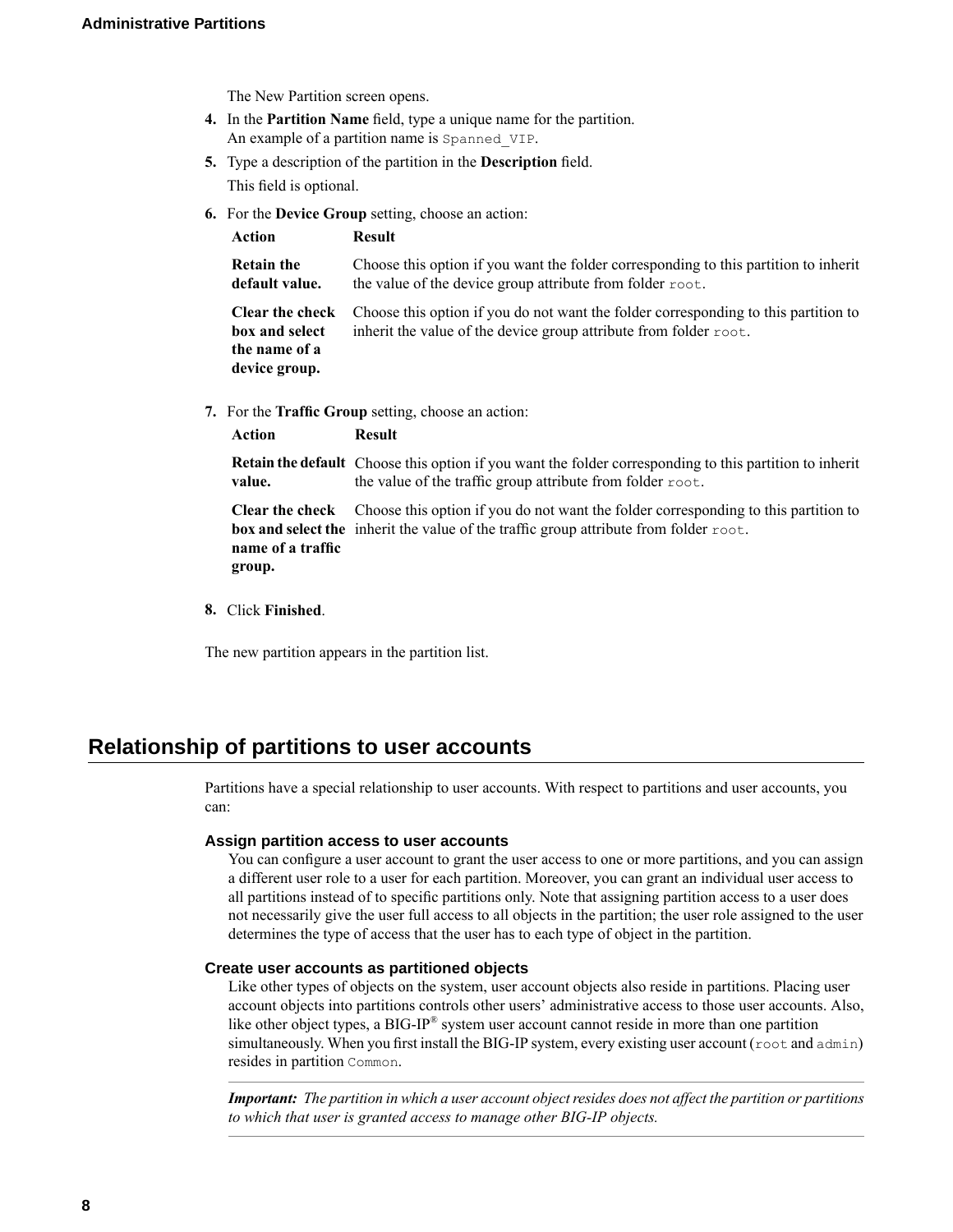The New Partition screen opens.

4. In the **Partition Name** field, type a unique name for the partition.
   An example of a partition name is `Spanned_VIP`.
5. Type a description of the partition in the **Description** field.
   This field is optional.
6. For the **Device Group** setting, choose an action:

| Action | Result |
| --- | --- |
| **Retain the default value.** | Choose this option if you want the folder corresponding to this partition to inherit the value of the device group attribute from folder `root`. |
| **Clear the check box and select the name of a device group.** | Choose this option if you do not want the folder corresponding to this partition to inherit the value of the device group attribute from folder `root`. |

7. For the **Traffic Group** setting, choose an action:

| Action | Result |
| --- | --- |
| **Retain the default value.** | Choose this option if you want the folder corresponding to this partition to inherit the value of the traffic group attribute from folder `root`. |
| **Clear the check box and select the name of a traffic group.** | Choose this option if you do not want the folder corresponding to this partition to inherit the value of the traffic group attribute from folder `root`. |

8. Click **Finished**.

The new partition appears in the partition list.

## Relationship of partitions to user accounts

Partitions have a special relationship to user accounts. With respect to partitions and user accounts, you can:

**Assign partition access to user accounts**

You can configure a user account to grant the user access to one or more partitions, and you can assign a different user role to a user for each partition. Moreover, you can grant an individual user access to all partitions instead of to specific partitions only. Note that assigning partition access to a user does not necessarily give the user full access to all objects in the partition; the user role assigned to the user determines the type of access that the user has to each type of object in the partition.

**Create user accounts as partitioned objects**

Like other types of objects on the system, user account objects also reside in partitions. Placing user account objects into partitions controls other users' administrative access to those user accounts. Also, like other object types, a BIG-IP® system user account cannot reside in more than one partition simultaneously. When you first install the BIG-IP system, every existing user account (`root` and `admin`) resides in partition `Common`.

***Important:*** *The partition in which a user account object resides does not affect the partition or partitions to which that user is granted access to manage other BIG-IP objects.*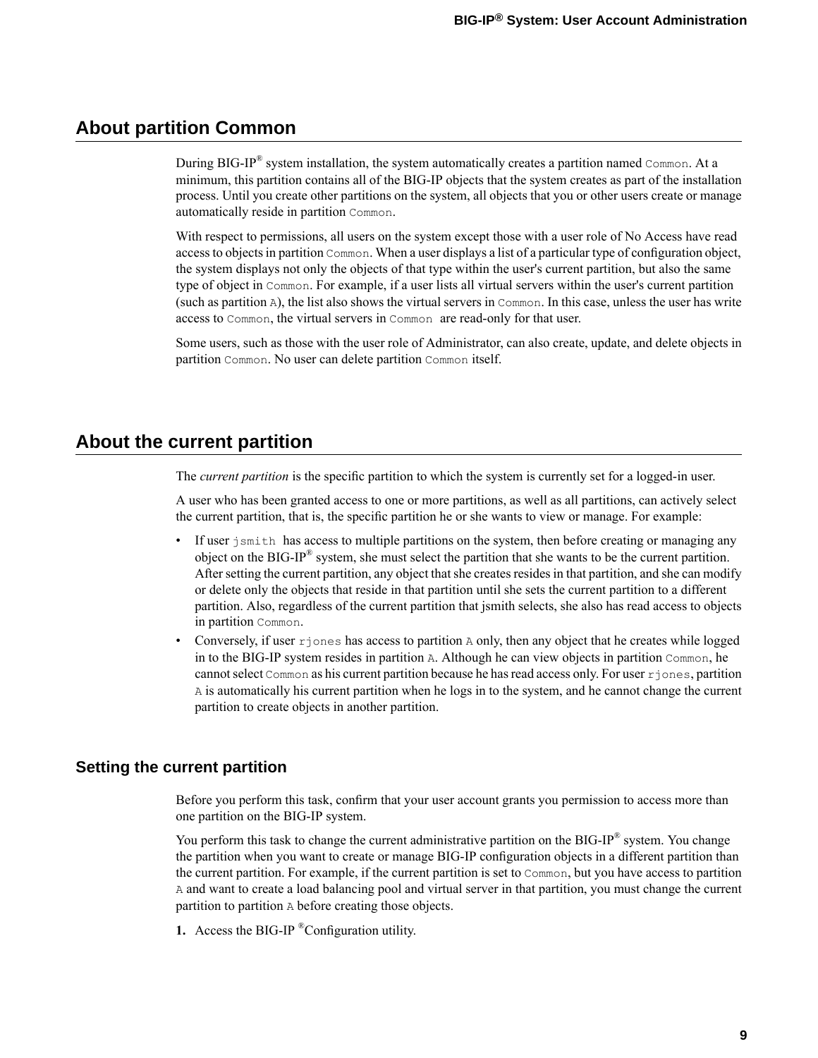## About partition Common

During BIG-IP® system installation, the system automatically creates a partition named `Common`. At a minimum, this partition contains all of the BIG-IP objects that the system creates as part of the installation process. Until you create other partitions on the system, all objects that you or other users create or manage automatically reside in partition `Common`.

With respect to permissions, all users on the system except those with a user role of No Access have read access to objects in partition `Common`. When a user displays a list of a particular type of configuration object, the system displays not only the objects of that type within the user's current partition, but also the same type of object in `Common`. For example, if a user lists all virtual servers within the user's current partition (such as partition `A`), the list also shows the virtual servers in `Common`. In this case, unless the user has write access to `Common`, the virtual servers in `Common` are read-only for that user.

Some users, such as those with the user role of Administrator, can also create, update, and delete objects in partition `Common`. No user can delete partition `Common` itself.

## About the current partition

The *current partition* is the specific partition to which the system is currently set for a logged-in user.

A user who has been granted access to one or more partitions, as well as all partitions, can actively select the current partition, that is, the specific partition he or she wants to view or manage. For example:

- If user `jsmith` has access to multiple partitions on the system, then before creating or managing any object on the BIG-IP® system, she must select the partition that she wants to be the current partition. After setting the current partition, any object that she creates resides in that partition, and she can modify or delete only the objects that reside in that partition until she sets the current partition to a different partition. Also, regardless of the current partition that jsmith selects, she also has read access to objects in partition `Common`.
- Conversely, if user `rjones` has access to partition `A` only, then any object that he creates while logged in to the BIG-IP system resides in partition `A`. Although he can view objects in partition `Common`, he cannot select `Common` as his current partition because he has read access only. For user `rjones`, partition `A` is automatically his current partition when he logs in to the system, and he cannot change the current partition to create objects in another partition.

### Setting the current partition

Before you perform this task, confirm that your user account grants you permission to access more than one partition on the BIG-IP system.

You perform this task to change the current administrative partition on the BIG-IP® system. You change the partition when you want to create or manage BIG-IP configuration objects in a different partition than the current partition. For example, if the current partition is set to `Common`, but you have access to partition `A` and want to create a load balancing pool and virtual server in that partition, you must change the current partition to partition `A` before creating those objects.

1. Access the BIG-IP ®Configuration utility.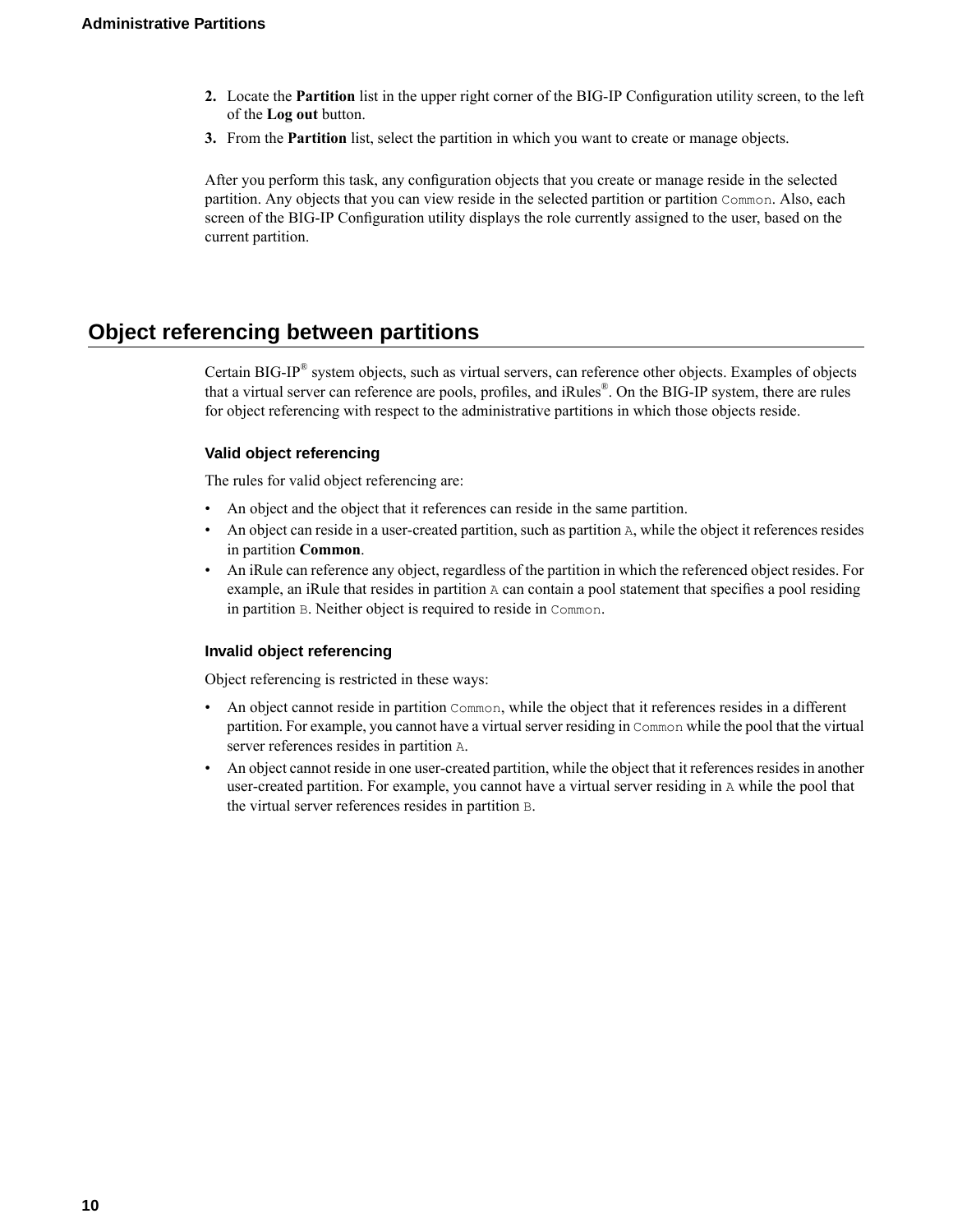2. Locate the **Partition** list in the upper right corner of the BIG-IP Configuration utility screen, to the left of the **Log out** button.
3. From the **Partition** list, select the partition in which you want to create or manage objects.

After you perform this task, any configuration objects that you create or manage reside in the selected partition. Any objects that you can view reside in the selected partition or partition `Common`. Also, each screen of the BIG-IP Configuration utility displays the role currently assigned to the user, based on the current partition.

## Object referencing between partitions

Certain BIG-IP® system objects, such as virtual servers, can reference other objects. Examples of objects that a virtual server can reference are pools, profiles, and iRules®. On the BIG-IP system, there are rules for object referencing with respect to the administrative partitions in which those objects reside.

### Valid object referencing

The rules for valid object referencing are:

- An object and the object that it references can reside in the same partition.
- An object can reside in a user-created partition, such as partition `A`, while the object it references resides in partition **Common**.
- An iRule can reference any object, regardless of the partition in which the referenced object resides. For example, an iRule that resides in partition `A` can contain a pool statement that specifies a pool residing in partition `B`. Neither object is required to reside in `Common`.

### Invalid object referencing

Object referencing is restricted in these ways:

- An object cannot reside in partition `Common`, while the object that it references resides in a different partition. For example, you cannot have a virtual server residing in `Common` while the pool that the virtual server references resides in partition `A`.
- An object cannot reside in one user-created partition, while the object that it references resides in another user-created partition. For example, you cannot have a virtual server residing in `A` while the pool that the virtual server references resides in partition `B`.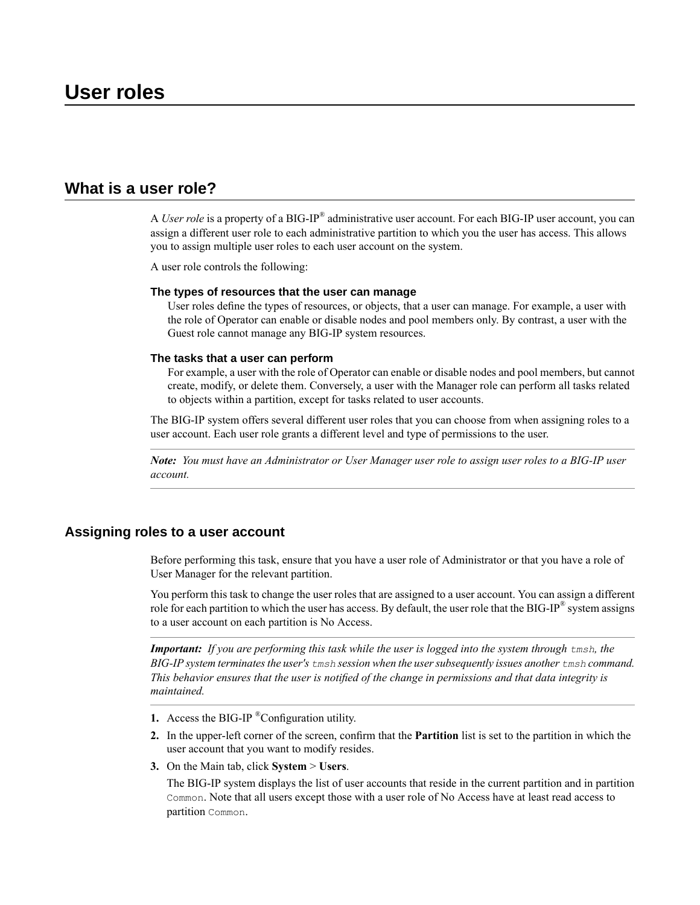# User roles

## What is a user role?

A *User role* is a property of a BIG-IP® administrative user account. For each BIG-IP user account, you can assign a different user role to each administrative partition to which you the user has access. This allows you to assign multiple user roles to each user account on the system.

A user role controls the following:

**The types of resources that the user can manage**
User roles define the types of resources, or objects, that a user can manage. For example, a user with the role of Operator can enable or disable nodes and pool members only. By contrast, a user with the Guest role cannot manage any BIG-IP system resources.

**The tasks that a user can perform**
For example, a user with the role of Operator can enable or disable nodes and pool members, but cannot create, modify, or delete them. Conversely, a user with the Manager role can perform all tasks related to objects within a partition, except for tasks related to user accounts.

The BIG-IP system offers several different user roles that you can choose from when assigning roles to a user account. Each user role grants a different level and type of permissions to the user.

***Note:*** *You must have an Administrator or User Manager user role to assign user roles to a BIG-IP user account.*

### Assigning roles to a user account

Before performing this task, ensure that you have a user role of Administrator or that you have a role of User Manager for the relevant partition.

You perform this task to change the user roles that are assigned to a user account. You can assign a different role for each partition to which the user has access. By default, the user role that the BIG-IP® system assigns to a user account on each partition is No Access.

***Important:*** *If you are performing this task while the user is logged into the system through `tmsh`, the BIG-IP system terminates the user's `tmsh` session when the user subsequently issues another `tmsh` command. This behavior ensures that the user is notified of the change in permissions and that data integrity is maintained.*

1. Access the BIG-IP ®Configuration utility.
2. In the upper-left corner of the screen, confirm that the **Partition** list is set to the partition in which the user account that you want to modify resides.
3. On the Main tab, click **System** > **Users**.

   The BIG-IP system displays the list of user accounts that reside in the current partition and in partition `Common`. Note that all users except those with a user role of No Access have at least read access to partition `Common`.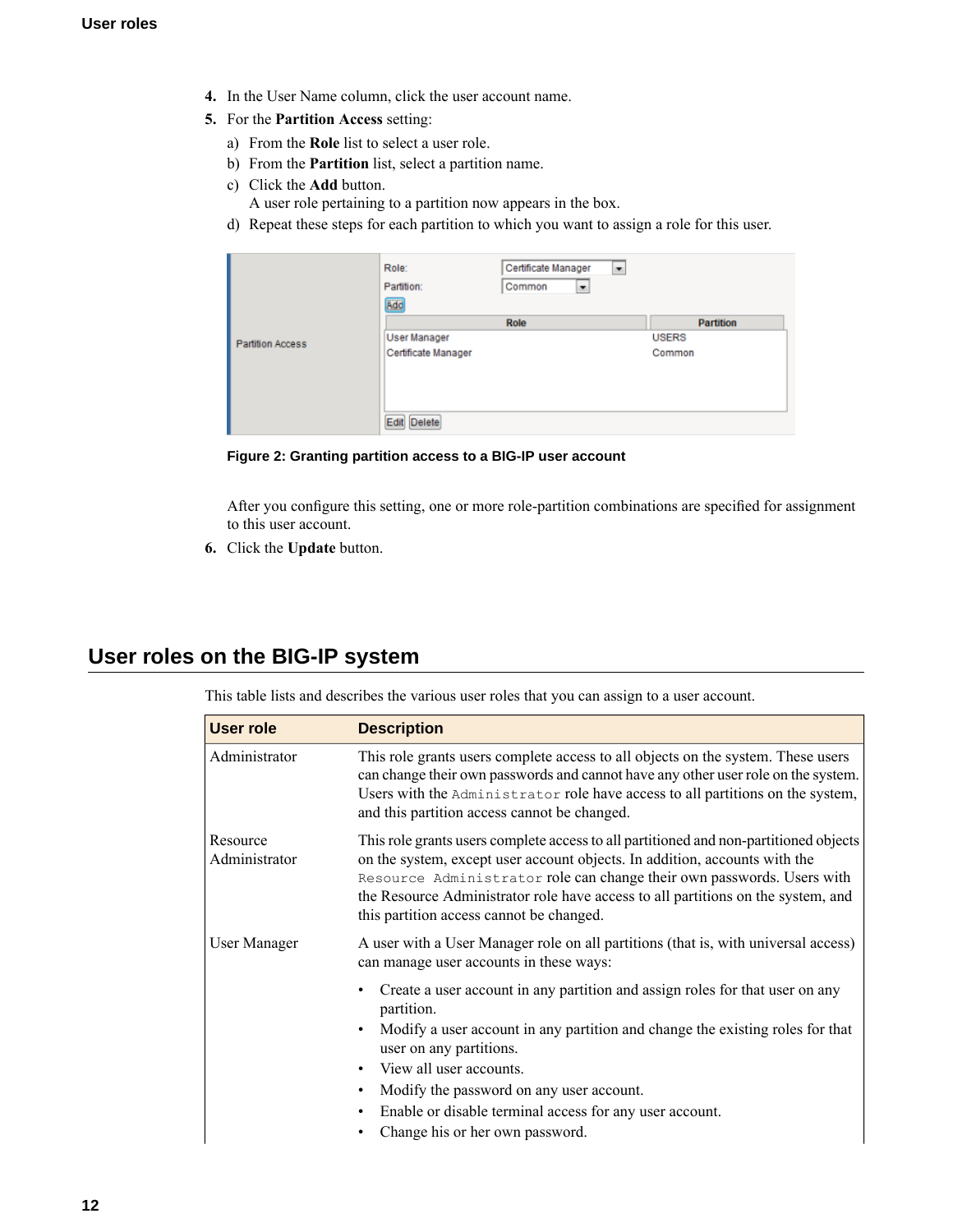4. In the User Name column, click the user account name.
5. For the **Partition Access** setting:
   a) From the **Role** list to select a user role.
   b) From the **Partition** list, select a partition name.
   c) Click the **Add** button.
      A user role pertaining to a partition now appears in the box.
   d) Repeat these steps for each partition to which you want to assign a role for this user.

**Figure 2: Granting partition access to a BIG-IP user account**

   After you configure this setting, one or more role-partition combinations are specified for assignment to this user account.
6. Click the **Update** button.

## User roles on the BIG-IP system

This table lists and describes the various user roles that you can assign to a user account.

| User role | Description |
| --- | --- |
| Administrator | This role grants users complete access to all objects on the system. These users can change their own passwords and cannot have any other user role on the system. Users with the `Administrator` role have access to all partitions on the system, and this partition access cannot be changed. |
| Resource Administrator | This role grants users complete access to all partitioned and non-partitioned objects on the system, except user account objects. In addition, accounts with the `Resource Administrator` role can change their own passwords. Users with the Resource Administrator role have access to all partitions on the system, and this partition access cannot be changed. |
| User Manager | A user with a User Manager role on all partitions (that is, with universal access) can manage user accounts in these ways:<br>• Create a user account in any partition and assign roles for that user on any partition.<br>• Modify a user account in any partition and change the existing roles for that user on any partitions.<br>• View all user accounts.<br>• Modify the password on any user account.<br>• Enable or disable terminal access for any user account.<br>• Change his or her own password. |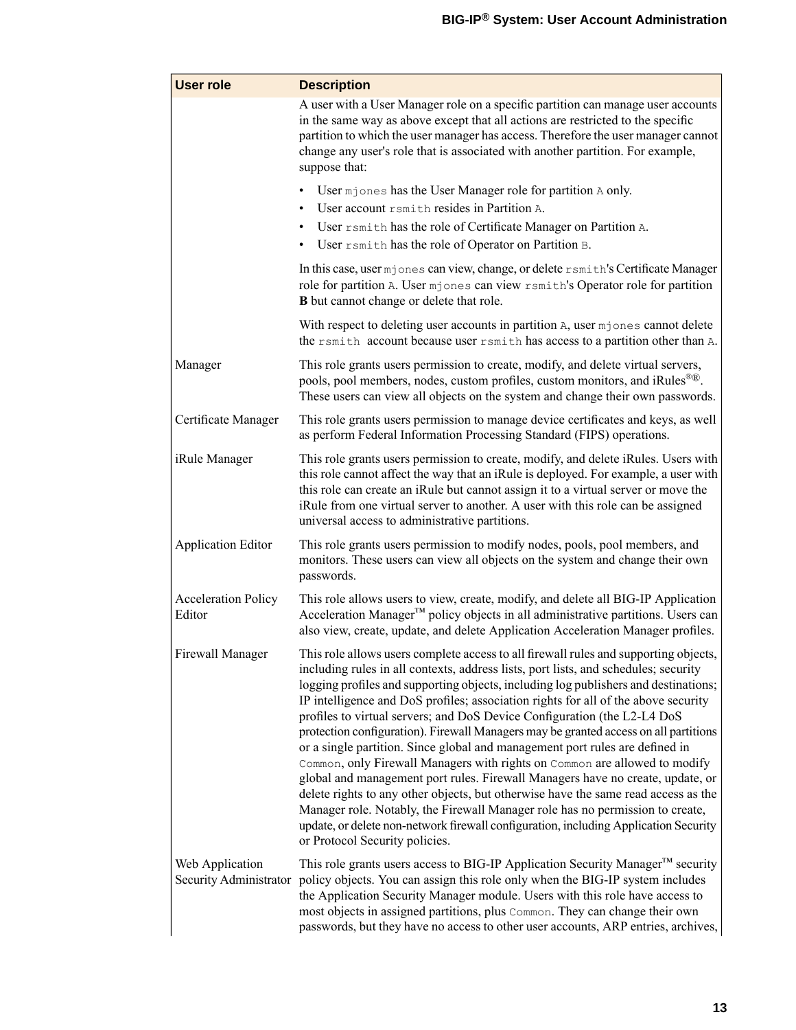| User role | Description |
| --- | --- |
| | A user with a User Manager role on a specific partition can manage user accounts in the same way as above except that all actions are restricted to the specific partition to which the user manager has access. Therefore the user manager cannot change any user's role that is associated with another partition. For example, suppose that:<br><br>• User `mjones` has the User Manager role for partition `A` only.<br>• User account `rsmith` resides in Partition `A`.<br>• User `rsmith` has the role of Certificate Manager on Partition `A`.<br>• User `rsmith` has the role of Operator on Partition `B`.<br><br>In this case, user `mjones` can view, change, or delete `rsmith`'s Certificate Manager role for partition `A`. User `mjones` can view `rsmith`'s Operator role for partition **B** but cannot change or delete that role.<br><br>With respect to deleting user accounts in partition `A`, user `mjones` cannot delete the `rsmith` account because user `rsmith` has access to a partition other than `A`. |
| Manager | This role grants users permission to create, modify, and delete virtual servers, pools, pool members, nodes, custom profiles, custom monitors, and iRules®®. These users can view all objects on the system and change their own passwords. |
| Certificate Manager | This role grants users permission to manage device certificates and keys, as well as perform Federal Information Processing Standard (FIPS) operations. |
| iRule Manager | This role grants users permission to create, modify, and delete iRules. Users with this role cannot affect the way that an iRule is deployed. For example, a user with this role can create an iRule but cannot assign it to a virtual server or move the iRule from one virtual server to another. A user with this role can be assigned universal access to administrative partitions. |
| Application Editor | This role grants users permission to modify nodes, pools, pool members, and monitors. These users can view all objects on the system and change their own passwords. |
| Acceleration Policy Editor | This role allows users to view, create, modify, and delete all BIG-IP Application Acceleration Manager™ policy objects in all administrative partitions. Users can also view, create, update, and delete Application Acceleration Manager profiles. |
| Firewall Manager | This role allows users complete access to all firewall rules and supporting objects, including rules in all contexts, address lists, port lists, and schedules; security logging profiles and supporting objects, including log publishers and destinations; IP intelligence and DoS profiles; association rights for all of the above security profiles to virtual servers; and DoS Device Configuration (the L2-L4 DoS protection configuration). Firewall Managers may be granted access on all partitions or a single partition. Since global and management port rules are defined in `Common`, only Firewall Managers with rights on `Common` are allowed to modify global and management port rules. Firewall Managers have no create, update, or delete rights to any other objects, but otherwise have the same read access as the Manager role. Notably, the Firewall Manager role has no permission to create, update, or delete non-network firewall configuration, including Application Security or Protocol Security policies. |
| Web Application Security Administrator | This role grants users access to BIG-IP Application Security Manager™ security policy objects. You can assign this role only when the BIG-IP system includes the Application Security Manager module. Users with this role have access to most objects in assigned partitions, plus `Common`. They can change their own passwords, but they have no access to other user accounts, ARP entries, archives, |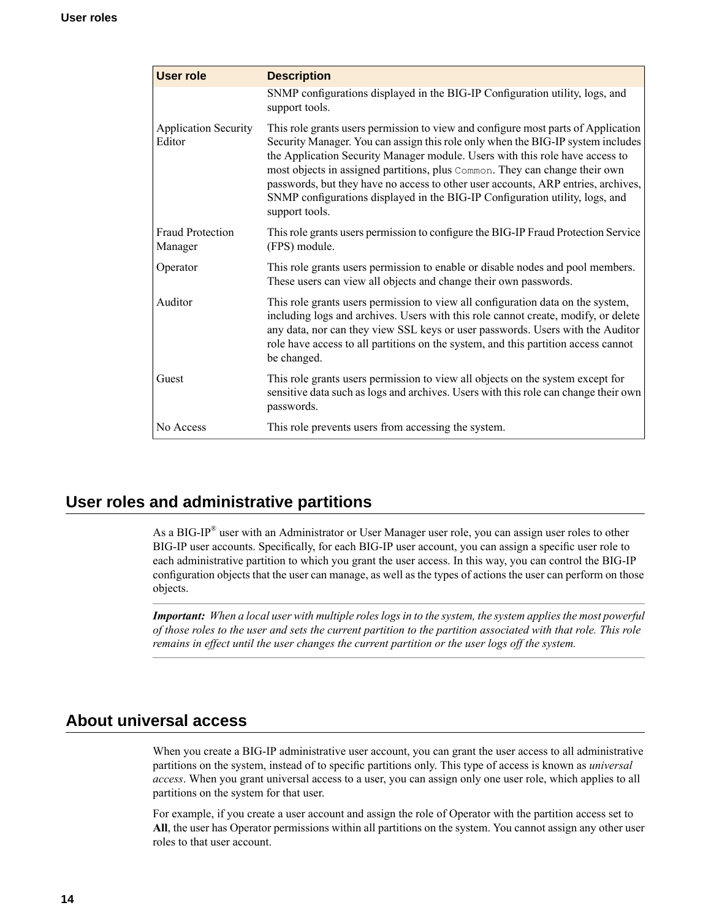| User role | Description |
| --- | --- |
| | SNMP configurations displayed in the BIG-IP Configuration utility, logs, and support tools. |
| Application Security Editor | This role grants users permission to view and configure most parts of Application Security Manager. You can assign this role only when the BIG-IP system includes the Application Security Manager module. Users with this role have access to most objects in assigned partitions, plus `Common`. They can change their own passwords, but they have no access to other user accounts, ARP entries, archives, SNMP configurations displayed in the BIG-IP Configuration utility, logs, and support tools. |
| Fraud Protection Manager | This role grants users permission to configure the BIG-IP Fraud Protection Service (FPS) module. |
| Operator | This role grants users permission to enable or disable nodes and pool members. These users can view all objects and change their own passwords. |
| Auditor | This role grants users permission to view all configuration data on the system, including logs and archives. Users with this role cannot create, modify, or delete any data, nor can they view SSL keys or user passwords. Users with the Auditor role have access to all partitions on the system, and this partition access cannot be changed. |
| Guest | This role grants users permission to view all objects on the system except for sensitive data such as logs and archives. Users with this role can change their own passwords. |
| No Access | This role prevents users from accessing the system. |

## User roles and administrative partitions

As a BIG-IP® user with an Administrator or User Manager user role, you can assign user roles to other BIG-IP user accounts. Specifically, for each BIG-IP user account, you can assign a specific user role to each administrative partition to which you grant the user access. In this way, you can control the BIG-IP configuration objects that the user can manage, as well as the types of actions the user can perform on those objects.

***Important:*** *When a local user with multiple roles logs in to the system, the system applies the most powerful of those roles to the user and sets the current partition to the partition associated with that role. This role remains in effect until the user changes the current partition or the user logs off the system.*

## About universal access

When you create a BIG-IP administrative user account, you can grant the user access to all administrative partitions on the system, instead of to specific partitions only. This type of access is known as *universal access*. When you grant universal access to a user, you can assign only one user role, which applies to all partitions on the system for that user.

For example, if you create a user account and assign the role of Operator with the partition access set to **All**, the user has Operator permissions within all partitions on the system. You cannot assign any other user roles to that user account.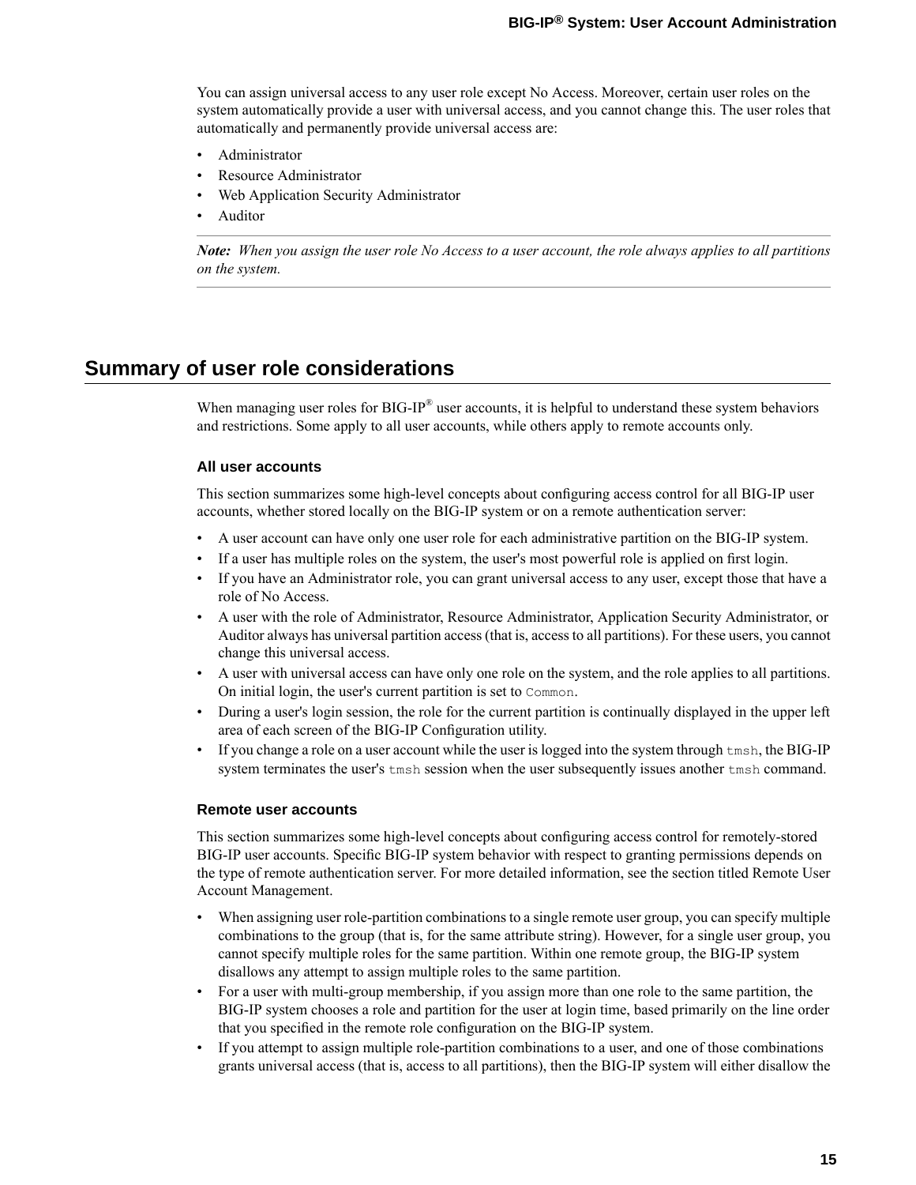You can assign universal access to any user role except No Access. Moreover, certain user roles on the system automatically provide a user with universal access, and you cannot change this. The user roles that automatically and permanently provide universal access are:

- Administrator
- Resource Administrator
- Web Application Security Administrator
- Auditor

---

***Note:*** *When you assign the user role No Access to a user account, the role always applies to all partitions on the system.*

---

## Summary of user role considerations

When managing user roles for BIG-IP® user accounts, it is helpful to understand these system behaviors and restrictions. Some apply to all user accounts, while others apply to remote accounts only.

### All user accounts

This section summarizes some high-level concepts about configuring access control for all BIG-IP user accounts, whether stored locally on the BIG-IP system or on a remote authentication server:

- A user account can have only one user role for each administrative partition on the BIG-IP system.
- If a user has multiple roles on the system, the user's most powerful role is applied on first login.
- If you have an Administrator role, you can grant universal access to any user, except those that have a role of No Access.
- A user with the role of Administrator, Resource Administrator, Application Security Administrator, or Auditor always has universal partition access (that is, access to all partitions). For these users, you cannot change this universal access.
- A user with universal access can have only one role on the system, and the role applies to all partitions. On initial login, the user's current partition is set to `Common`.
- During a user's login session, the role for the current partition is continually displayed in the upper left area of each screen of the BIG-IP Configuration utility.
- If you change a role on a user account while the user is logged into the system through `tmsh`, the BIG-IP system terminates the user's `tmsh` session when the user subsequently issues another `tmsh` command.

### Remote user accounts

This section summarizes some high-level concepts about configuring access control for remotely-stored BIG-IP user accounts. Specific BIG-IP system behavior with respect to granting permissions depends on the type of remote authentication server. For more detailed information, see the section titled Remote User Account Management.

- When assigning user role-partition combinations to a single remote user group, you can specify multiple combinations to the group (that is, for the same attribute string). However, for a single user group, you cannot specify multiple roles for the same partition. Within one remote group, the BIG-IP system disallows any attempt to assign multiple roles to the same partition.
- For a user with multi-group membership, if you assign more than one role to the same partition, the BIG-IP system chooses a role and partition for the user at login time, based primarily on the line order that you specified in the remote role configuration on the BIG-IP system.
- If you attempt to assign multiple role-partition combinations to a user, and one of those combinations grants universal access (that is, access to all partitions), then the BIG-IP system will either disallow the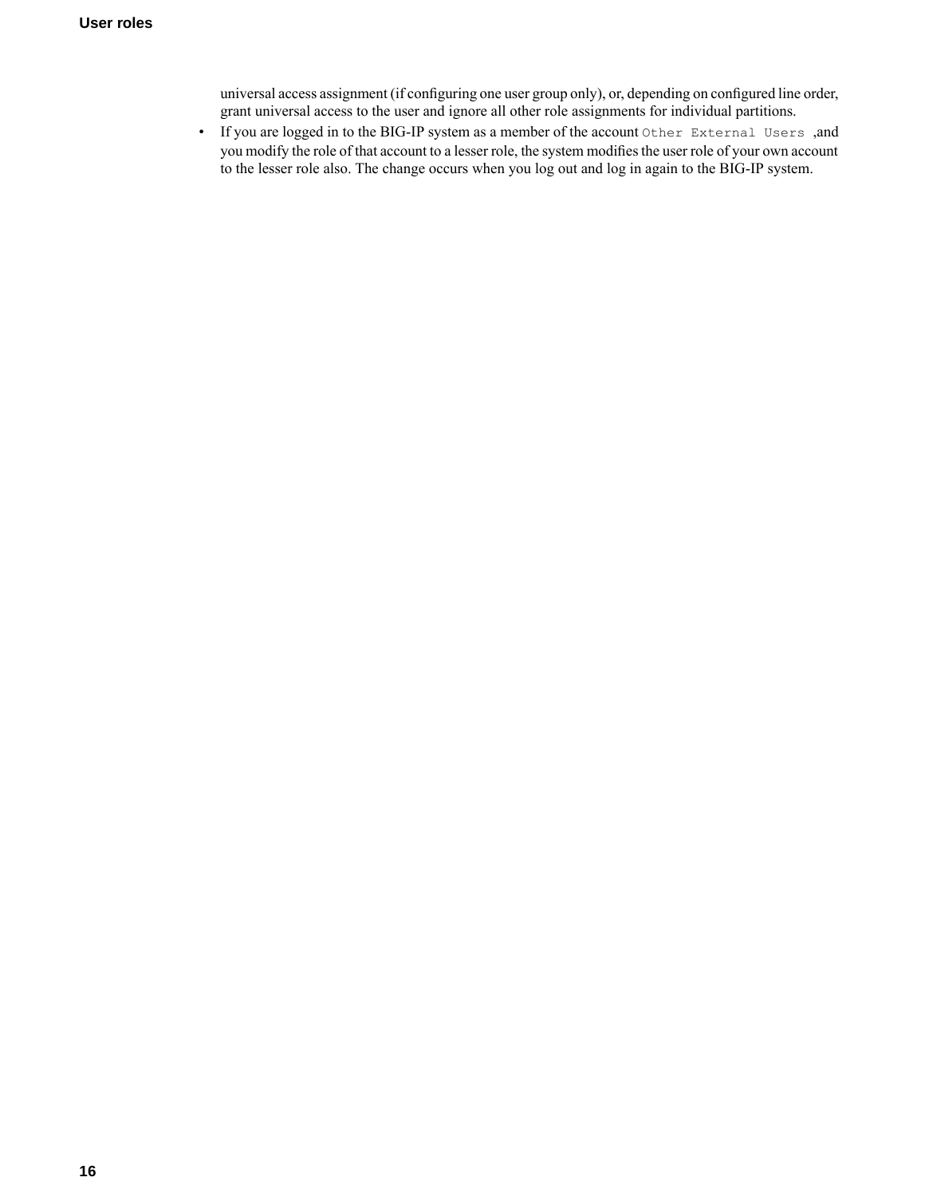universal access assignment (if configuring one user group only), or, depending on configured line order, grant universal access to the user and ignore all other role assignments for individual partitions.

- If you are logged in to the BIG-IP system as a member of the account `Other External Users` ,and you modify the role of that account to a lesser role, the system modifies the user role of your own account to the lesser role also. The change occurs when you log out and log in again to the BIG-IP system.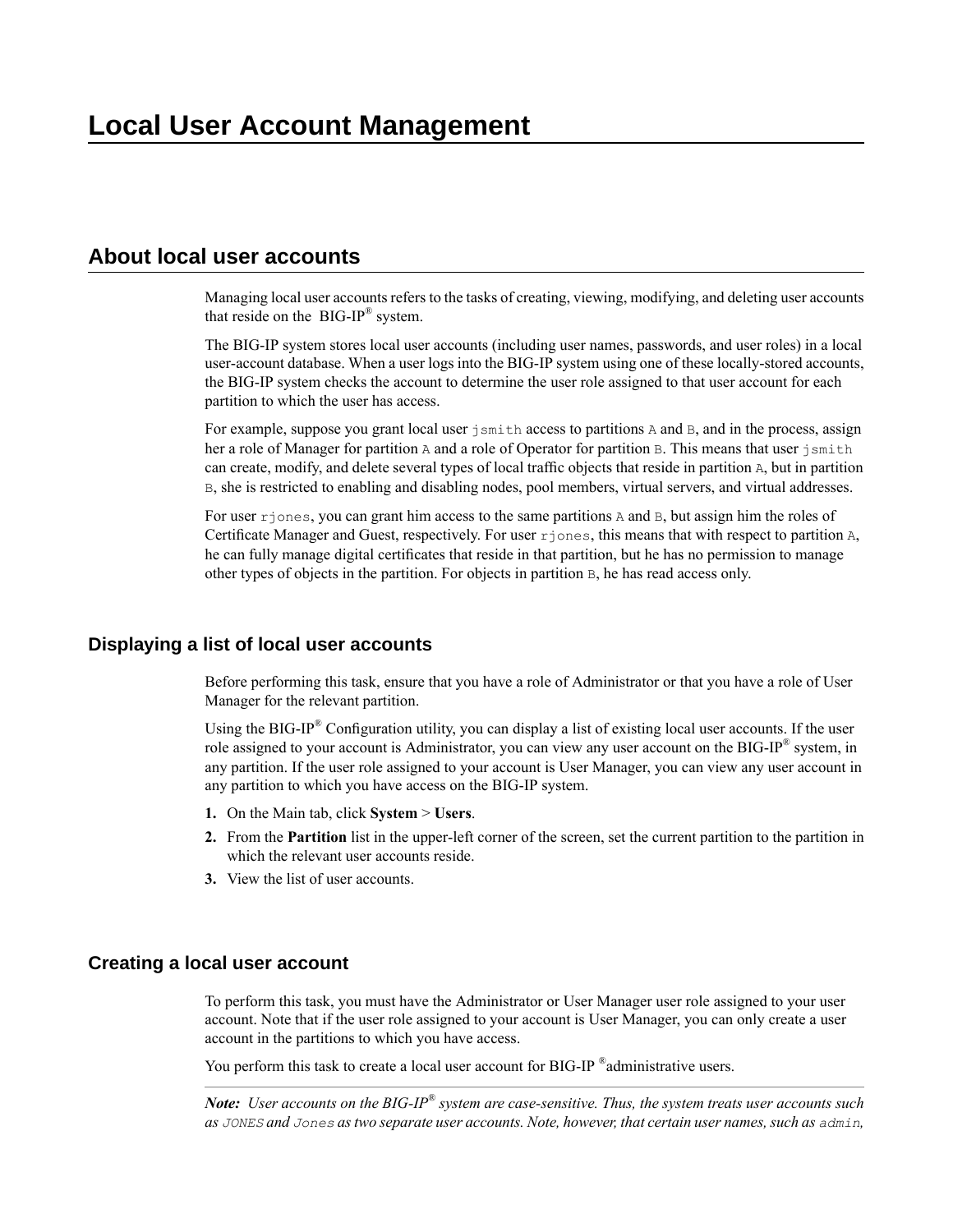# Local User Account Management

## About local user accounts

Managing local user accounts refers to the tasks of creating, viewing, modifying, and deleting user accounts that reside on the BIG-IP® system.

The BIG-IP system stores local user accounts (including user names, passwords, and user roles) in a local user-account database. When a user logs into the BIG-IP system using one of these locally-stored accounts, the BIG-IP system checks the account to determine the user role assigned to that user account for each partition to which the user has access.

For example, suppose you grant local user `jsmith` access to partitions `A` and `B`, and in the process, assign her a role of Manager for partition `A` and a role of Operator for partition `B`. This means that user `jsmith` can create, modify, and delete several types of local traffic objects that reside in partition `A`, but in partition `B`, she is restricted to enabling and disabling nodes, pool members, virtual servers, and virtual addresses.

For user `rjones`, you can grant him access to the same partitions `A` and `B`, but assign him the roles of Certificate Manager and Guest, respectively. For user `rjones`, this means that with respect to partition `A`, he can fully manage digital certificates that reside in that partition, but he has no permission to manage other types of objects in the partition. For objects in partition `B`, he has read access only.

### Displaying a list of local user accounts

Before performing this task, ensure that you have a role of Administrator or that you have a role of User Manager for the relevant partition.

Using the BIG-IP® Configuration utility, you can display a list of existing local user accounts. If the user role assigned to your account is Administrator, you can view any user account on the BIG-IP® system, in any partition. If the user role assigned to your account is User Manager, you can view any user account in any partition to which you have access on the BIG-IP system.

1. On the Main tab, click **System** > **Users**.
2. From the **Partition** list in the upper-left corner of the screen, set the current partition to the partition in which the relevant user accounts reside.
3. View the list of user accounts.

### Creating a local user account

To perform this task, you must have the Administrator or User Manager user role assigned to your user account. Note that if the user role assigned to your account is User Manager, you can only create a user account in the partitions to which you have access.

You perform this task to create a local user account for BIG-IP ®administrative users.

***Note:*** *User accounts on the BIG-IP® system are case-sensitive. Thus, the system treats user accounts such as `JONES` and `Jones` as two separate user accounts. Note, however, that certain user names, such as `admin`,*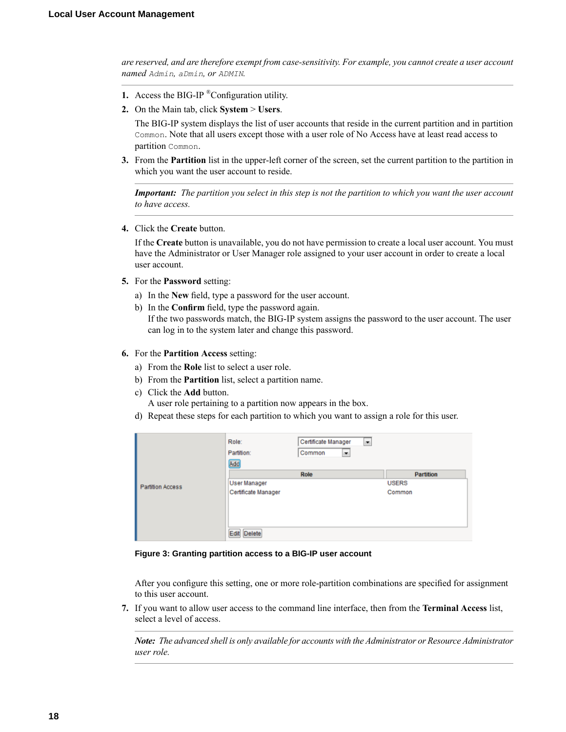*are reserved, and are therefore exempt from case-sensitivity. For example, you cannot create a user account named* `Admin`*,* `aDmin`*, or* `ADMIN`*.*

1. Access the BIG-IP ®Configuration utility.
2. On the Main tab, click **System** > **Users**.

   The BIG-IP system displays the list of user accounts that reside in the current partition and in partition `Common`. Note that all users except those with a user role of No Access have at least read access to partition `Common`.
3. From the **Partition** list in the upper-left corner of the screen, set the current partition to the partition in which you want the user account to reside.

   ***Important:*** *The partition you select in this step is not the partition to which you want the user account to have access.*
4. Click the **Create** button.

   If the **Create** button is unavailable, you do not have permission to create a local user account. You must have the Administrator or User Manager role assigned to your user account in order to create a local user account.
5. For the **Password** setting:
   a) In the **New** field, type a password for the user account.
   b) In the **Confirm** field, type the password again.
      If the two passwords match, the BIG-IP system assigns the password to the user account. The user can log in to the system later and change this password.
6. For the **Partition Access** setting:
   a) From the **Role** list to select a user role.
   b) From the **Partition** list, select a partition name.
   c) Click the **Add** button.
      A user role pertaining to a partition now appears in the box.
   d) Repeat these steps for each partition to which you want to assign a role for this user.

   **Figure 3: Granting partition access to a BIG-IP user account**

   After you configure this setting, one or more role-partition combinations are specified for assignment to this user account.
7. If you want to allow user access to the command line interface, then from the **Terminal Access** list, select a level of access.

   ***Note:*** *The advanced shell is only available for accounts with the Administrator or Resource Administrator user role.*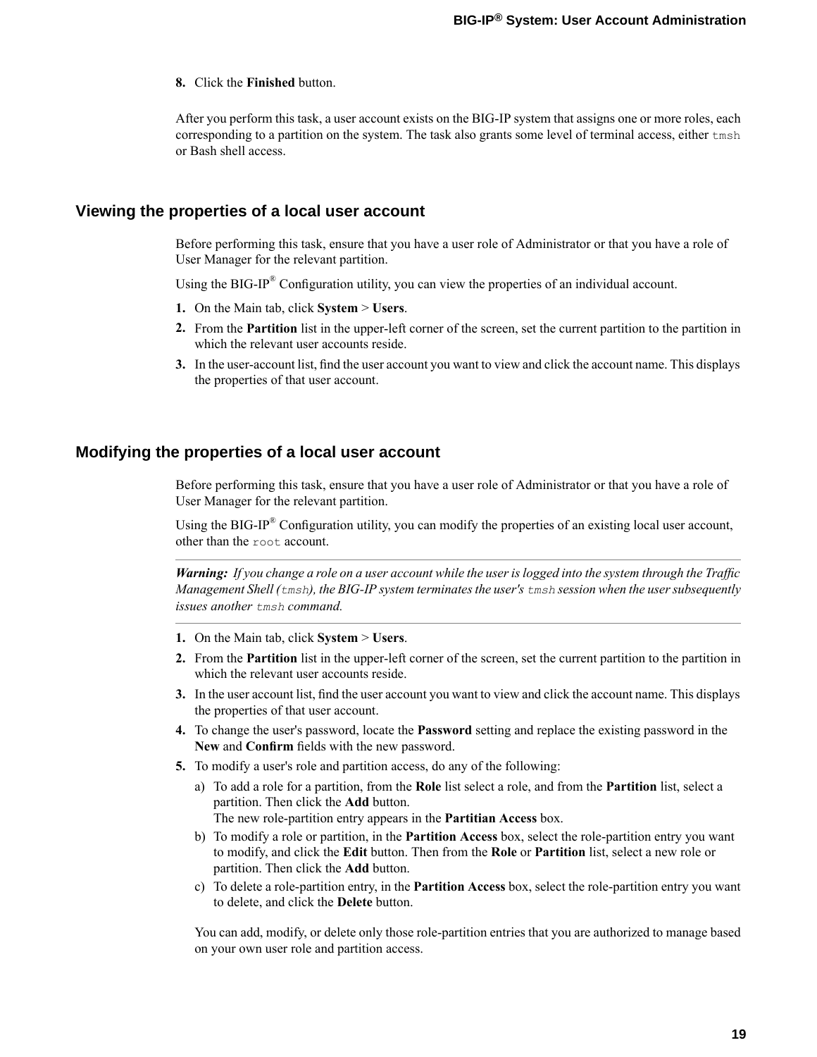8. Click the **Finished** button.

After you perform this task, a user account exists on the BIG-IP system that assigns one or more roles, each corresponding to a partition on the system. The task also grants some level of terminal access, either `tmsh` or Bash shell access.

## Viewing the properties of a local user account

Before performing this task, ensure that you have a user role of Administrator or that you have a role of User Manager for the relevant partition.

Using the BIG-IP® Configuration utility, you can view the properties of an individual account.

1. On the Main tab, click **System** > **Users**.
2. From the **Partition** list in the upper-left corner of the screen, set the current partition to the partition in which the relevant user accounts reside.
3. In the user-account list, find the user account you want to view and click the account name. This displays the properties of that user account.

## Modifying the properties of a local user account

Before performing this task, ensure that you have a user role of Administrator or that you have a role of User Manager for the relevant partition.

Using the BIG-IP® Configuration utility, you can modify the properties of an existing local user account, other than the `root` account.

---

***Warning:*** *If you change a role on a user account while the user is logged into the system through the Traffic Management Shell (`tmsh`), the BIG-IP system terminates the user's `tmsh` session when the user subsequently issues another `tmsh` command.*

---

1. On the Main tab, click **System** > **Users**.
2. From the **Partition** list in the upper-left corner of the screen, set the current partition to the partition in which the relevant user accounts reside.
3. In the user account list, find the user account you want to view and click the account name. This displays the properties of that user account.
4. To change the user's password, locate the **Password** setting and replace the existing password in the **New** and **Confirm** fields with the new password.
5. To modify a user's role and partition access, do any of the following:
   a) To add a role for a partition, from the **Role** list select a role, and from the **Partition** list, select a partition. Then click the **Add** button.
      The new role-partition entry appears in the **Partitian Access** box.
   b) To modify a role or partition, in the **Partition Access** box, select the role-partition entry you want to modify, and click the **Edit** button. Then from the **Role** or **Partition** list, select a new role or partition. Then click the **Add** button.
   c) To delete a role-partition entry, in the **Partition Access** box, select the role-partition entry you want to delete, and click the **Delete** button.

   You can add, modify, or delete only those role-partition entries that you are authorized to manage based on your own user role and partition access.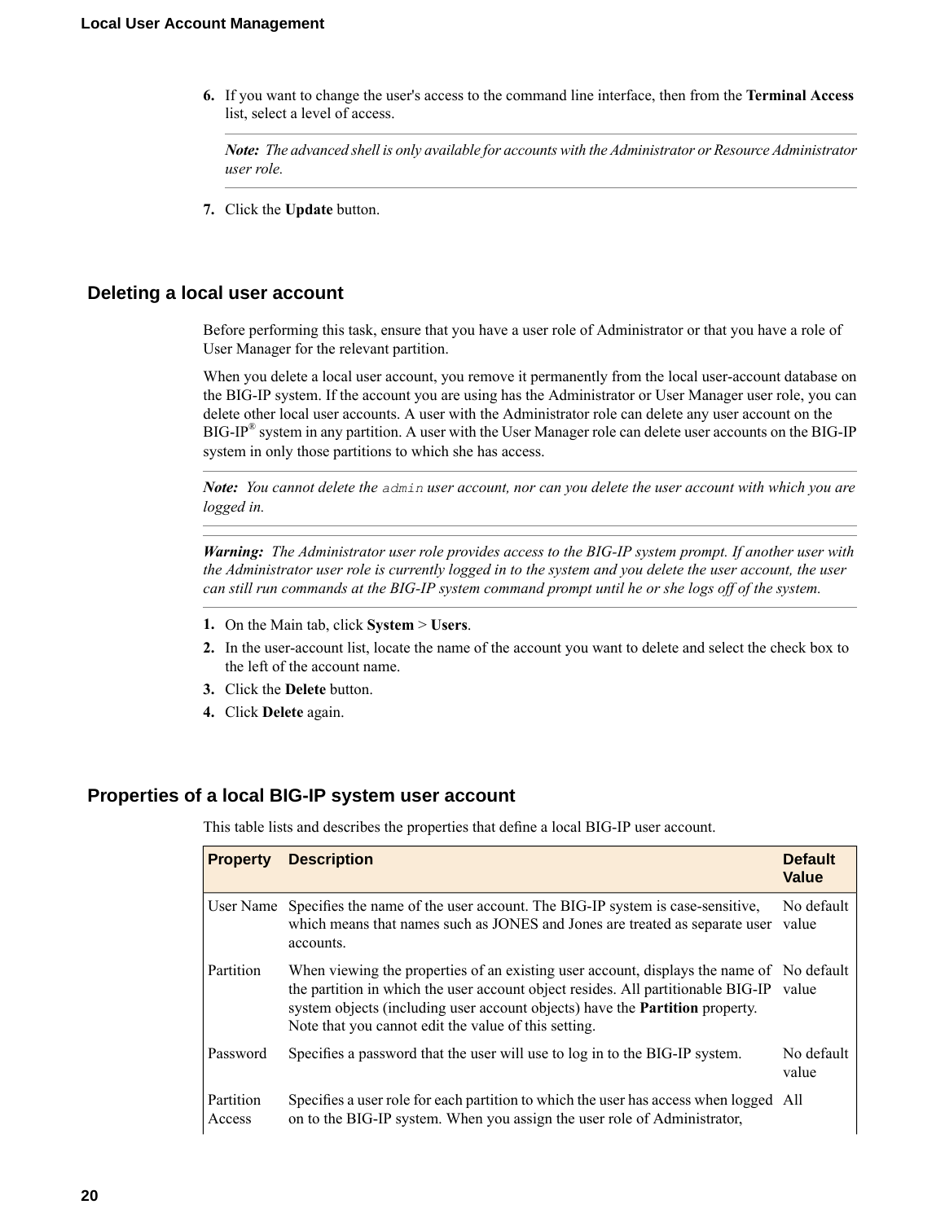6. If you want to change the user's access to the command line interface, then from the **Terminal Access** list, select a level of access.

   ***Note:*** *The advanced shell is only available for accounts with the Administrator or Resource Administrator user role.*

7. Click the **Update** button.

## Deleting a local user account

Before performing this task, ensure that you have a user role of Administrator or that you have a role of User Manager for the relevant partition.

When you delete a local user account, you remove it permanently from the local user-account database on the BIG-IP system. If the account you are using has the Administrator or User Manager user role, you can delete other local user accounts. A user with the Administrator role can delete any user account on the BIG-IP® system in any partition. A user with the User Manager role can delete user accounts on the BIG-IP system in only those partitions to which she has access.

***Note:*** *You cannot delete the* `admin` *user account, nor can you delete the user account with which you are logged in.*

***Warning:*** *The Administrator user role provides access to the BIG-IP system prompt. If another user with the Administrator user role is currently logged in to the system and you delete the user account, the user can still run commands at the BIG-IP system command prompt until he or she logs off of the system.*

1. On the Main tab, click **System** > **Users**.
2. In the user-account list, locate the name of the account you want to delete and select the check box to the left of the account name.
3. Click the **Delete** button.
4. Click **Delete** again.

## Properties of a local BIG-IP system user account

This table lists and describes the properties that define a local BIG-IP user account.

| Property | Description | Default Value |
|---|---|---|
| User Name | Specifies the name of the user account. The BIG-IP system is case-sensitive, which means that names such as JONES and Jones are treated as separate user accounts. | No default value |
| Partition | When viewing the properties of an existing user account, displays the name of the partition in which the user account object resides. All partitionable BIG-IP system objects (including user account objects) have the **Partition** property. Note that you cannot edit the value of this setting. | No default value |
| Password | Specifies a password that the user will use to log in to the BIG-IP system. | No default value |
| Partition Access | Specifies a user role for each partition to which the user has access when logged on to the BIG-IP system. When you assign the user role of Administrator, | All |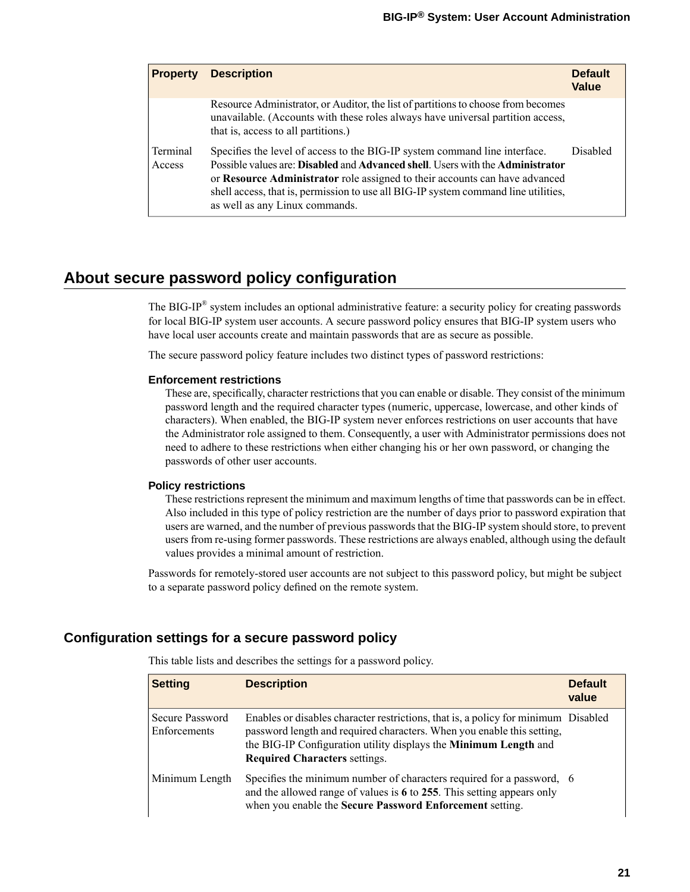| Property | Description | Default Value |
|---|---|---|
| | Resource Administrator, or Auditor, the list of partitions to choose from becomes unavailable. (Accounts with these roles always have universal partition access, that is, access to all partitions.) | |
| Terminal Access | Specifies the level of access to the BIG-IP system command line interface. Possible values are: **Disabled** and **Advanced shell**. Users with the **Administrator** or **Resource Administrator** role assigned to their accounts can have advanced shell access, that is, permission to use all BIG-IP system command line utilities, as well as any Linux commands. | Disabled |

## About secure password policy configuration

The BIG-IP® system includes an optional administrative feature: a security policy for creating passwords for local BIG-IP system user accounts. A secure password policy ensures that BIG-IP system users who have local user accounts create and maintain passwords that are as secure as possible.

The secure password policy feature includes two distinct types of password restrictions:

**Enforcement restrictions**
These are, specifically, character restrictions that you can enable or disable. They consist of the minimum password length and the required character types (numeric, uppercase, lowercase, and other kinds of characters). When enabled, the BIG-IP system never enforces restrictions on user accounts that have the Administrator role assigned to them. Consequently, a user with Administrator permissions does not need to adhere to these restrictions when either changing his or her own password, or changing the passwords of other user accounts.

**Policy restrictions**
These restrictions represent the minimum and maximum lengths of time that passwords can be in effect. Also included in this type of policy restriction are the number of days prior to password expiration that users are warned, and the number of previous passwords that the BIG-IP system should store, to prevent users from re-using former passwords. These restrictions are always enabled, although using the default values provides a minimal amount of restriction.

Passwords for remotely-stored user accounts are not subject to this password policy, but might be subject to a separate password policy defined on the remote system.

### Configuration settings for a secure password policy

This table lists and describes the settings for a password policy.

| Setting | Description | Default value |
|---|---|---|
| Secure Password Enforcements | Enables or disables character restrictions, that is, a policy for minimum password length and required characters. When you enable this setting, the BIG-IP Configuration utility displays the **Minimum Length** and **Required Characters** settings. | Disabled |
| Minimum Length | Specifies the minimum number of characters required for a password, and the allowed range of values is **6** to **255**. This setting appears only when you enable the **Secure Password Enforcement** setting. | 6 |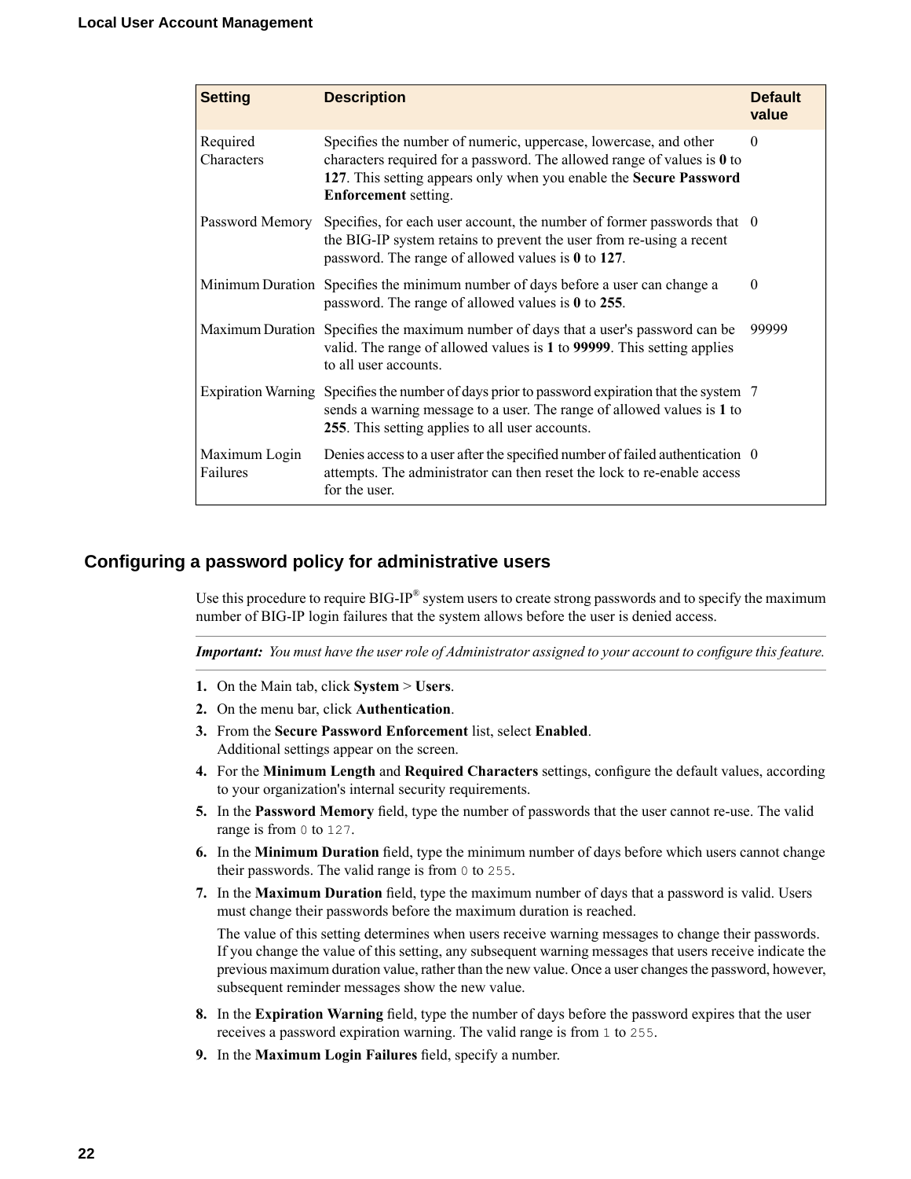| Setting | Description | Default value |
| --- | --- | --- |
| Required Characters | Specifies the number of numeric, uppercase, lowercase, and other characters required for a password. The allowed range of values is **0** to **127**. This setting appears only when you enable the **Secure Password Enforcement** setting. | 0 |
| Password Memory | Specifies, for each user account, the number of former passwords that the BIG-IP system retains to prevent the user from re-using a recent password. The range of allowed values is **0** to **127**. | 0 |
| Minimum Duration | Specifies the minimum number of days before a user can change a password. The range of allowed values is **0** to **255**. | 0 |
| Maximum Duration | Specifies the maximum number of days that a user's password can be valid. The range of allowed values is **1** to **99999**. This setting applies to all user accounts. | 99999 |
| Expiration Warning | Specifies the number of days prior to password expiration that the system sends a warning message to a user. The range of allowed values is **1** to **255**. This setting applies to all user accounts. | 7 |
| Maximum Login Failures | Denies access to a user after the specified number of failed authentication attempts. The administrator can then reset the lock to re-enable access for the user. | 0 |

## Configuring a password policy for administrative users

Use this procedure to require BIG-IP® system users to create strong passwords and to specify the maximum number of BIG-IP login failures that the system allows before the user is denied access.

***Important:*** *You must have the user role of Administrator assigned to your account to configure this feature.*

1. On the Main tab, click **System** > **Users**.
2. On the menu bar, click **Authentication**.
3. From the **Secure Password Enforcement** list, select **Enabled**.
   Additional settings appear on the screen.
4. For the **Minimum Length** and **Required Characters** settings, configure the default values, according to your organization's internal security requirements.
5. In the **Password Memory** field, type the number of passwords that the user cannot re-use. The valid range is from `0` to `127`.
6. In the **Minimum Duration** field, type the minimum number of days before which users cannot change their passwords. The valid range is from `0` to `255`.
7. In the **Maximum Duration** field, type the maximum number of days that a password is valid. Users must change their passwords before the maximum duration is reached.

   The value of this setting determines when users receive warning messages to change their passwords. If you change the value of this setting, any subsequent warning messages that users receive indicate the previous maximum duration value, rather than the new value. Once a user changes the password, however, subsequent reminder messages show the new value.
8. In the **Expiration Warning** field, type the number of days before the password expires that the user receives a password expiration warning. The valid range is from `1` to `255`.
9. In the **Maximum Login Failures** field, specify a number.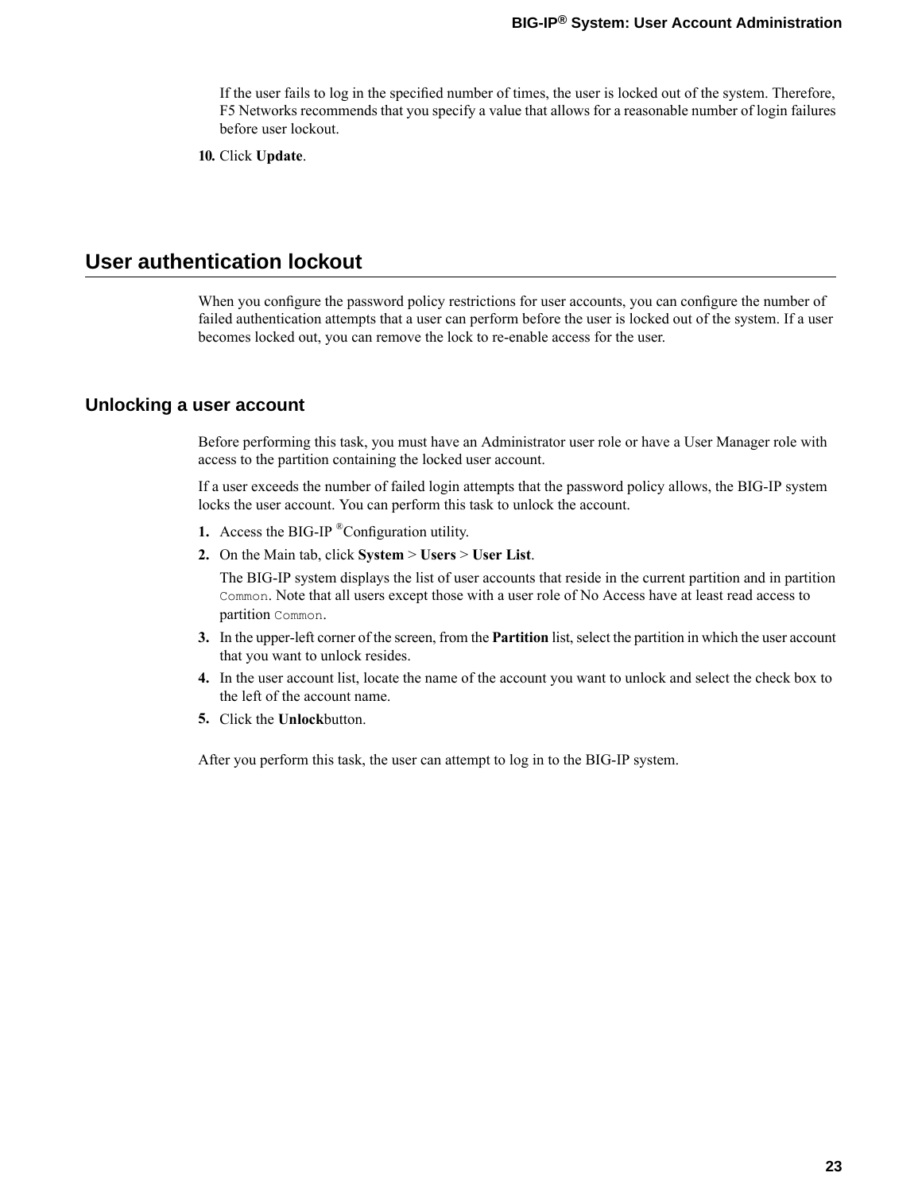If the user fails to log in the specified number of times, the user is locked out of the system. Therefore, F5 Networks recommends that you specify a value that allows for a reasonable number of login failures before user lockout.

10. Click **Update**.

## User authentication lockout

When you configure the password policy restrictions for user accounts, you can configure the number of failed authentication attempts that a user can perform before the user is locked out of the system. If a user becomes locked out, you can remove the lock to re-enable access for the user.

### Unlocking a user account

Before performing this task, you must have an Administrator user role or have a User Manager role with access to the partition containing the locked user account.

If a user exceeds the number of failed login attempts that the password policy allows, the BIG-IP system locks the user account. You can perform this task to unlock the account.

1. Access the BIG-IP ®Configuration utility.
2. On the Main tab, click **System** > **Users** > **User List**.

   The BIG-IP system displays the list of user accounts that reside in the current partition and in partition `Common`. Note that all users except those with a user role of No Access have at least read access to partition `Common`.
3. In the upper-left corner of the screen, from the **Partition** list, select the partition in which the user account that you want to unlock resides.
4. In the user account list, locate the name of the account you want to unlock and select the check box to the left of the account name.
5. Click the **Unlock**button.

After you perform this task, the user can attempt to log in to the BIG-IP system.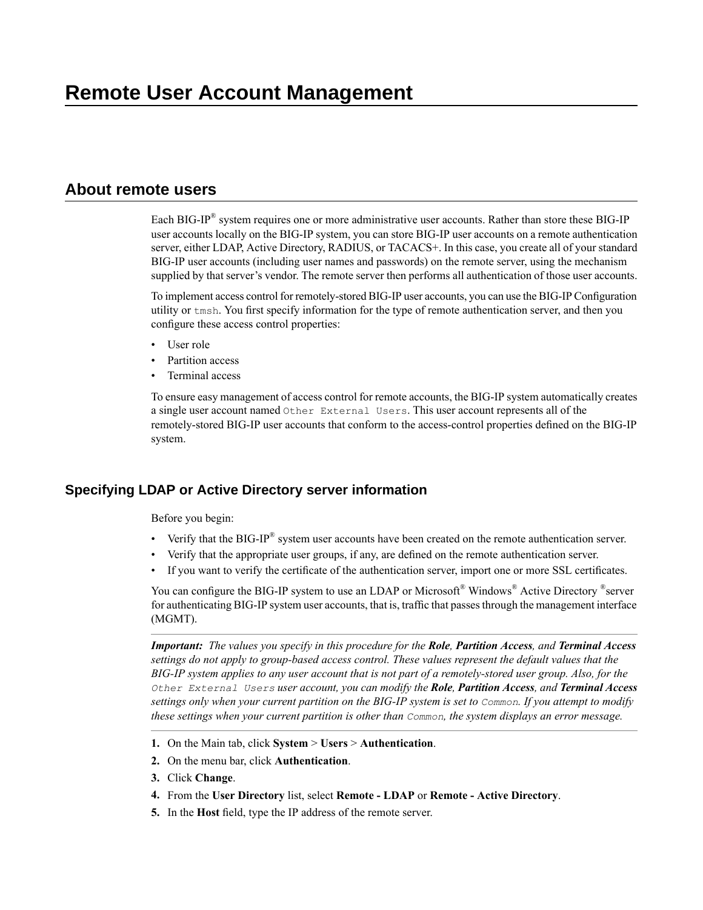# Remote User Account Management

## About remote users

Each BIG-IP® system requires one or more administrative user accounts. Rather than store these BIG-IP user accounts locally on the BIG-IP system, you can store BIG-IP user accounts on a remote authentication server, either LDAP, Active Directory, RADIUS, or TACACS+. In this case, you create all of your standard BIG-IP user accounts (including user names and passwords) on the remote server, using the mechanism supplied by that server's vendor. The remote server then performs all authentication of those user accounts.

To implement access control for remotely-stored BIG-IP user accounts, you can use the BIG-IP Configuration utility or `tmsh`. You first specify information for the type of remote authentication server, and then you configure these access control properties:

- User role
- Partition access
- Terminal access

To ensure easy management of access control for remote accounts, the BIG-IP system automatically creates a single user account named `Other External Users`. This user account represents all of the remotely-stored BIG-IP user accounts that conform to the access-control properties defined on the BIG-IP system.

### Specifying LDAP or Active Directory server information

Before you begin:

- Verify that the BIG-IP® system user accounts have been created on the remote authentication server.
- Verify that the appropriate user groups, if any, are defined on the remote authentication server.
- If you want to verify the certificate of the authentication server, import one or more SSL certificates.

You can configure the BIG-IP system to use an LDAP or Microsoft® Windows® Active Directory ®server for authenticating BIG-IP system user accounts, that is, traffic that passes through the management interface (MGMT).

***Important:*** *The values you specify in this procedure for the* ***Role****,* ***Partition Access****, and* ***Terminal Access*** *settings do not apply to group-based access control. These values represent the default values that the BIG-IP system applies to any user account that is not part of a remotely-stored user group. Also, for the* `Other External Users` *user account, you can modify the* ***Role****,* ***Partition Access****, and* ***Terminal Access*** *settings only when your current partition on the BIG-IP system is set to* `Common`*. If you attempt to modify these settings when your current partition is other than* `Common`*, the system displays an error message.*

1. On the Main tab, click **System** > **Users** > **Authentication**.
2. On the menu bar, click **Authentication**.
3. Click **Change**.
4. From the **User Directory** list, select **Remote - LDAP** or **Remote - Active Directory**.
5. In the **Host** field, type the IP address of the remote server.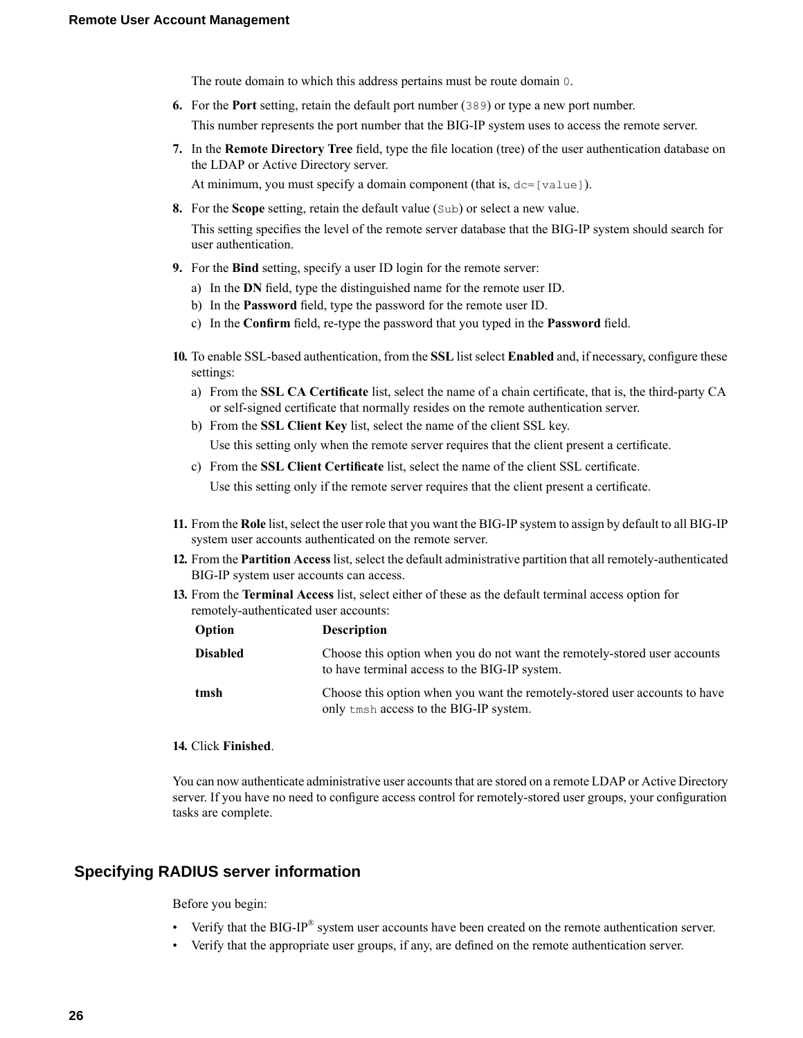The route domain to which this address pertains must be route domain `0`.

6. For the **Port** setting, retain the default port number (`389`) or type a new port number.

   This number represents the port number that the BIG-IP system uses to access the remote server.

7. In the **Remote Directory Tree** field, type the file location (tree) of the user authentication database on the LDAP or Active Directory server.

   At minimum, you must specify a domain component (that is, `dc=[value]`).

8. For the **Scope** setting, retain the default value (`Sub`) or select a new value.

   This setting specifies the level of the remote server database that the BIG-IP system should search for user authentication.

9. For the **Bind** setting, specify a user ID login for the remote server:
   a) In the **DN** field, type the distinguished name for the remote user ID.
   b) In the **Password** field, type the password for the remote user ID.
   c) In the **Confirm** field, re-type the password that you typed in the **Password** field.

10. To enable SSL-based authentication, from the **SSL** list select **Enabled** and, if necessary, configure these settings:
    a) From the **SSL CA Certificate** list, select the name of a chain certificate, that is, the third-party CA or self-signed certificate that normally resides on the remote authentication server.
    b) From the **SSL Client Key** list, select the name of the client SSL key.

       Use this setting only when the remote server requires that the client present a certificate.
    c) From the **SSL Client Certificate** list, select the name of the client SSL certificate.

       Use this setting only if the remote server requires that the client present a certificate.

11. From the **Role** list, select the user role that you want the BIG-IP system to assign by default to all BIG-IP system user accounts authenticated on the remote server.
12. From the **Partition Access** list, select the default administrative partition that all remotely-authenticated BIG-IP system user accounts can access.
13. From the **Terminal Access** list, select either of these as the default terminal access option for remotely-authenticated user accounts:

| Option | Description |
| --- | --- |
| **Disabled** | Choose this option when you do not want the remotely-stored user accounts to have terminal access to the BIG-IP system. |
| **tmsh** | Choose this option when you want the remotely-stored user accounts to have only `tmsh` access to the BIG-IP system. |

14. Click **Finished**.

You can now authenticate administrative user accounts that are stored on a remote LDAP or Active Directory server. If you have no need to configure access control for remotely-stored user groups, your configuration tasks are complete.

## Specifying RADIUS server information

Before you begin:

- Verify that the BIG-IP® system user accounts have been created on the remote authentication server.
- Verify that the appropriate user groups, if any, are defined on the remote authentication server.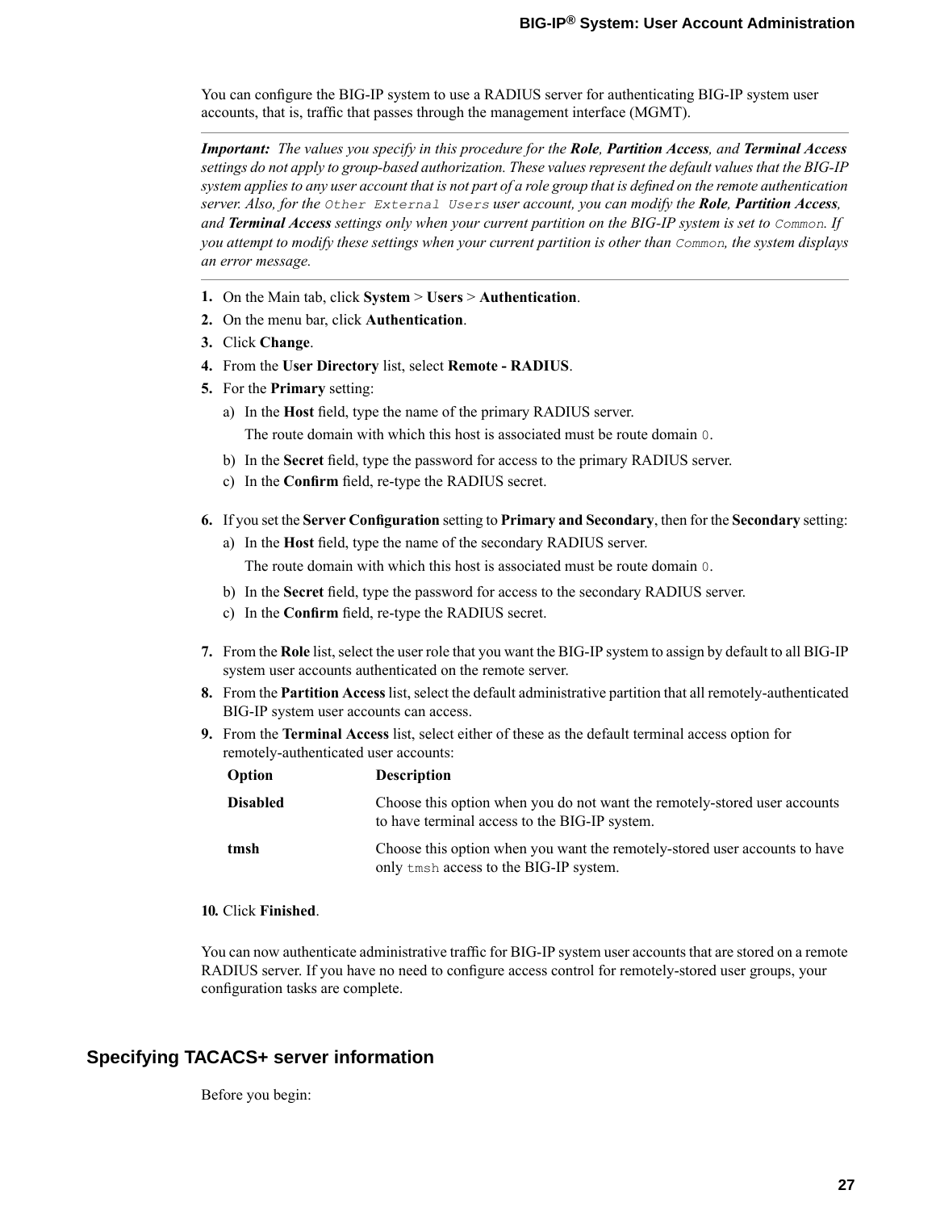You can configure the BIG-IP system to use a RADIUS server for authenticating BIG-IP system user accounts, that is, traffic that passes through the management interface (MGMT).

---

***Important:*** *The values you specify in this procedure for the* ***Role****,* ***Partition Access****, and* ***Terminal Access*** *settings do not apply to group-based authorization. These values represent the default values that the BIG-IP system applies to any user account that is not part of a role group that is defined on the remote authentication server. Also, for the* `Other External Users` *user account, you can modify the* ***Role****,* ***Partition Access****, and* ***Terminal Access*** *settings only when your current partition on the BIG-IP system is set to* `Common`*. If you attempt to modify these settings when your current partition is other than* `Common`*, the system displays an error message.*

---

1. On the Main tab, click **System** > **Users** > **Authentication**.
2. On the menu bar, click **Authentication**.
3. Click **Change**.
4. From the **User Directory** list, select **Remote - RADIUS**.
5. For the **Primary** setting:
   a) In the **Host** field, type the name of the primary RADIUS server.
      The route domain with which this host is associated must be route domain `0`.
   b) In the **Secret** field, type the password for access to the primary RADIUS server.
   c) In the **Confirm** field, re-type the RADIUS secret.
6. If you set the **Server Configuration** setting to **Primary and Secondary**, then for the **Secondary** setting:
   a) In the **Host** field, type the name of the secondary RADIUS server.
      The route domain with which this host is associated must be route domain `0`.
   b) In the **Secret** field, type the password for access to the secondary RADIUS server.
   c) In the **Confirm** field, re-type the RADIUS secret.
7. From the **Role** list, select the user role that you want the BIG-IP system to assign by default to all BIG-IP system user accounts authenticated on the remote server.
8. From the **Partition Access** list, select the default administrative partition that all remotely-authenticated BIG-IP system user accounts can access.
9. From the **Terminal Access** list, select either of these as the default terminal access option for remotely-authenticated user accounts:

   | Option | Description |
   | --- | --- |
   | **Disabled** | Choose this option when you do not want the remotely-stored user accounts to have terminal access to the BIG-IP system. |
   | **tmsh** | Choose this option when you want the remotely-stored user accounts to have only `tmsh` access to the BIG-IP system. |

10. Click **Finished**.

You can now authenticate administrative traffic for BIG-IP system user accounts that are stored on a remote RADIUS server. If you have no need to configure access control for remotely-stored user groups, your configuration tasks are complete.

## Specifying TACACS+ server information

Before you begin: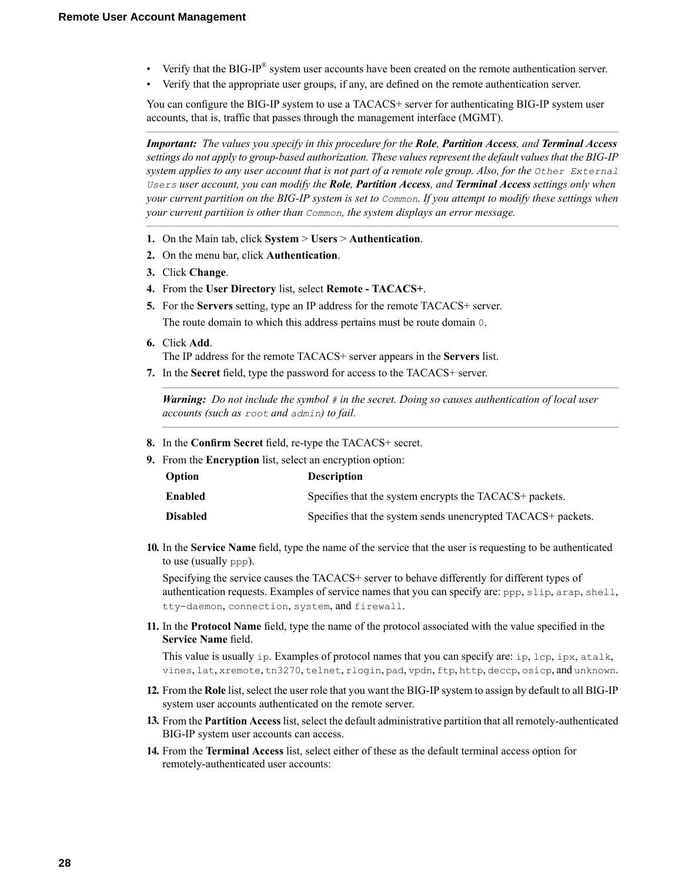- Verify that the BIG-IP® system user accounts have been created on the remote authentication server.
- Verify that the appropriate user groups, if any, are defined on the remote authentication server.

You can configure the BIG-IP system to use a TACACS+ server for authenticating BIG-IP system user accounts, that is, traffic that passes through the management interface (MGMT).

---

***Important:*** *The values you specify in this procedure for the* ***Role****,* ***Partition Access****, and* ***Terminal Access*** *settings do not apply to group-based authorization. These values represent the default values that the BIG-IP system applies to any user account that is not part of a remote role group. Also, for the* `Other External Users` *user account, you can modify the* ***Role****,* ***Partition Access****, and* ***Terminal Access*** *settings only when your current partition on the BIG-IP system is set to* `Common`*. If you attempt to modify these settings when your current partition is other than* `Common`*, the system displays an error message.*

---

1. On the Main tab, click **System** > **Users** > **Authentication**.
2. On the menu bar, click **Authentication**.
3. Click **Change**.
4. From the **User Directory** list, select **Remote - TACACS+**.
5. For the **Servers** setting, type an IP address for the remote TACACS+ server.
   The route domain to which this address pertains must be route domain `0`.
6. Click **Add**.
   The IP address for the remote TACACS+ server appears in the **Servers** list.
7. In the **Secret** field, type the password for access to the TACACS+ server.

   ---

   ***Warning:*** *Do not include the symbol* `#` *in the secret. Doing so causes authentication of local user accounts (such as* `root` *and* `admin`*) to fail.*

   ---

8. In the **Confirm Secret** field, re-type the TACACS+ secret.
9. From the **Encryption** list, select an encryption option:

   | Option | Description |
   | --- | --- |
   | **Enabled** | Specifies that the system encrypts the TACACS+ packets. |
   | **Disabled** | Specifies that the system sends unencrypted TACACS+ packets. |

10. In the **Service Name** field, type the name of the service that the user is requesting to be authenticated to use (usually `ppp`).
    Specifying the service causes the TACACS+ server to behave differently for different types of authentication requests. Examples of service names that you can specify are: `ppp`, `slip`, `arap`, `shell`, `tty-daemon`, `connection`, `system`, and `firewall`.
11. In the **Protocol Name** field, type the name of the protocol associated with the value specified in the **Service Name** field.
    This value is usually `ip`. Examples of protocol names that you can specify are: `ip`, `lcp`, `ipx`, `atalk`, `vines`, `lat`, `xremote`, `tn3270`, `telnet`, `rlogin`, `pad`, `vpdn`, `ftp`, `http`, `deccp`, `osicp`, and `unknown`.
12. From the **Role** list, select the user role that you want the BIG-IP system to assign by default to all BIG-IP system user accounts authenticated on the remote server.
13. From the **Partition Access** list, select the default administrative partition that all remotely-authenticated BIG-IP system user accounts can access.
14. From the **Terminal Access** list, select either of these as the default terminal access option for remotely-authenticated user accounts: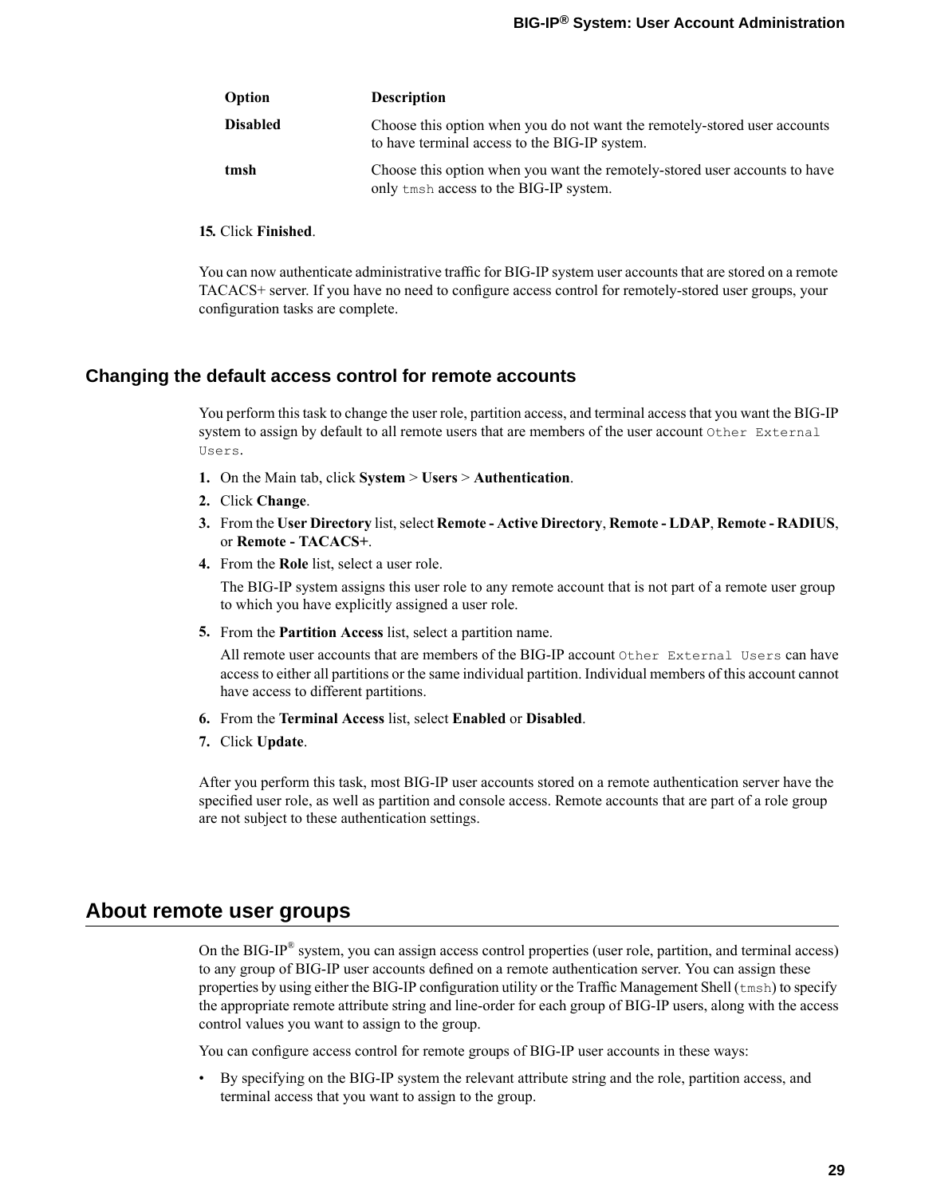| Option | Description |
| --- | --- |
| **Disabled** | Choose this option when you do not want the remotely-stored user accounts to have terminal access to the BIG-IP system. |
| **tmsh** | Choose this option when you want the remotely-stored user accounts to have only `tmsh` access to the BIG-IP system. |

15. Click **Finished**.

You can now authenticate administrative traffic for BIG-IP system user accounts that are stored on a remote TACACS+ server. If you have no need to configure access control for remotely-stored user groups, your configuration tasks are complete.

### Changing the default access control for remote accounts

You perform this task to change the user role, partition access, and terminal access that you want the BIG-IP system to assign by default to all remote users that are members of the user account `Other External Users`.

1. On the Main tab, click **System** > **Users** > **Authentication**.
2. Click **Change**.
3. From the **User Directory** list, select **Remote - Active Directory**, **Remote - LDAP**, **Remote - RADIUS**, or **Remote - TACACS+**.
4. From the **Role** list, select a user role.

   The BIG-IP system assigns this user role to any remote account that is not part of a remote user group to which you have explicitly assigned a user role.
5. From the **Partition Access** list, select a partition name.

   All remote user accounts that are members of the BIG-IP account `Other External Users` can have access to either all partitions or the same individual partition. Individual members of this account cannot have access to different partitions.
6. From the **Terminal Access** list, select **Enabled** or **Disabled**.
7. Click **Update**.

After you perform this task, most BIG-IP user accounts stored on a remote authentication server have the specified user role, as well as partition and console access. Remote accounts that are part of a role group are not subject to these authentication settings.

## About remote user groups

On the BIG-IP® system, you can assign access control properties (user role, partition, and terminal access) to any group of BIG-IP user accounts defined on a remote authentication server. You can assign these properties by using either the BIG-IP configuration utility or the Traffic Management Shell (`tmsh`) to specify the appropriate remote attribute string and line-order for each group of BIG-IP users, along with the access control values you want to assign to the group.

You can configure access control for remote groups of BIG-IP user accounts in these ways:

- By specifying on the BIG-IP system the relevant attribute string and the role, partition access, and terminal access that you want to assign to the group.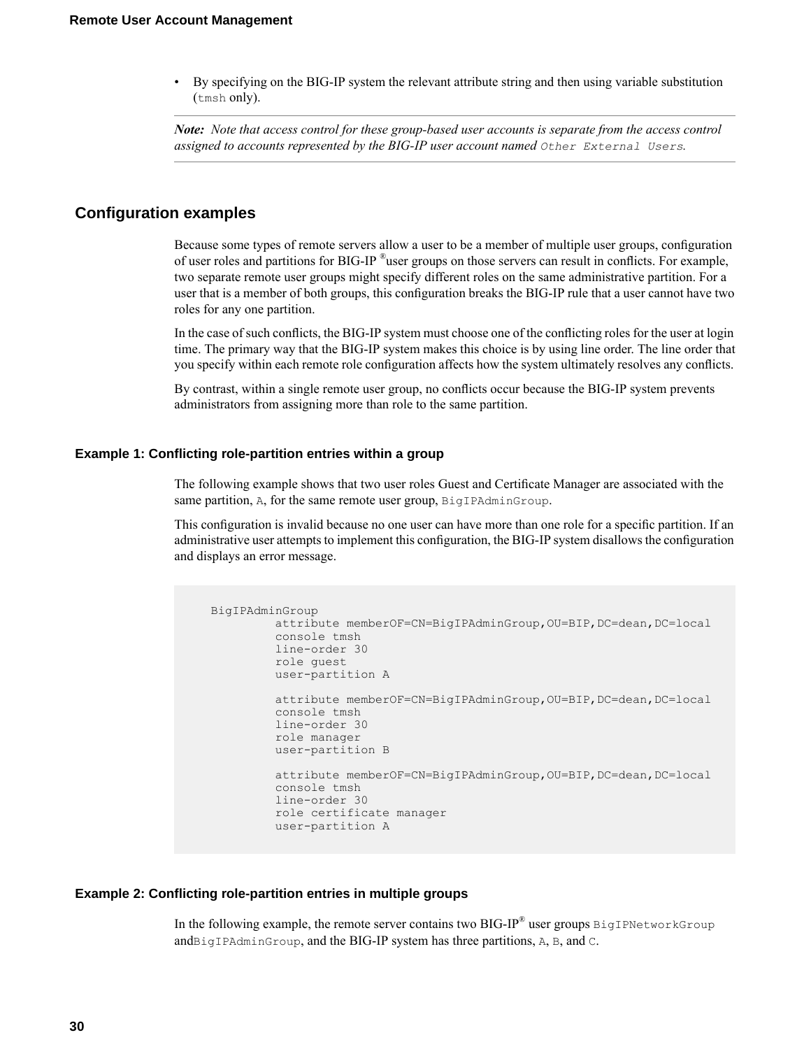- By specifying on the BIG-IP system the relevant attribute string and then using variable substitution (`tmsh` only).

*Note: Note that access control for these group-based user accounts is separate from the access control assigned to accounts represented by the BIG-IP user account named* `Other External Users`.

## Configuration examples

Because some types of remote servers allow a user to be a member of multiple user groups, configuration of user roles and partitions for BIG-IP ®user groups on those servers can result in conflicts. For example, two separate remote user groups might specify different roles on the same administrative partition. For a user that is a member of both groups, this configuration breaks the BIG-IP rule that a user cannot have two roles for any one partition.

In the case of such conflicts, the BIG-IP system must choose one of the conflicting roles for the user at login time. The primary way that the BIG-IP system makes this choice is by using line order. The line order that you specify within each remote role configuration affects how the system ultimately resolves any conflicts.

By contrast, within a single remote user group, no conflicts occur because the BIG-IP system prevents administrators from assigning more than role to the same partition.

### Example 1: Conflicting role-partition entries within a group

The following example shows that two user roles Guest and Certificate Manager are associated with the same partition, `A`, for the same remote user group, `BigIPAdminGroup`.

This configuration is invalid because no one user can have more than one role for a specific partition. If an administrative user attempts to implement this configuration, the BIG-IP system disallows the configuration and displays an error message.

```
BigIPAdminGroup
         attribute memberOF=CN=BigIPAdminGroup,OU=BIP,DC=dean,DC=local
         console tmsh
         line-order 30
         role guest
         user-partition A

         attribute memberOF=CN=BigIPAdminGroup,OU=BIP,DC=dean,DC=local
         console tmsh
         line-order 30
         role manager
         user-partition B

         attribute memberOF=CN=BigIPAdminGroup,OU=BIP,DC=dean,DC=local
         console tmsh
         line-order 30
         role certificate manager
         user-partition A
```

### Example 2: Conflicting role-partition entries in multiple groups

In the following example, the remote server contains two BIG-IP® user groups `BigIPNetworkGroup` and`BigIPAdminGroup`, and the BIG-IP system has three partitions, `A`, `B`, and `C`.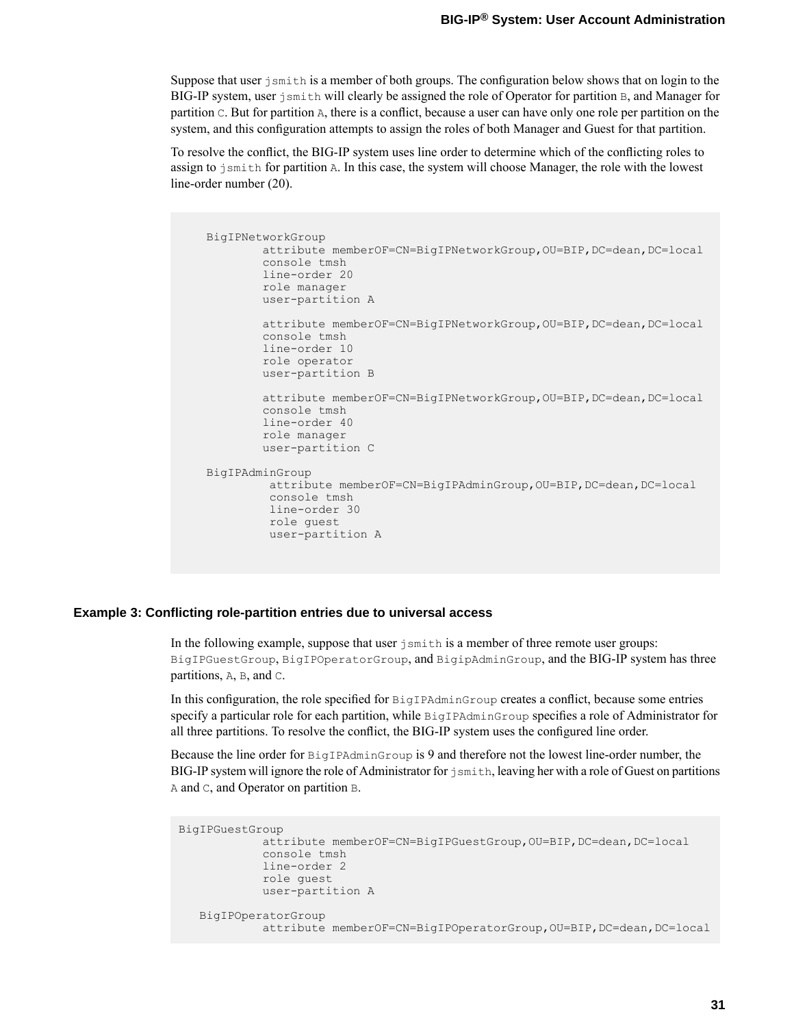Suppose that user `jsmith` is a member of both groups. The configuration below shows that on login to the BIG-IP system, user `jsmith` will clearly be assigned the role of Operator for partition `B`, and Manager for partition `C`. But for partition `A`, there is a conflict, because a user can have only one role per partition on the system, and this configuration attempts to assign the roles of both Manager and Guest for that partition.

To resolve the conflict, the BIG-IP system uses line order to determine which of the conflicting roles to assign to `jsmith` for partition `A`. In this case, the system will choose Manager, the role with the lowest line-order number (20).

```
BigIPNetworkGroup
        attribute memberOF=CN=BigIPNetworkGroup,OU=BIP,DC=dean,DC=local
        console tmsh
        line-order 20
        role manager
        user-partition A

        attribute memberOF=CN=BigIPNetworkGroup,OU=BIP,DC=dean,DC=local
        console tmsh
        line-order 10
        role operator
        user-partition B

        attribute memberOF=CN=BigIPNetworkGroup,OU=BIP,DC=dean,DC=local
        console tmsh
        line-order 40
        role manager
        user-partition C

BigIPAdminGroup
         attribute memberOF=CN=BigIPAdminGroup,OU=BIP,DC=dean,DC=local
         console tmsh
         line-order 30
         role guest
         user-partition A
```

### Example 3: Conflicting role-partition entries due to universal access

In the following example, suppose that user `jsmith` is a member of three remote user groups: `BigIPGuestGroup`, `BigIPOperatorGroup`, and `BigipAdminGroup`, and the BIG-IP system has three partitions, `A`, `B`, and `C`.

In this configuration, the role specified for `BigIPAdminGroup` creates a conflict, because some entries specify a particular role for each partition, while `BigIPAdminGroup` specifies a role of Administrator for all three partitions. To resolve the conflict, the BIG-IP system uses the configured line order.

Because the line order for `BigIPAdminGroup` is 9 and therefore not the lowest line-order number, the BIG-IP system will ignore the role of Administrator for `jsmith`, leaving her with a role of Guest on partitions `A` and `C`, and Operator on partition `B`.

```
BigIPGuestGroup
            attribute memberOF=CN=BigIPGuestGroup,OU=BIP,DC=dean,DC=local
            console tmsh
            line-order 2
            role guest
            user-partition A

   BigIPOperatorGroup
            attribute memberOF=CN=BigIPOperatorGroup,OU=BIP,DC=dean,DC=local
```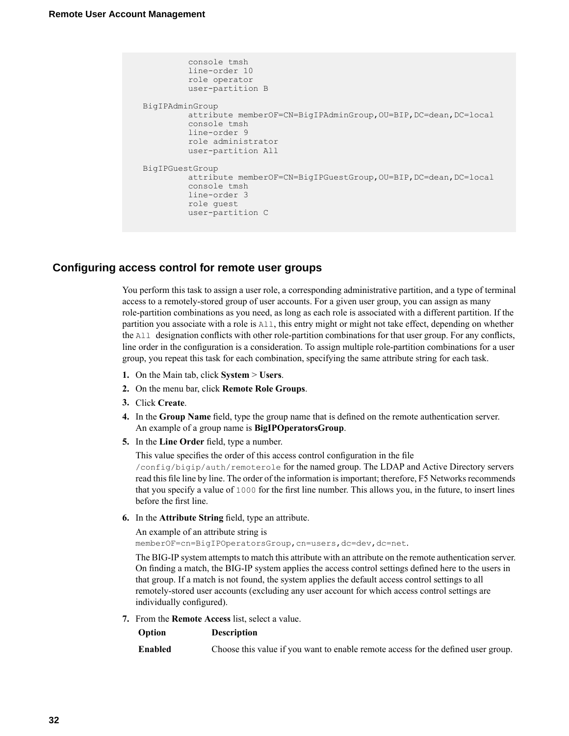```
          console tmsh
          line-order 10
          role operator
          user-partition B

BigIPAdminGroup
          attribute memberOF=CN=BigIPAdminGroup,OU=BIP,DC=dean,DC=local
          console tmsh
          line-order 9
          role administrator
          user-partition All

BigIPGuestGroup
          attribute memberOF=CN=BigIPGuestGroup,OU=BIP,DC=dean,DC=local
          console tmsh
          line-order 3
          role guest
          user-partition C
```

## Configuring access control for remote user groups

You perform this task to assign a user role, a corresponding administrative partition, and a type of terminal access to a remotely-stored group of user accounts. For a given user group, you can assign as many role-partition combinations as you need, as long as each role is associated with a different partition. If the partition you associate with a role is `All`, this entry might or might not take effect, depending on whether the `All` designation conflicts with other role-partition combinations for that user group. For any conflicts, line order in the configuration is a consideration. To assign multiple role-partition combinations for a user group, you repeat this task for each combination, specifying the same attribute string for each task.

1. On the Main tab, click **System** > **Users**.
2. On the menu bar, click **Remote Role Groups**.
3. Click **Create**.
4. In the **Group Name** field, type the group name that is defined on the remote authentication server. An example of a group name is **BigIPOperatorsGroup**.
5. In the **Line Order** field, type a number.

   This value specifies the order of this access control configuration in the file `/config/bigip/auth/remoterole` for the named group. The LDAP and Active Directory servers read this file line by line. The order of the information is important; therefore, F5 Networks recommends that you specify a value of `1000` for the first line number. This allows you, in the future, to insert lines before the first line.
6. In the **Attribute String** field, type an attribute.

   An example of an attribute string is `memberOF=cn=BigIPOperatorsGroup,cn=users,dc=dev,dc=net`.

   The BIG-IP system attempts to match this attribute with an attribute on the remote authentication server. On finding a match, the BIG-IP system applies the access control settings defined here to the users in that group. If a match is not found, the system applies the default access control settings to all remotely-stored user accounts (excluding any user account for which access control settings are individually configured).
7. From the **Remote Access** list, select a value.

   | Option | Description |
   | --- | --- |
   | **Enabled** | Choose this value if you want to enable remote access for the defined user group. |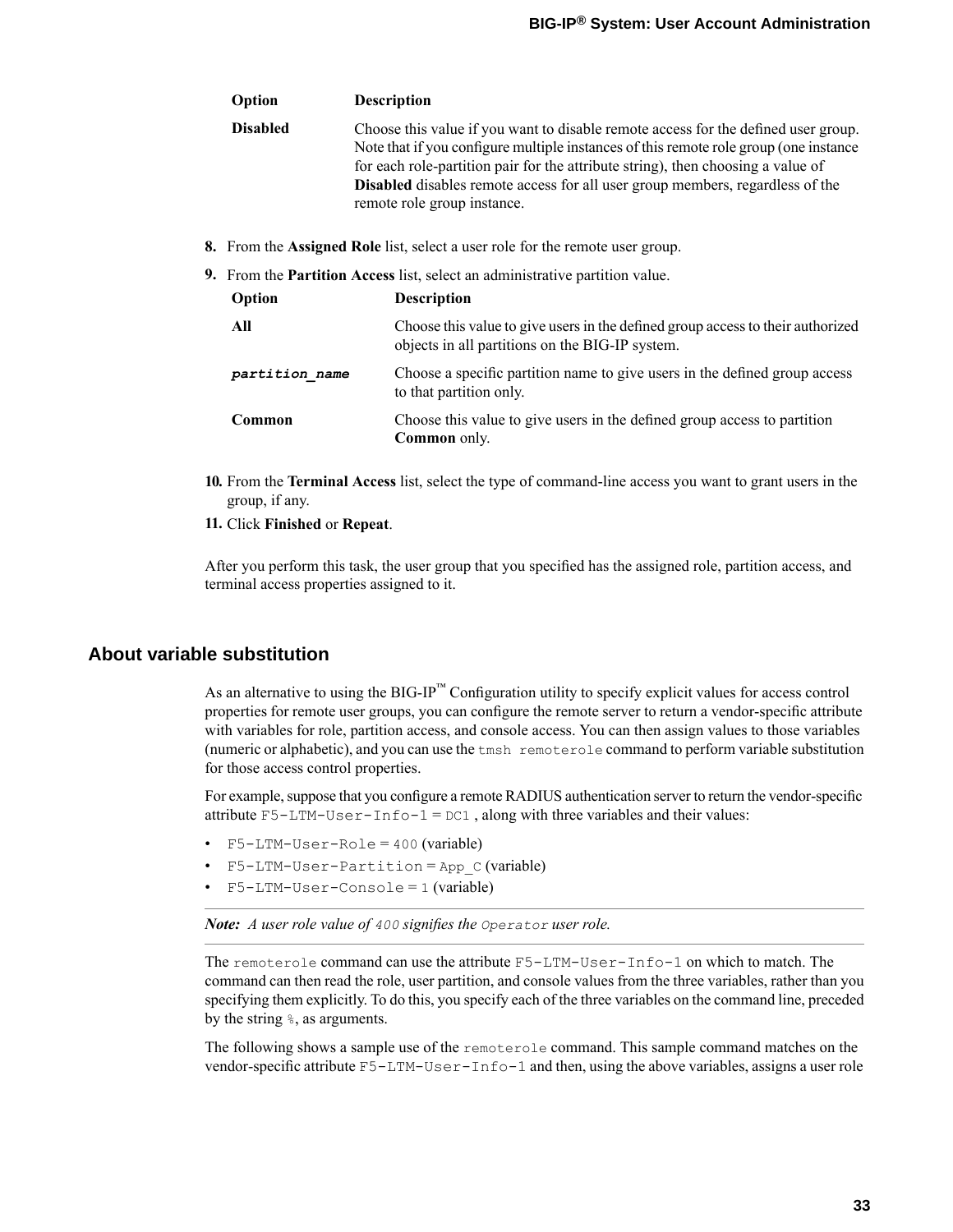| Option | Description |
| --- | --- |
| **Disabled** | Choose this value if you want to disable remote access for the defined user group. Note that if you configure multiple instances of this remote role group (one instance for each role-partition pair for the attribute string), then choosing a value of **Disabled** disables remote access for all user group members, regardless of the remote role group instance. |

8. From the **Assigned Role** list, select a user role for the remote user group.
9. From the **Partition Access** list, select an administrative partition value.

| Option | Description |
| --- | --- |
| **All** | Choose this value to give users in the defined group access to their authorized objects in all partitions on the BIG-IP system. |
| ***`partition_name`*** | Choose a specific partition name to give users in the defined group access to that partition only. |
| **Common** | Choose this value to give users in the defined group access to partition **Common** only. |

10. From the **Terminal Access** list, select the type of command-line access you want to grant users in the group, if any.
11. Click **Finished** or **Repeat**.

After you perform this task, the user group that you specified has the assigned role, partition access, and terminal access properties assigned to it.

## About variable substitution

As an alternative to using the BIG-IP™ Configuration utility to specify explicit values for access control properties for remote user groups, you can configure the remote server to return a vendor-specific attribute with variables for role, partition access, and console access. You can then assign values to those variables (numeric or alphabetic), and you can use the `tmsh remoterole` command to perform variable substitution for those access control properties.

For example, suppose that you configure a remote RADIUS authentication server to return the vendor-specific attribute `F5-LTM-User-Info-1` = `DC1` , along with three variables and their values:

- `F5-LTM-User-Role` = `400` (variable)
- `F5-LTM-User-Partition` = `App_C` (variable)
- `F5-LTM-User-Console` = `1` (variable)

***Note:** A user role value of `400` signifies the `Operator` user role.*

The `remoterole` command can use the attribute `F5-LTM-User-Info-1` on which to match. The command can then read the role, user partition, and console values from the three variables, rather than you specifying them explicitly. To do this, you specify each of the three variables on the command line, preceded by the string `%`, as arguments.

The following shows a sample use of the `remoterole` command. This sample command matches on the vendor-specific attribute `F5-LTM-User-Info-1` and then, using the above variables, assigns a user role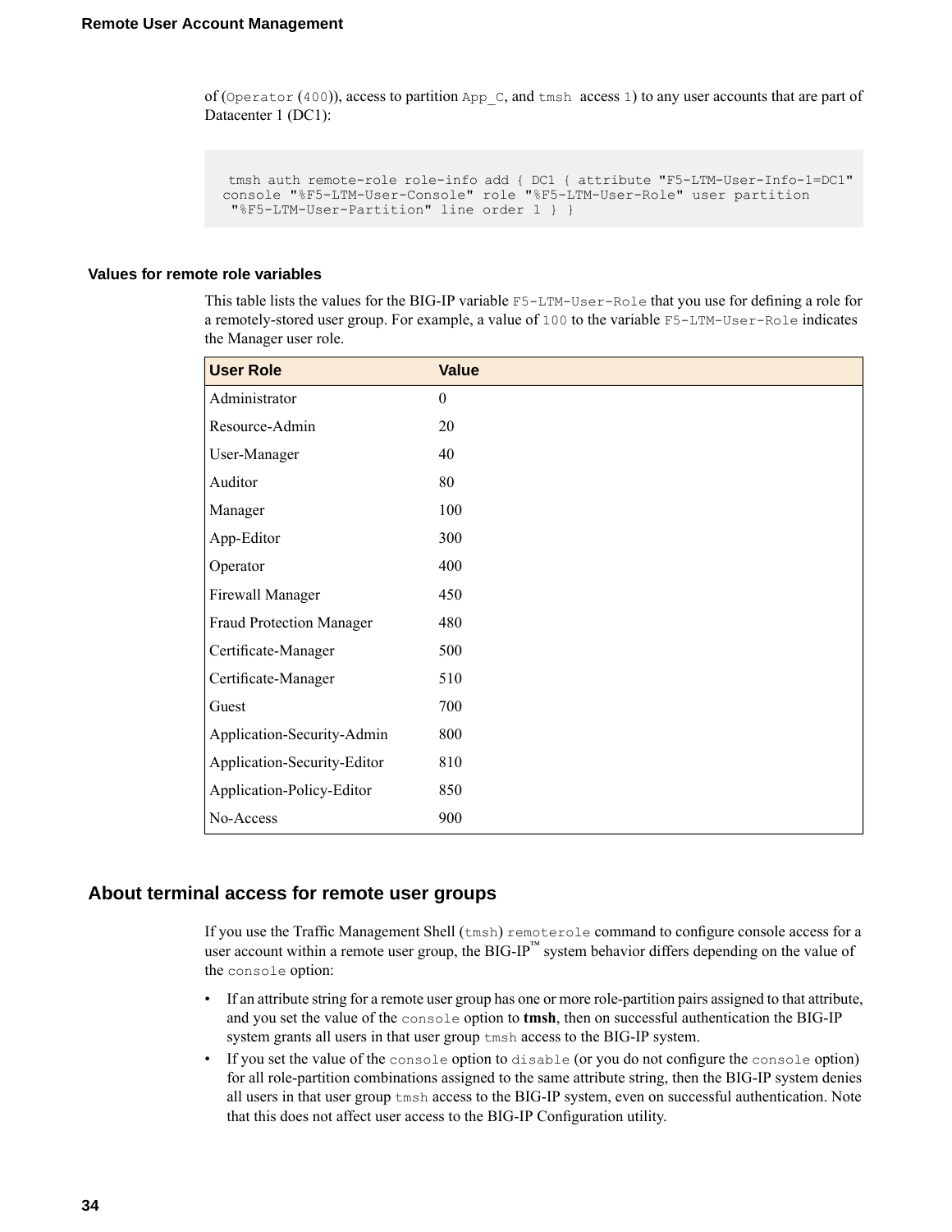of (`Operator` (`400`)), access to partition `App_C`, and `tmsh` access `1`) to any user accounts that are part of Datacenter 1 (DC1):

```
 tmsh auth remote-role role-info add { DC1 { attribute "F5-LTM-User-Info-1=DC1"
console "%F5-LTM-User-Console" role "%F5-LTM-User-Role" user partition
 "%F5-LTM-User-Partition" line order 1 } }
```

### Values for remote role variables

This table lists the values for the BIG-IP variable `F5-LTM-User-Role` that you use for defining a role for a remotely-stored user group. For example, a value of `100` to the variable `F5-LTM-User-Role` indicates the Manager user role.

| User Role | Value |
|---|---|
| Administrator | 0 |
| Resource-Admin | 20 |
| User-Manager | 40 |
| Auditor | 80 |
| Manager | 100 |
| App-Editor | 300 |
| Operator | 400 |
| Firewall Manager | 450 |
| Fraud Protection Manager | 480 |
| Certificate-Manager | 500 |
| Certificate-Manager | 510 |
| Guest | 700 |
| Application-Security-Admin | 800 |
| Application-Security-Editor | 810 |
| Application-Policy-Editor | 850 |
| No-Access | 900 |

## About terminal access for remote user groups

If you use the Traffic Management Shell (`tmsh`) `remoterole` command to configure console access for a user account within a remote user group, the BIG-IP™ system behavior differs depending on the value of the `console` option:

- If an attribute string for a remote user group has one or more role-partition pairs assigned to that attribute, and you set the value of the `console` option to **tmsh**, then on successful authentication the BIG-IP system grants all users in that user group `tmsh` access to the BIG-IP system.
- If you set the value of the `console` option to `disable` (or you do not configure the `console` option) for all role-partition combinations assigned to the same attribute string, then the BIG-IP system denies all users in that user group `tmsh` access to the BIG-IP system, even on successful authentication. Note that this does not affect user access to the BIG-IP Configuration utility.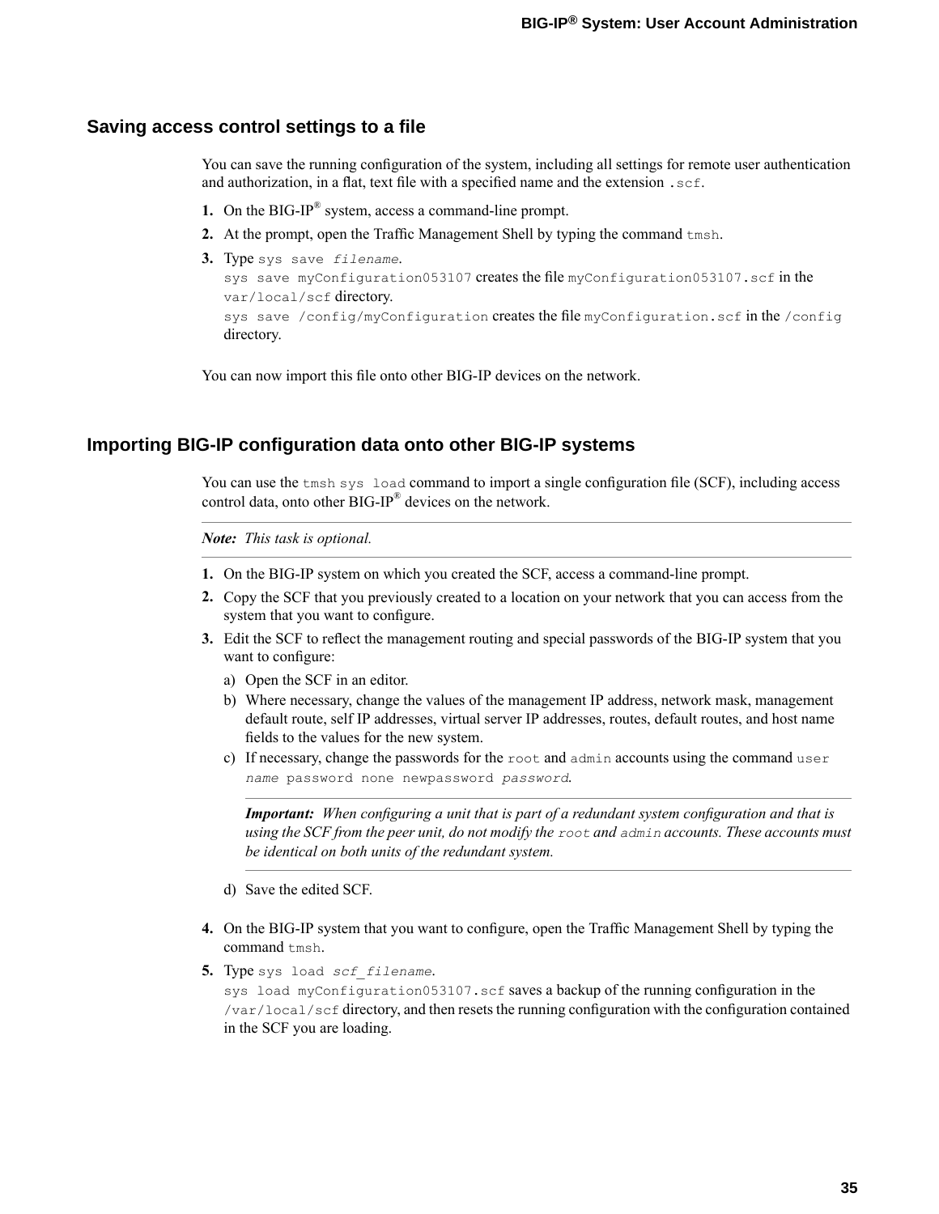## Saving access control settings to a file

You can save the running configuration of the system, including all settings for remote user authentication and authorization, in a flat, text file with a specified name and the extension `.scf`.

1. On the BIG-IP® system, access a command-line prompt.
2. At the prompt, open the Traffic Management Shell by typing the command `tmsh`.
3. Type `sys save` *`filename`*.
   `sys save myConfiguration053107` creates the file `myConfiguration053107.scf` in the `var/local/scf` directory.
   `sys save /config/myConfiguration` creates the file `myConfiguration.scf` in the `/config` directory.

You can now import this file onto other BIG-IP devices on the network.

## Importing BIG-IP configuration data onto other BIG-IP systems

You can use the `tmsh sys load` command to import a single configuration file (SCF), including access control data, onto other BIG-IP® devices on the network.

***Note:*** *This task is optional.*

1. On the BIG-IP system on which you created the SCF, access a command-line prompt.
2. Copy the SCF that you previously created to a location on your network that you can access from the system that you want to configure.
3. Edit the SCF to reflect the management routing and special passwords of the BIG-IP system that you want to configure:
   a) Open the SCF in an editor.
   b) Where necessary, change the values of the management IP address, network mask, management default route, self IP addresses, virtual server IP addresses, routes, default routes, and host name fields to the values for the new system.
   c) If necessary, change the passwords for the `root` and `admin` accounts using the command `user` *`name`* `password none newpassword` *`password`*.

      ***Important:*** *When configuring a unit that is part of a redundant system configuration and that is using the SCF from the peer unit, do not modify the `root` and `admin` accounts. These accounts must be identical on both units of the redundant system.*

   d) Save the edited SCF.
4. On the BIG-IP system that you want to configure, open the Traffic Management Shell by typing the command `tmsh`.
5. Type `sys load` *`scf_filename`*.
   `sys load myConfiguration053107.scf` saves a backup of the running configuration in the `/var/local/scf` directory, and then resets the running configuration with the configuration contained in the SCF you are loading.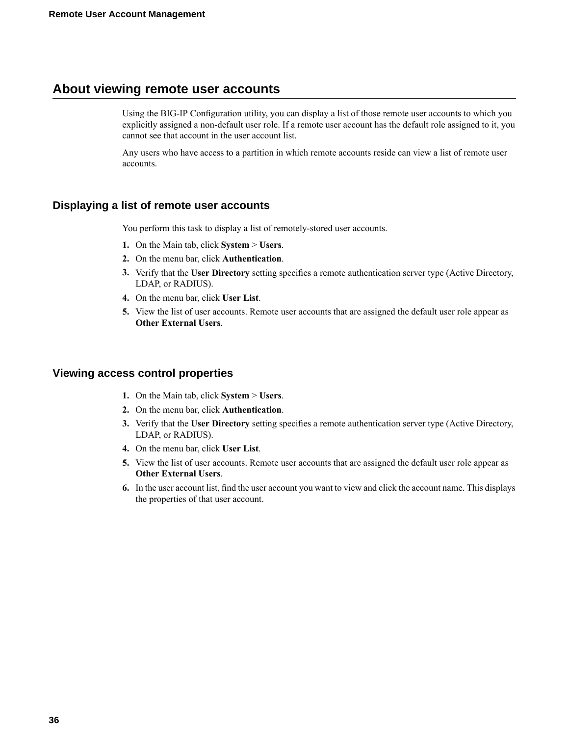## About viewing remote user accounts

Using the BIG-IP Configuration utility, you can display a list of those remote user accounts to which you explicitly assigned a non-default user role. If a remote user account has the default role assigned to it, you cannot see that account in the user account list.

Any users who have access to a partition in which remote accounts reside can view a list of remote user accounts.

### Displaying a list of remote user accounts

You perform this task to display a list of remotely-stored user accounts.

1. On the Main tab, click **System** > **Users**.
2. On the menu bar, click **Authentication**.
3. Verify that the **User Directory** setting specifies a remote authentication server type (Active Directory, LDAP, or RADIUS).
4. On the menu bar, click **User List**.
5. View the list of user accounts. Remote user accounts that are assigned the default user role appear as **Other External Users**.

### Viewing access control properties

1. On the Main tab, click **System** > **Users**.
2. On the menu bar, click **Authentication**.
3. Verify that the **User Directory** setting specifies a remote authentication server type (Active Directory, LDAP, or RADIUS).
4. On the menu bar, click **User List**.
5. View the list of user accounts. Remote user accounts that are assigned the default user role appear as **Other External Users**.
6. In the user account list, find the user account you want to view and click the account name. This displays the properties of that user account.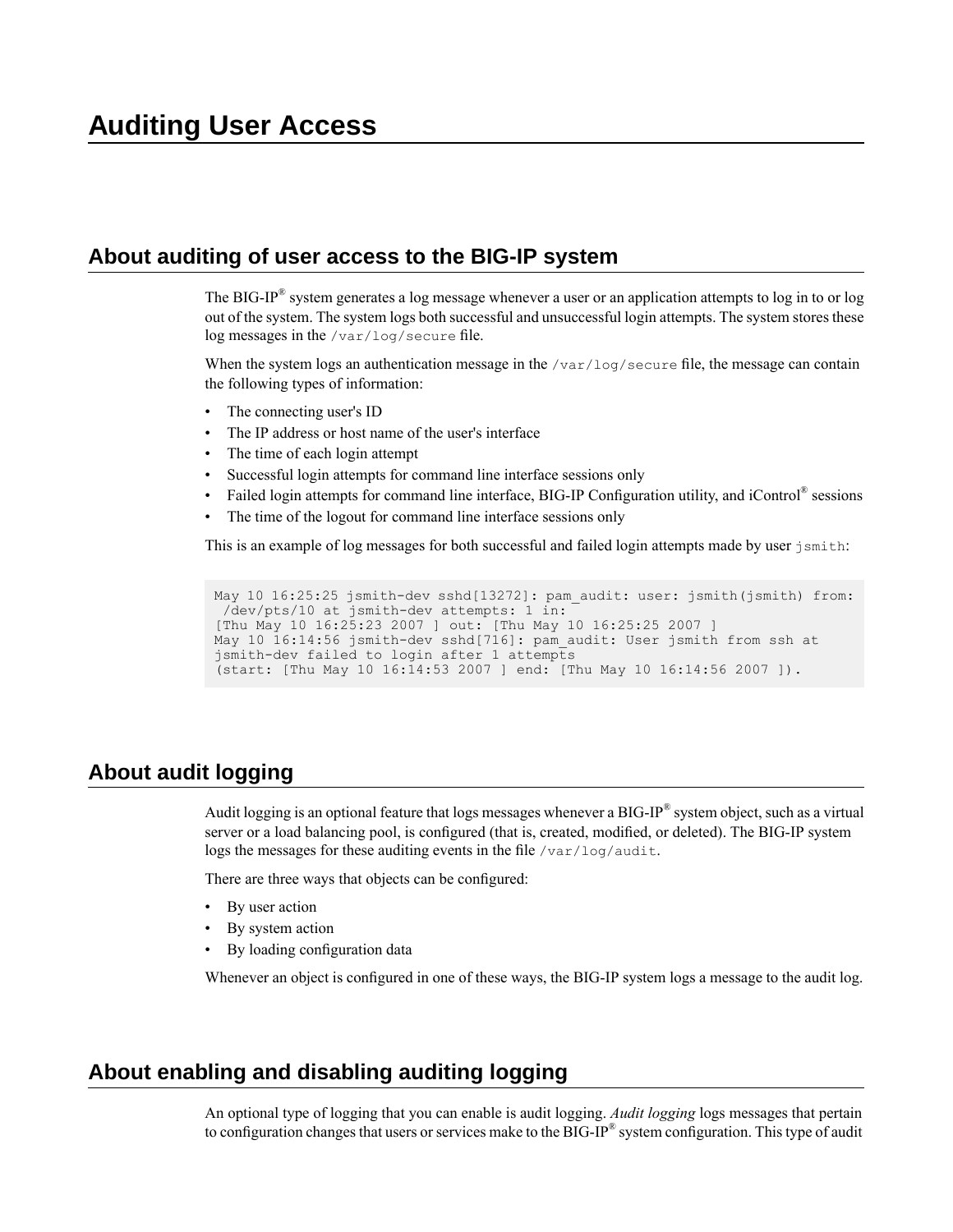# Auditing User Access

## About auditing of user access to the BIG-IP system

The BIG-IP® system generates a log message whenever a user or an application attempts to log in to or log out of the system. The system logs both successful and unsuccessful login attempts. The system stores these log messages in the `/var/log/secure` file.

When the system logs an authentication message in the `/var/log/secure` file, the message can contain the following types of information:

- The connecting user's ID
- The IP address or host name of the user's interface
- The time of each login attempt
- Successful login attempts for command line interface sessions only
- Failed login attempts for command line interface, BIG-IP Configuration utility, and iControl® sessions
- The time of the logout for command line interface sessions only

This is an example of log messages for both successful and failed login attempts made by user `jsmith`:

```
May 10 16:25:25 jsmith-dev sshd[13272]: pam_audit: user: jsmith(jsmith) from:
 /dev/pts/10 at jsmith-dev attempts: 1 in:
[Thu May 10 16:25:23 2007 ] out: [Thu May 10 16:25:25 2007 ]
May 10 16:14:56 jsmith-dev sshd[716]: pam_audit: User jsmith from ssh at
jsmith-dev failed to login after 1 attempts
(start: [Thu May 10 16:14:53 2007 ] end: [Thu May 10 16:14:56 2007 ]).
```

## About audit logging

Audit logging is an optional feature that logs messages whenever a BIG-IP® system object, such as a virtual server or a load balancing pool, is configured (that is, created, modified, or deleted). The BIG-IP system logs the messages for these auditing events in the file `/var/log/audit`.

There are three ways that objects can be configured:

- By user action
- By system action
- By loading configuration data

Whenever an object is configured in one of these ways, the BIG-IP system logs a message to the audit log.

## About enabling and disabling auditing logging

An optional type of logging that you can enable is audit logging. *Audit logging* logs messages that pertain to configuration changes that users or services make to the BIG-IP® system configuration. This type of audit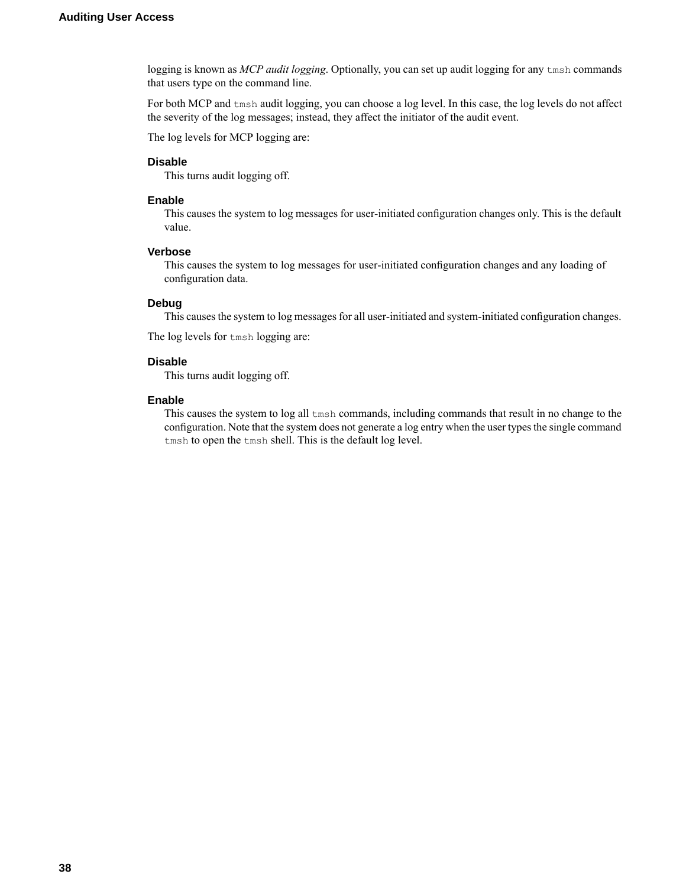logging is known as *MCP audit logging*. Optionally, you can set up audit logging for any `tmsh` commands that users type on the command line.

For both MCP and `tmsh` audit logging, you can choose a log level. In this case, the log levels do not affect the severity of the log messages; instead, they affect the initiator of the audit event.

The log levels for MCP logging are:

**Disable**
This turns audit logging off.

**Enable**
This causes the system to log messages for user-initiated configuration changes only. This is the default value.

**Verbose**
This causes the system to log messages for user-initiated configuration changes and any loading of configuration data.

**Debug**
This causes the system to log messages for all user-initiated and system-initiated configuration changes.

The log levels for `tmsh` logging are:

**Disable**
This turns audit logging off.

**Enable**
This causes the system to log all `tmsh` commands, including commands that result in no change to the configuration. Note that the system does not generate a log entry when the user types the single command `tmsh` to open the `tmsh` shell. This is the default log level.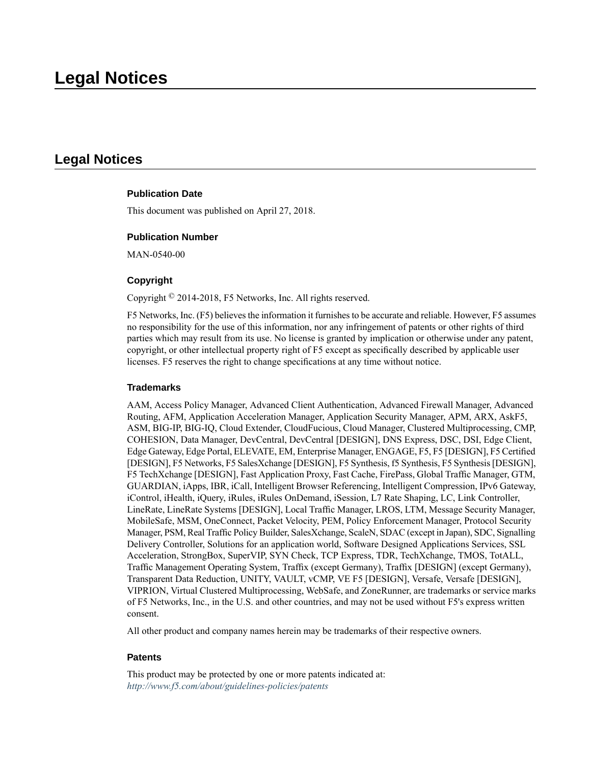# Legal Notices

## Legal Notices

### Publication Date

This document was published on April 27, 2018.

### Publication Number

MAN-0540-00

### Copyright

Copyright © 2014-2018, F5 Networks, Inc. All rights reserved.

F5 Networks, Inc. (F5) believes the information it furnishes to be accurate and reliable. However, F5 assumes no responsibility for the use of this information, nor any infringement of patents or other rights of third parties which may result from its use. No license is granted by implication or otherwise under any patent, copyright, or other intellectual property right of F5 except as specifically described by applicable user licenses. F5 reserves the right to change specifications at any time without notice.

### Trademarks

AAM, Access Policy Manager, Advanced Client Authentication, Advanced Firewall Manager, Advanced Routing, AFM, Application Acceleration Manager, Application Security Manager, APM, ARX, AskF5, ASM, BIG-IP, BIG-IQ, Cloud Extender, CloudFucious, Cloud Manager, Clustered Multiprocessing, CMP, COHESION, Data Manager, DevCentral, DevCentral [DESIGN], DNS Express, DSC, DSI, Edge Client, Edge Gateway, Edge Portal, ELEVATE, EM, Enterprise Manager, ENGAGE, F5, F5 [DESIGN], F5 Certified [DESIGN], F5 Networks, F5 SalesXchange [DESIGN], F5 Synthesis, f5 Synthesis, F5 Synthesis [DESIGN], F5 TechXchange [DESIGN], Fast Application Proxy, Fast Cache, FirePass, Global Traffic Manager, GTM, GUARDIAN, iApps, IBR, iCall, Intelligent Browser Referencing, Intelligent Compression, IPv6 Gateway, iControl, iHealth, iQuery, iRules, iRules OnDemand, iSession, L7 Rate Shaping, LC, Link Controller, LineRate, LineRate Systems [DESIGN], Local Traffic Manager, LROS, LTM, Message Security Manager, MobileSafe, MSM, OneConnect, Packet Velocity, PEM, Policy Enforcement Manager, Protocol Security Manager, PSM, Real Traffic Policy Builder, SalesXchange, ScaleN, SDAC (except in Japan), SDC, Signalling Delivery Controller, Solutions for an application world, Software Designed Applications Services, SSL Acceleration, StrongBox, SuperVIP, SYN Check, TCP Express, TDR, TechXchange, TMOS, TotALL, Traffic Management Operating System, Traffix (except Germany), Traffix [DESIGN] (except Germany), Transparent Data Reduction, UNITY, VAULT, vCMP, VE F5 [DESIGN], Versafe, Versafe [DESIGN], VIPRION, Virtual Clustered Multiprocessing, WebSafe, and ZoneRunner, are trademarks or service marks of F5 Networks, Inc., in the U.S. and other countries, and may not be used without F5's express written consent.

All other product and company names herein may be trademarks of their respective owners.

### Patents

This product may be protected by one or more patents indicated at:
*http://www.f5.com/about/guidelines-policies/patents*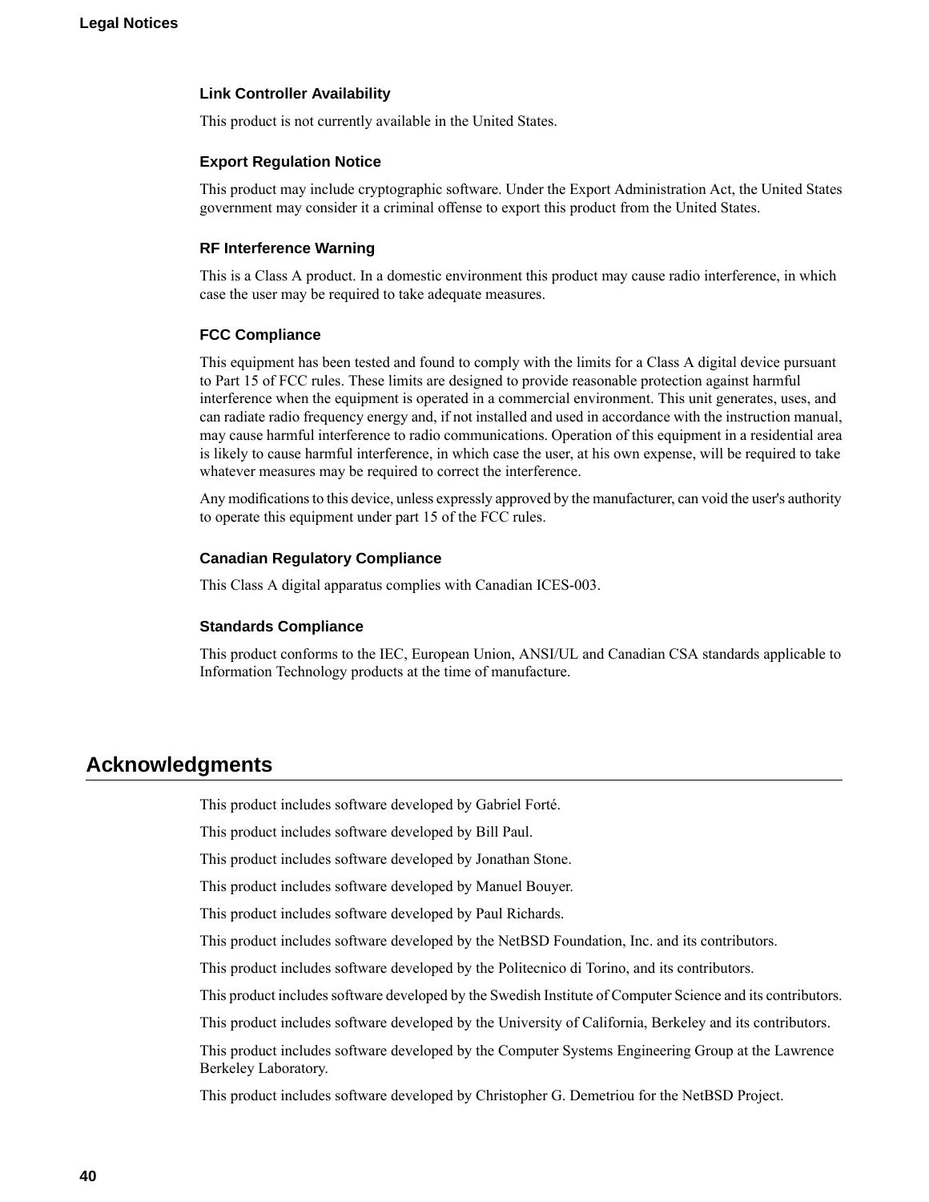### Link Controller Availability

This product is not currently available in the United States.

### Export Regulation Notice

This product may include cryptographic software. Under the Export Administration Act, the United States government may consider it a criminal offense to export this product from the United States.

### RF Interference Warning

This is a Class A product. In a domestic environment this product may cause radio interference, in which case the user may be required to take adequate measures.

### FCC Compliance

This equipment has been tested and found to comply with the limits for a Class A digital device pursuant to Part 15 of FCC rules. These limits are designed to provide reasonable protection against harmful interference when the equipment is operated in a commercial environment. This unit generates, uses, and can radiate radio frequency energy and, if not installed and used in accordance with the instruction manual, may cause harmful interference to radio communications. Operation of this equipment in a residential area is likely to cause harmful interference, in which case the user, at his own expense, will be required to take whatever measures may be required to correct the interference.

Any modifications to this device, unless expressly approved by the manufacturer, can void the user's authority to operate this equipment under part 15 of the FCC rules.

### Canadian Regulatory Compliance

This Class A digital apparatus complies with Canadian ICES-003.

### Standards Compliance

This product conforms to the IEC, European Union, ANSI/UL and Canadian CSA standards applicable to Information Technology products at the time of manufacture.

## Acknowledgments

This product includes software developed by Gabriel Forté.

This product includes software developed by Bill Paul.

This product includes software developed by Jonathan Stone.

This product includes software developed by Manuel Bouyer.

This product includes software developed by Paul Richards.

This product includes software developed by the NetBSD Foundation, Inc. and its contributors.

This product includes software developed by the Politecnico di Torino, and its contributors.

This product includes software developed by the Swedish Institute of Computer Science and its contributors.

This product includes software developed by the University of California, Berkeley and its contributors.

This product includes software developed by the Computer Systems Engineering Group at the Lawrence Berkeley Laboratory.

This product includes software developed by Christopher G. Demetriou for the NetBSD Project.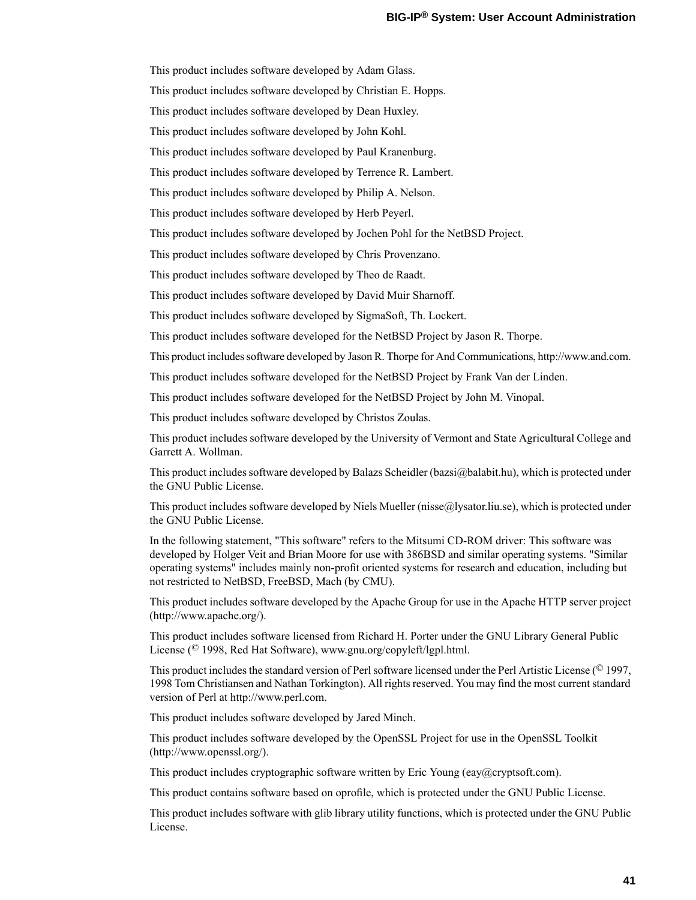This product includes software developed by Adam Glass.

This product includes software developed by Christian E. Hopps.

This product includes software developed by Dean Huxley.

This product includes software developed by John Kohl.

This product includes software developed by Paul Kranenburg.

This product includes software developed by Terrence R. Lambert.

This product includes software developed by Philip A. Nelson.

This product includes software developed by Herb Peyerl.

This product includes software developed by Jochen Pohl for the NetBSD Project.

This product includes software developed by Chris Provenzano.

This product includes software developed by Theo de Raadt.

This product includes software developed by David Muir Sharnoff.

This product includes software developed by SigmaSoft, Th. Lockert.

This product includes software developed for the NetBSD Project by Jason R. Thorpe.

This product includes software developed by Jason R. Thorpe for And Communications, http://www.and.com.

This product includes software developed for the NetBSD Project by Frank Van der Linden.

This product includes software developed for the NetBSD Project by John M. Vinopal.

This product includes software developed by Christos Zoulas.

This product includes software developed by the University of Vermont and State Agricultural College and Garrett A. Wollman.

This product includes software developed by Balazs Scheidler (bazsi@balabit.hu), which is protected under the GNU Public License.

This product includes software developed by Niels Mueller (nisse@lysator.liu.se), which is protected under the GNU Public License.

In the following statement, "This software" refers to the Mitsumi CD-ROM driver: This software was developed by Holger Veit and Brian Moore for use with 386BSD and similar operating systems. "Similar operating systems" includes mainly non-profit oriented systems for research and education, including but not restricted to NetBSD, FreeBSD, Mach (by CMU).

This product includes software developed by the Apache Group for use in the Apache HTTP server project (http://www.apache.org/).

This product includes software licensed from Richard H. Porter under the GNU Library General Public License (© 1998, Red Hat Software), www.gnu.org/copyleft/lgpl.html.

This product includes the standard version of Perl software licensed under the Perl Artistic License (© 1997, 1998 Tom Christiansen and Nathan Torkington). All rights reserved. You may find the most current standard version of Perl at http://www.perl.com.

This product includes software developed by Jared Minch.

This product includes software developed by the OpenSSL Project for use in the OpenSSL Toolkit (http://www.openssl.org/).

This product includes cryptographic software written by Eric Young (eay@cryptsoft.com).

This product contains software based on oprofile, which is protected under the GNU Public License.

This product includes software with glib library utility functions, which is protected under the GNU Public License.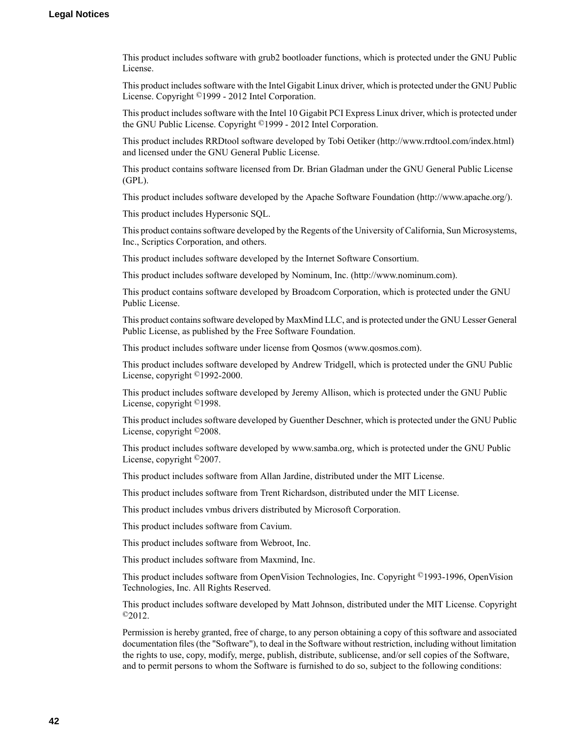This product includes software with grub2 bootloader functions, which is protected under the GNU Public License.

This product includes software with the Intel Gigabit Linux driver, which is protected under the GNU Public License. Copyright ©1999 - 2012 Intel Corporation.

This product includes software with the Intel 10 Gigabit PCI Express Linux driver, which is protected under the GNU Public License. Copyright ©1999 - 2012 Intel Corporation.

This product includes RRDtool software developed by Tobi Oetiker (http://www.rrdtool.com/index.html) and licensed under the GNU General Public License.

This product contains software licensed from Dr. Brian Gladman under the GNU General Public License (GPL).

This product includes software developed by the Apache Software Foundation (http://www.apache.org/).

This product includes Hypersonic SQL.

This product contains software developed by the Regents of the University of California, Sun Microsystems, Inc., Scriptics Corporation, and others.

This product includes software developed by the Internet Software Consortium.

This product includes software developed by Nominum, Inc. (http://www.nominum.com).

This product contains software developed by Broadcom Corporation, which is protected under the GNU Public License.

This product contains software developed by MaxMind LLC, and is protected under the GNU Lesser General Public License, as published by the Free Software Foundation.

This product includes software under license from Qosmos (www.qosmos.com).

This product includes software developed by Andrew Tridgell, which is protected under the GNU Public License, copyright ©1992-2000.

This product includes software developed by Jeremy Allison, which is protected under the GNU Public License, copyright ©1998.

This product includes software developed by Guenther Deschner, which is protected under the GNU Public License, copyright ©2008.

This product includes software developed by www.samba.org, which is protected under the GNU Public License, copyright ©2007.

This product includes software from Allan Jardine, distributed under the MIT License.

This product includes software from Trent Richardson, distributed under the MIT License.

This product includes vmbus drivers distributed by Microsoft Corporation.

This product includes software from Cavium.

This product includes software from Webroot, Inc.

This product includes software from Maxmind, Inc.

This product includes software from OpenVision Technologies, Inc. Copyright ©1993-1996, OpenVision Technologies, Inc. All Rights Reserved.

This product includes software developed by Matt Johnson, distributed under the MIT License. Copyright ©2012.

Permission is hereby granted, free of charge, to any person obtaining a copy of this software and associated documentation files (the "Software"), to deal in the Software without restriction, including without limitation the rights to use, copy, modify, merge, publish, distribute, sublicense, and/or sell copies of the Software, and to permit persons to whom the Software is furnished to do so, subject to the following conditions: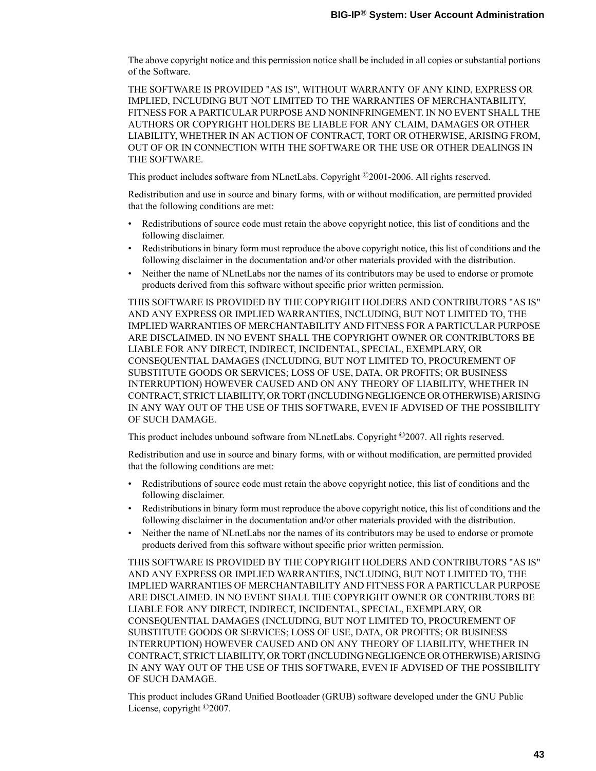The above copyright notice and this permission notice shall be included in all copies or substantial portions of the Software.

THE SOFTWARE IS PROVIDED "AS IS", WITHOUT WARRANTY OF ANY KIND, EXPRESS OR IMPLIED, INCLUDING BUT NOT LIMITED TO THE WARRANTIES OF MERCHANTABILITY, FITNESS FOR A PARTICULAR PURPOSE AND NONINFRINGEMENT. IN NO EVENT SHALL THE AUTHORS OR COPYRIGHT HOLDERS BE LIABLE FOR ANY CLAIM, DAMAGES OR OTHER LIABILITY, WHETHER IN AN ACTION OF CONTRACT, TORT OR OTHERWISE, ARISING FROM, OUT OF OR IN CONNECTION WITH THE SOFTWARE OR THE USE OR OTHER DEALINGS IN THE SOFTWARE.

This product includes software from NLnetLabs. Copyright ©2001-2006. All rights reserved.

Redistribution and use in source and binary forms, with or without modification, are permitted provided that the following conditions are met:

- Redistributions of source code must retain the above copyright notice, this list of conditions and the following disclaimer.
- Redistributions in binary form must reproduce the above copyright notice, this list of conditions and the following disclaimer in the documentation and/or other materials provided with the distribution.
- Neither the name of NLnetLabs nor the names of its contributors may be used to endorse or promote products derived from this software without specific prior written permission.

THIS SOFTWARE IS PROVIDED BY THE COPYRIGHT HOLDERS AND CONTRIBUTORS "AS IS" AND ANY EXPRESS OR IMPLIED WARRANTIES, INCLUDING, BUT NOT LIMITED TO, THE IMPLIED WARRANTIES OF MERCHANTABILITY AND FITNESS FOR A PARTICULAR PURPOSE ARE DISCLAIMED. IN NO EVENT SHALL THE COPYRIGHT OWNER OR CONTRIBUTORS BE LIABLE FOR ANY DIRECT, INDIRECT, INCIDENTAL, SPECIAL, EXEMPLARY, OR CONSEQUENTIAL DAMAGES (INCLUDING, BUT NOT LIMITED TO, PROCUREMENT OF SUBSTITUTE GOODS OR SERVICES; LOSS OF USE, DATA, OR PROFITS; OR BUSINESS INTERRUPTION) HOWEVER CAUSED AND ON ANY THEORY OF LIABILITY, WHETHER IN CONTRACT, STRICT LIABILITY, OR TORT (INCLUDING NEGLIGENCE OR OTHERWISE) ARISING IN ANY WAY OUT OF THE USE OF THIS SOFTWARE, EVEN IF ADVISED OF THE POSSIBILITY OF SUCH DAMAGE.

This product includes unbound software from NLnetLabs. Copyright ©2007. All rights reserved.

Redistribution and use in source and binary forms, with or without modification, are permitted provided that the following conditions are met:

- Redistributions of source code must retain the above copyright notice, this list of conditions and the following disclaimer.
- Redistributions in binary form must reproduce the above copyright notice, this list of conditions and the following disclaimer in the documentation and/or other materials provided with the distribution.
- Neither the name of NLnetLabs nor the names of its contributors may be used to endorse or promote products derived from this software without specific prior written permission.

THIS SOFTWARE IS PROVIDED BY THE COPYRIGHT HOLDERS AND CONTRIBUTORS "AS IS" AND ANY EXPRESS OR IMPLIED WARRANTIES, INCLUDING, BUT NOT LIMITED TO, THE IMPLIED WARRANTIES OF MERCHANTABILITY AND FITNESS FOR A PARTICULAR PURPOSE ARE DISCLAIMED. IN NO EVENT SHALL THE COPYRIGHT OWNER OR CONTRIBUTORS BE LIABLE FOR ANY DIRECT, INDIRECT, INCIDENTAL, SPECIAL, EXEMPLARY, OR CONSEQUENTIAL DAMAGES (INCLUDING, BUT NOT LIMITED TO, PROCUREMENT OF SUBSTITUTE GOODS OR SERVICES; LOSS OF USE, DATA, OR PROFITS; OR BUSINESS INTERRUPTION) HOWEVER CAUSED AND ON ANY THEORY OF LIABILITY, WHETHER IN CONTRACT, STRICT LIABILITY, OR TORT (INCLUDING NEGLIGENCE OR OTHERWISE) ARISING IN ANY WAY OUT OF THE USE OF THIS SOFTWARE, EVEN IF ADVISED OF THE POSSIBILITY OF SUCH DAMAGE.

This product includes GRand Unified Bootloader (GRUB) software developed under the GNU Public License, copyright ©2007.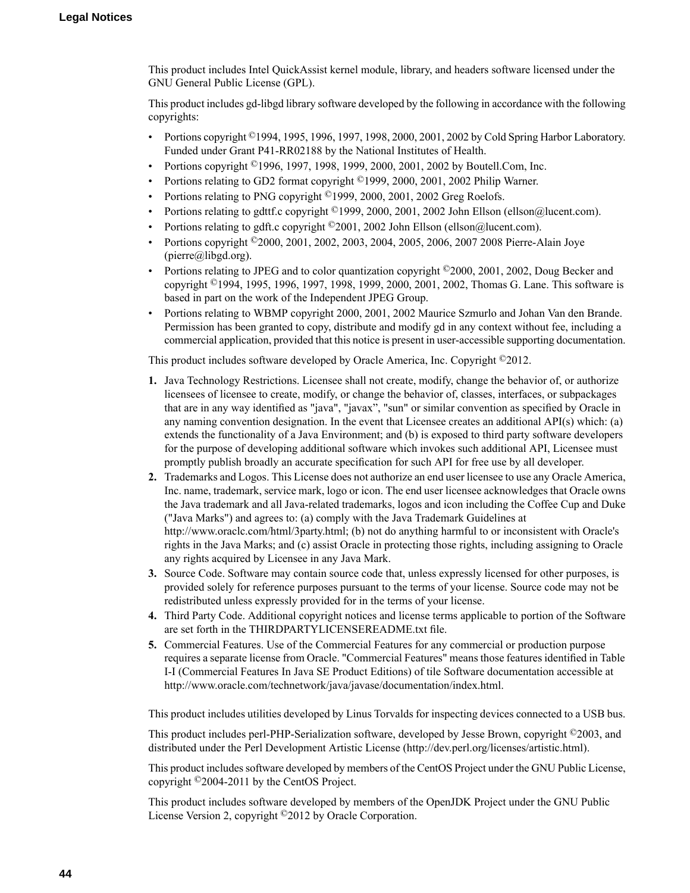This product includes Intel QuickAssist kernel module, library, and headers software licensed under the GNU General Public License (GPL).

This product includes gd-libgd library software developed by the following in accordance with the following copyrights:

- Portions copyright ©1994, 1995, 1996, 1997, 1998, 2000, 2001, 2002 by Cold Spring Harbor Laboratory. Funded under Grant P41-RR02188 by the National Institutes of Health.
- Portions copyright ©1996, 1997, 1998, 1999, 2000, 2001, 2002 by Boutell.Com, Inc.
- Portions relating to GD2 format copyright ©1999, 2000, 2001, 2002 Philip Warner.
- Portions relating to PNG copyright ©1999, 2000, 2001, 2002 Greg Roelofs.
- Portions relating to gdttf.c copyright ©1999, 2000, 2001, 2002 John Ellson (ellson@lucent.com).
- Portions relating to gdft.c copyright ©2001, 2002 John Ellson (ellson@lucent.com).
- Portions copyright ©2000, 2001, 2002, 2003, 2004, 2005, 2006, 2007 2008 Pierre-Alain Joye (pierre@libgd.org).
- Portions relating to JPEG and to color quantization copyright ©2000, 2001, 2002, Doug Becker and copyright ©1994, 1995, 1996, 1997, 1998, 1999, 2000, 2001, 2002, Thomas G. Lane. This software is based in part on the work of the Independent JPEG Group.
- Portions relating to WBMP copyright 2000, 2001, 2002 Maurice Szmurlo and Johan Van den Brande. Permission has been granted to copy, distribute and modify gd in any context without fee, including a commercial application, provided that this notice is present in user-accessible supporting documentation.

This product includes software developed by Oracle America, Inc. Copyright ©2012.

1. Java Technology Restrictions. Licensee shall not create, modify, change the behavior of, or authorize licensees of licensee to create, modify, or change the behavior of, classes, interfaces, or subpackages that are in any way identified as "java", "javax", "sun" or similar convention as specified by Oracle in any naming convention designation. In the event that Licensee creates an additional API(s) which: (a) extends the functionality of a Java Environment; and (b) is exposed to third party software developers for the purpose of developing additional software which invokes such additional API, Licensee must promptly publish broadly an accurate specification for such API for free use by all developer.
2. Trademarks and Logos. This License does not authorize an end user licensee to use any Oracle America, Inc. name, trademark, service mark, logo or icon. The end user licensee acknowledges that Oracle owns the Java trademark and all Java-related trademarks, logos and icon including the Coffee Cup and Duke ("Java Marks") and agrees to: (a) comply with the Java Trademark Guidelines at http://www.oraclc.com/html/3party.html; (b) not do anything harmful to or inconsistent with Oracle's rights in the Java Marks; and (c) assist Oracle in protecting those rights, including assigning to Oracle any rights acquired by Licensee in any Java Mark.
3. Source Code. Software may contain source code that, unless expressly licensed for other purposes, is provided solely for reference purposes pursuant to the terms of your license. Source code may not be redistributed unless expressly provided for in the terms of your license.
4. Third Party Code. Additional copyright notices and license terms applicable to portion of the Software are set forth in the THIRDPARTYLICENSEREADME.txt file.
5. Commercial Features. Use of the Commercial Features for any commercial or production purpose requires a separate license from Oracle. "Commercial Features" means those features identified in Table I-I (Commercial Features In Java SE Product Editions) of tile Software documentation accessible at http://www.oracle.com/technetwork/java/javase/documentation/index.html.

This product includes utilities developed by Linus Torvalds for inspecting devices connected to a USB bus.

This product includes perl-PHP-Serialization software, developed by Jesse Brown, copyright ©2003, and distributed under the Perl Development Artistic License (http://dev.perl.org/licenses/artistic.html).

This product includes software developed by members of the CentOS Project under the GNU Public License, copyright ©2004-2011 by the CentOS Project.

This product includes software developed by members of the OpenJDK Project under the GNU Public License Version 2, copyright ©2012 by Oracle Corporation.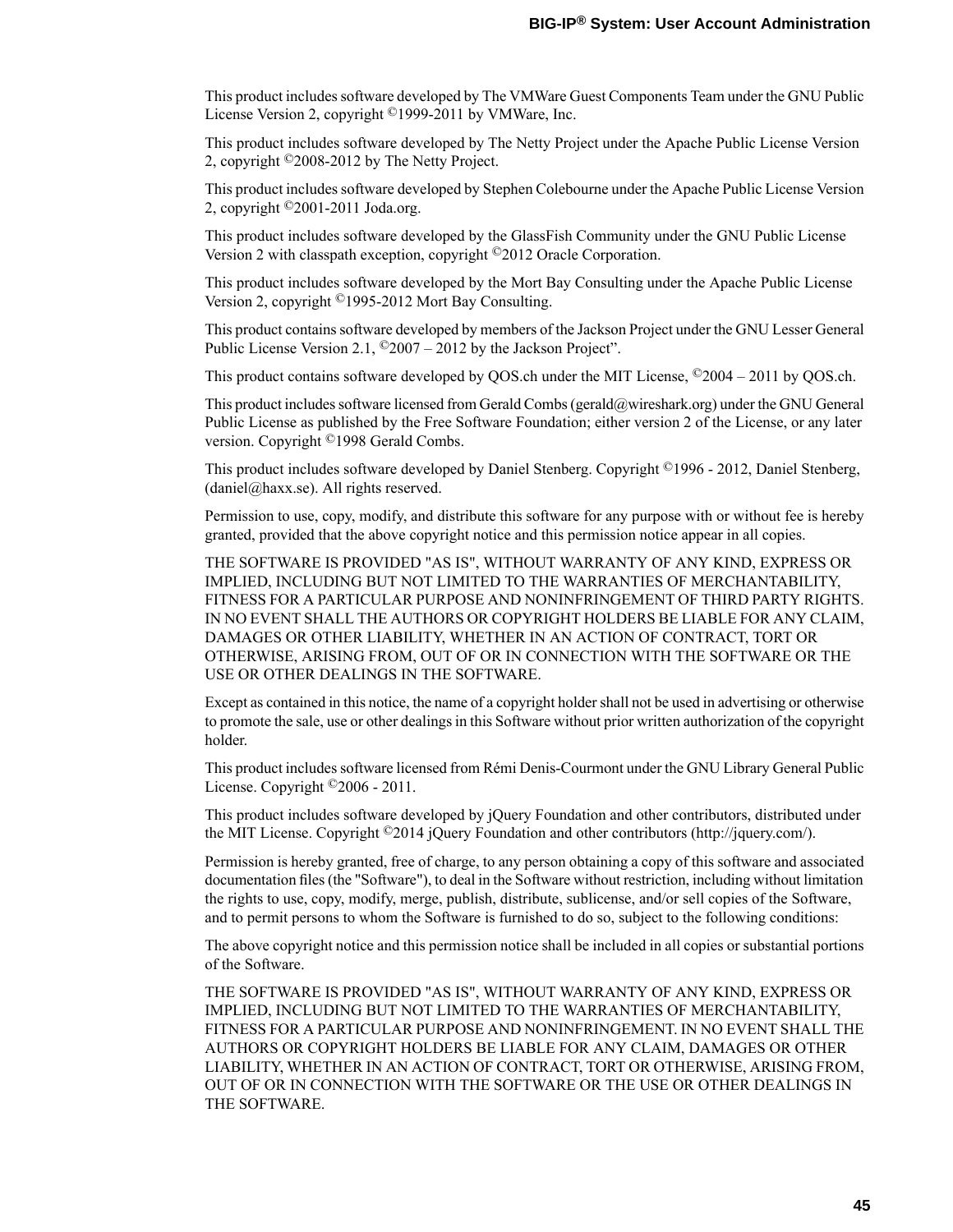This product includes software developed by The VMWare Guest Components Team under the GNU Public License Version 2, copyright ©1999-2011 by VMWare, Inc.

This product includes software developed by The Netty Project under the Apache Public License Version 2, copyright ©2008-2012 by The Netty Project.

This product includes software developed by Stephen Colebourne under the Apache Public License Version 2, copyright ©2001-2011 Joda.org.

This product includes software developed by the GlassFish Community under the GNU Public License Version 2 with classpath exception, copyright ©2012 Oracle Corporation.

This product includes software developed by the Mort Bay Consulting under the Apache Public License Version 2, copyright ©1995-2012 Mort Bay Consulting.

This product contains software developed by members of the Jackson Project under the GNU Lesser General Public License Version 2.1, ©2007 – 2012 by the Jackson Project".

This product contains software developed by QOS.ch under the MIT License, ©2004 – 2011 by QOS.ch.

This product includes software licensed from Gerald Combs (gerald@wireshark.org) under the GNU General Public License as published by the Free Software Foundation; either version 2 of the License, or any later version. Copyright ©1998 Gerald Combs.

This product includes software developed by Daniel Stenberg. Copyright ©1996 - 2012, Daniel Stenberg, (daniel@haxx.se). All rights reserved.

Permission to use, copy, modify, and distribute this software for any purpose with or without fee is hereby granted, provided that the above copyright notice and this permission notice appear in all copies.

THE SOFTWARE IS PROVIDED "AS IS", WITHOUT WARRANTY OF ANY KIND, EXPRESS OR IMPLIED, INCLUDING BUT NOT LIMITED TO THE WARRANTIES OF MERCHANTABILITY, FITNESS FOR A PARTICULAR PURPOSE AND NONINFRINGEMENT OF THIRD PARTY RIGHTS. IN NO EVENT SHALL THE AUTHORS OR COPYRIGHT HOLDERS BE LIABLE FOR ANY CLAIM, DAMAGES OR OTHER LIABILITY, WHETHER IN AN ACTION OF CONTRACT, TORT OR OTHERWISE, ARISING FROM, OUT OF OR IN CONNECTION WITH THE SOFTWARE OR THE USE OR OTHER DEALINGS IN THE SOFTWARE.

Except as contained in this notice, the name of a copyright holder shall not be used in advertising or otherwise to promote the sale, use or other dealings in this Software without prior written authorization of the copyright holder.

This product includes software licensed from Rémi Denis-Courmont under the GNU Library General Public License. Copyright ©2006 - 2011.

This product includes software developed by jQuery Foundation and other contributors, distributed under the MIT License. Copyright ©2014 jQuery Foundation and other contributors (http://jquery.com/).

Permission is hereby granted, free of charge, to any person obtaining a copy of this software and associated documentation files (the "Software"), to deal in the Software without restriction, including without limitation the rights to use, copy, modify, merge, publish, distribute, sublicense, and/or sell copies of the Software, and to permit persons to whom the Software is furnished to do so, subject to the following conditions:

The above copyright notice and this permission notice shall be included in all copies or substantial portions of the Software.

THE SOFTWARE IS PROVIDED "AS IS", WITHOUT WARRANTY OF ANY KIND, EXPRESS OR IMPLIED, INCLUDING BUT NOT LIMITED TO THE WARRANTIES OF MERCHANTABILITY, FITNESS FOR A PARTICULAR PURPOSE AND NONINFRINGEMENT. IN NO EVENT SHALL THE AUTHORS OR COPYRIGHT HOLDERS BE LIABLE FOR ANY CLAIM, DAMAGES OR OTHER LIABILITY, WHETHER IN AN ACTION OF CONTRACT, TORT OR OTHERWISE, ARISING FROM, OUT OF OR IN CONNECTION WITH THE SOFTWARE OR THE USE OR OTHER DEALINGS IN THE SOFTWARE.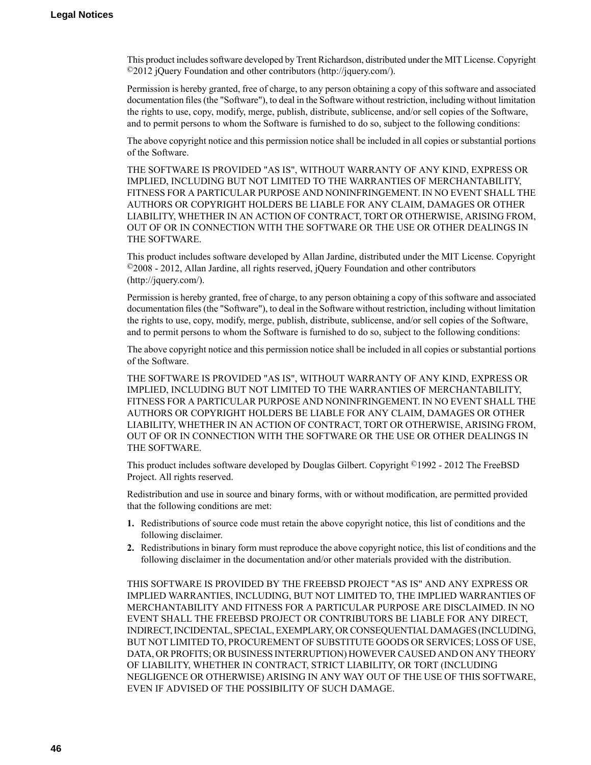This product includes software developed by Trent Richardson, distributed under the MIT License. Copyright ©2012 jQuery Foundation and other contributors (http://jquery.com/).

Permission is hereby granted, free of charge, to any person obtaining a copy of this software and associated documentation files (the "Software"), to deal in the Software without restriction, including without limitation the rights to use, copy, modify, merge, publish, distribute, sublicense, and/or sell copies of the Software, and to permit persons to whom the Software is furnished to do so, subject to the following conditions:

The above copyright notice and this permission notice shall be included in all copies or substantial portions of the Software.

THE SOFTWARE IS PROVIDED "AS IS", WITHOUT WARRANTY OF ANY KIND, EXPRESS OR IMPLIED, INCLUDING BUT NOT LIMITED TO THE WARRANTIES OF MERCHANTABILITY, FITNESS FOR A PARTICULAR PURPOSE AND NONINFRINGEMENT. IN NO EVENT SHALL THE AUTHORS OR COPYRIGHT HOLDERS BE LIABLE FOR ANY CLAIM, DAMAGES OR OTHER LIABILITY, WHETHER IN AN ACTION OF CONTRACT, TORT OR OTHERWISE, ARISING FROM, OUT OF OR IN CONNECTION WITH THE SOFTWARE OR THE USE OR OTHER DEALINGS IN THE SOFTWARE.

This product includes software developed by Allan Jardine, distributed under the MIT License. Copyright ©2008 - 2012, Allan Jardine, all rights reserved, jQuery Foundation and other contributors (http://jquery.com/).

Permission is hereby granted, free of charge, to any person obtaining a copy of this software and associated documentation files (the "Software"), to deal in the Software without restriction, including without limitation the rights to use, copy, modify, merge, publish, distribute, sublicense, and/or sell copies of the Software, and to permit persons to whom the Software is furnished to do so, subject to the following conditions:

The above copyright notice and this permission notice shall be included in all copies or substantial portions of the Software.

THE SOFTWARE IS PROVIDED "AS IS", WITHOUT WARRANTY OF ANY KIND, EXPRESS OR IMPLIED, INCLUDING BUT NOT LIMITED TO THE WARRANTIES OF MERCHANTABILITY, FITNESS FOR A PARTICULAR PURPOSE AND NONINFRINGEMENT. IN NO EVENT SHALL THE AUTHORS OR COPYRIGHT HOLDERS BE LIABLE FOR ANY CLAIM, DAMAGES OR OTHER LIABILITY, WHETHER IN AN ACTION OF CONTRACT, TORT OR OTHERWISE, ARISING FROM, OUT OF OR IN CONNECTION WITH THE SOFTWARE OR THE USE OR OTHER DEALINGS IN THE SOFTWARE.

This product includes software developed by Douglas Gilbert. Copyright ©1992 - 2012 The FreeBSD Project. All rights reserved.

Redistribution and use in source and binary forms, with or without modification, are permitted provided that the following conditions are met:

1. Redistributions of source code must retain the above copyright notice, this list of conditions and the following disclaimer.
2. Redistributions in binary form must reproduce the above copyright notice, this list of conditions and the following disclaimer in the documentation and/or other materials provided with the distribution.

THIS SOFTWARE IS PROVIDED BY THE FREEBSD PROJECT "AS IS" AND ANY EXPRESS OR IMPLIED WARRANTIES, INCLUDING, BUT NOT LIMITED TO, THE IMPLIED WARRANTIES OF MERCHANTABILITY AND FITNESS FOR A PARTICULAR PURPOSE ARE DISCLAIMED. IN NO EVENT SHALL THE FREEBSD PROJECT OR CONTRIBUTORS BE LIABLE FOR ANY DIRECT, INDIRECT, INCIDENTAL, SPECIAL, EXEMPLARY, OR CONSEQUENTIAL DAMAGES (INCLUDING, BUT NOT LIMITED TO, PROCUREMENT OF SUBSTITUTE GOODS OR SERVICES; LOSS OF USE, DATA, OR PROFITS; OR BUSINESS INTERRUPTION) HOWEVER CAUSED AND ON ANY THEORY OF LIABILITY, WHETHER IN CONTRACT, STRICT LIABILITY, OR TORT (INCLUDING NEGLIGENCE OR OTHERWISE) ARISING IN ANY WAY OUT OF THE USE OF THIS SOFTWARE, EVEN IF ADVISED OF THE POSSIBILITY OF SUCH DAMAGE.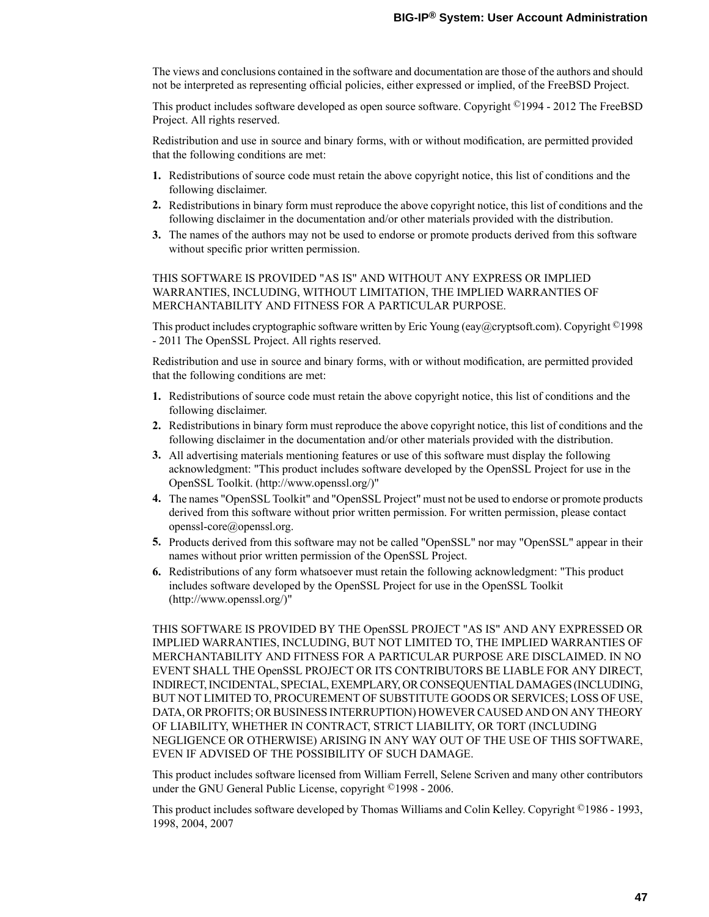The views and conclusions contained in the software and documentation are those of the authors and should not be interpreted as representing official policies, either expressed or implied, of the FreeBSD Project.

This product includes software developed as open source software. Copyright ©1994 - 2012 The FreeBSD Project. All rights reserved.

Redistribution and use in source and binary forms, with or without modification, are permitted provided that the following conditions are met:

1. Redistributions of source code must retain the above copyright notice, this list of conditions and the following disclaimer.
2. Redistributions in binary form must reproduce the above copyright notice, this list of conditions and the following disclaimer in the documentation and/or other materials provided with the distribution.
3. The names of the authors may not be used to endorse or promote products derived from this software without specific prior written permission.

THIS SOFTWARE IS PROVIDED "AS IS" AND WITHOUT ANY EXPRESS OR IMPLIED WARRANTIES, INCLUDING, WITHOUT LIMITATION, THE IMPLIED WARRANTIES OF MERCHANTABILITY AND FITNESS FOR A PARTICULAR PURPOSE.

This product includes cryptographic software written by Eric Young (eay@cryptsoft.com). Copyright ©1998 - 2011 The OpenSSL Project. All rights reserved.

Redistribution and use in source and binary forms, with or without modification, are permitted provided that the following conditions are met:

1. Redistributions of source code must retain the above copyright notice, this list of conditions and the following disclaimer.
2. Redistributions in binary form must reproduce the above copyright notice, this list of conditions and the following disclaimer in the documentation and/or other materials provided with the distribution.
3. All advertising materials mentioning features or use of this software must display the following acknowledgment: "This product includes software developed by the OpenSSL Project for use in the OpenSSL Toolkit. (http://www.openssl.org/)"
4. The names "OpenSSL Toolkit" and "OpenSSL Project" must not be used to endorse or promote products derived from this software without prior written permission. For written permission, please contact openssl-core@openssl.org.
5. Products derived from this software may not be called "OpenSSL" nor may "OpenSSL" appear in their names without prior written permission of the OpenSSL Project.
6. Redistributions of any form whatsoever must retain the following acknowledgment: "This product includes software developed by the OpenSSL Project for use in the OpenSSL Toolkit (http://www.openssl.org/)"

THIS SOFTWARE IS PROVIDED BY THE OpenSSL PROJECT "AS IS" AND ANY EXPRESSED OR IMPLIED WARRANTIES, INCLUDING, BUT NOT LIMITED TO, THE IMPLIED WARRANTIES OF MERCHANTABILITY AND FITNESS FOR A PARTICULAR PURPOSE ARE DISCLAIMED. IN NO EVENT SHALL THE OpenSSL PROJECT OR ITS CONTRIBUTORS BE LIABLE FOR ANY DIRECT, INDIRECT, INCIDENTAL, SPECIAL, EXEMPLARY, OR CONSEQUENTIAL DAMAGES (INCLUDING, BUT NOT LIMITED TO, PROCUREMENT OF SUBSTITUTE GOODS OR SERVICES; LOSS OF USE, DATA, OR PROFITS; OR BUSINESS INTERRUPTION) HOWEVER CAUSED AND ON ANY THEORY OF LIABILITY, WHETHER IN CONTRACT, STRICT LIABILITY, OR TORT (INCLUDING NEGLIGENCE OR OTHERWISE) ARISING IN ANY WAY OUT OF THE USE OF THIS SOFTWARE, EVEN IF ADVISED OF THE POSSIBILITY OF SUCH DAMAGE.

This product includes software licensed from William Ferrell, Selene Scriven and many other contributors under the GNU General Public License, copyright ©1998 - 2006.

This product includes software developed by Thomas Williams and Colin Kelley. Copyright ©1986 - 1993, 1998, 2004, 2007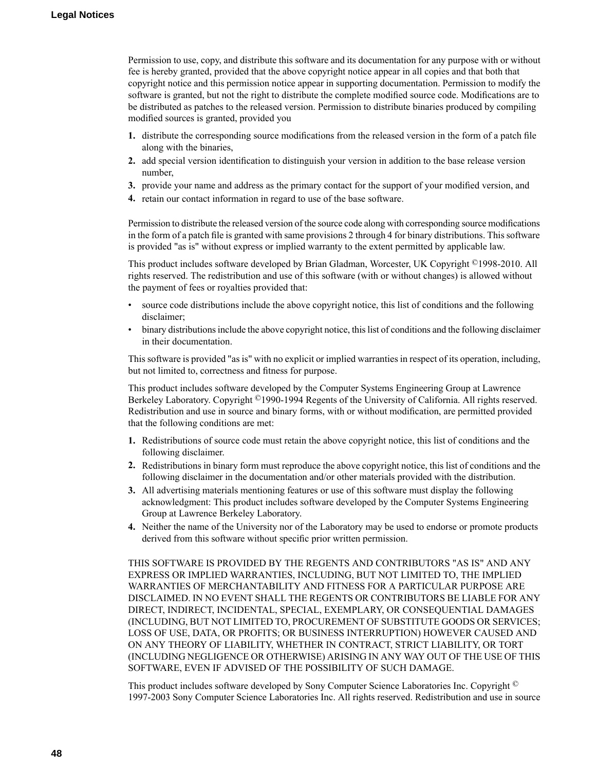Permission to use, copy, and distribute this software and its documentation for any purpose with or without fee is hereby granted, provided that the above copyright notice appear in all copies and that both that copyright notice and this permission notice appear in supporting documentation. Permission to modify the software is granted, but not the right to distribute the complete modified source code. Modifications are to be distributed as patches to the released version. Permission to distribute binaries produced by compiling modified sources is granted, provided you

1. distribute the corresponding source modifications from the released version in the form of a patch file along with the binaries,
2. add special version identification to distinguish your version in addition to the base release version number,
3. provide your name and address as the primary contact for the support of your modified version, and
4. retain our contact information in regard to use of the base software.

Permission to distribute the released version of the source code along with corresponding source modifications in the form of a patch file is granted with same provisions 2 through 4 for binary distributions. This software is provided "as is" without express or implied warranty to the extent permitted by applicable law.

This product includes software developed by Brian Gladman, Worcester, UK Copyright ©1998-2010. All rights reserved. The redistribution and use of this software (with or without changes) is allowed without the payment of fees or royalties provided that:

- source code distributions include the above copyright notice, this list of conditions and the following disclaimer;
- binary distributions include the above copyright notice, this list of conditions and the following disclaimer in their documentation.

This software is provided "as is" with no explicit or implied warranties in respect of its operation, including, but not limited to, correctness and fitness for purpose.

This product includes software developed by the Computer Systems Engineering Group at Lawrence Berkeley Laboratory. Copyright ©1990-1994 Regents of the University of California. All rights reserved. Redistribution and use in source and binary forms, with or without modification, are permitted provided that the following conditions are met:

1. Redistributions of source code must retain the above copyright notice, this list of conditions and the following disclaimer.
2. Redistributions in binary form must reproduce the above copyright notice, this list of conditions and the following disclaimer in the documentation and/or other materials provided with the distribution.
3. All advertising materials mentioning features or use of this software must display the following acknowledgment: This product includes software developed by the Computer Systems Engineering Group at Lawrence Berkeley Laboratory.
4. Neither the name of the University nor of the Laboratory may be used to endorse or promote products derived from this software without specific prior written permission.

THIS SOFTWARE IS PROVIDED BY THE REGENTS AND CONTRIBUTORS "AS IS" AND ANY EXPRESS OR IMPLIED WARRANTIES, INCLUDING, BUT NOT LIMITED TO, THE IMPLIED WARRANTIES OF MERCHANTABILITY AND FITNESS FOR A PARTICULAR PURPOSE ARE DISCLAIMED. IN NO EVENT SHALL THE REGENTS OR CONTRIBUTORS BE LIABLE FOR ANY DIRECT, INDIRECT, INCIDENTAL, SPECIAL, EXEMPLARY, OR CONSEQUENTIAL DAMAGES (INCLUDING, BUT NOT LIMITED TO, PROCUREMENT OF SUBSTITUTE GOODS OR SERVICES; LOSS OF USE, DATA, OR PROFITS; OR BUSINESS INTERRUPTION) HOWEVER CAUSED AND ON ANY THEORY OF LIABILITY, WHETHER IN CONTRACT, STRICT LIABILITY, OR TORT (INCLUDING NEGLIGENCE OR OTHERWISE) ARISING IN ANY WAY OUT OF THE USE OF THIS SOFTWARE, EVEN IF ADVISED OF THE POSSIBILITY OF SUCH DAMAGE.

This product includes software developed by Sony Computer Science Laboratories Inc. Copyright © 1997-2003 Sony Computer Science Laboratories Inc. All rights reserved. Redistribution and use in source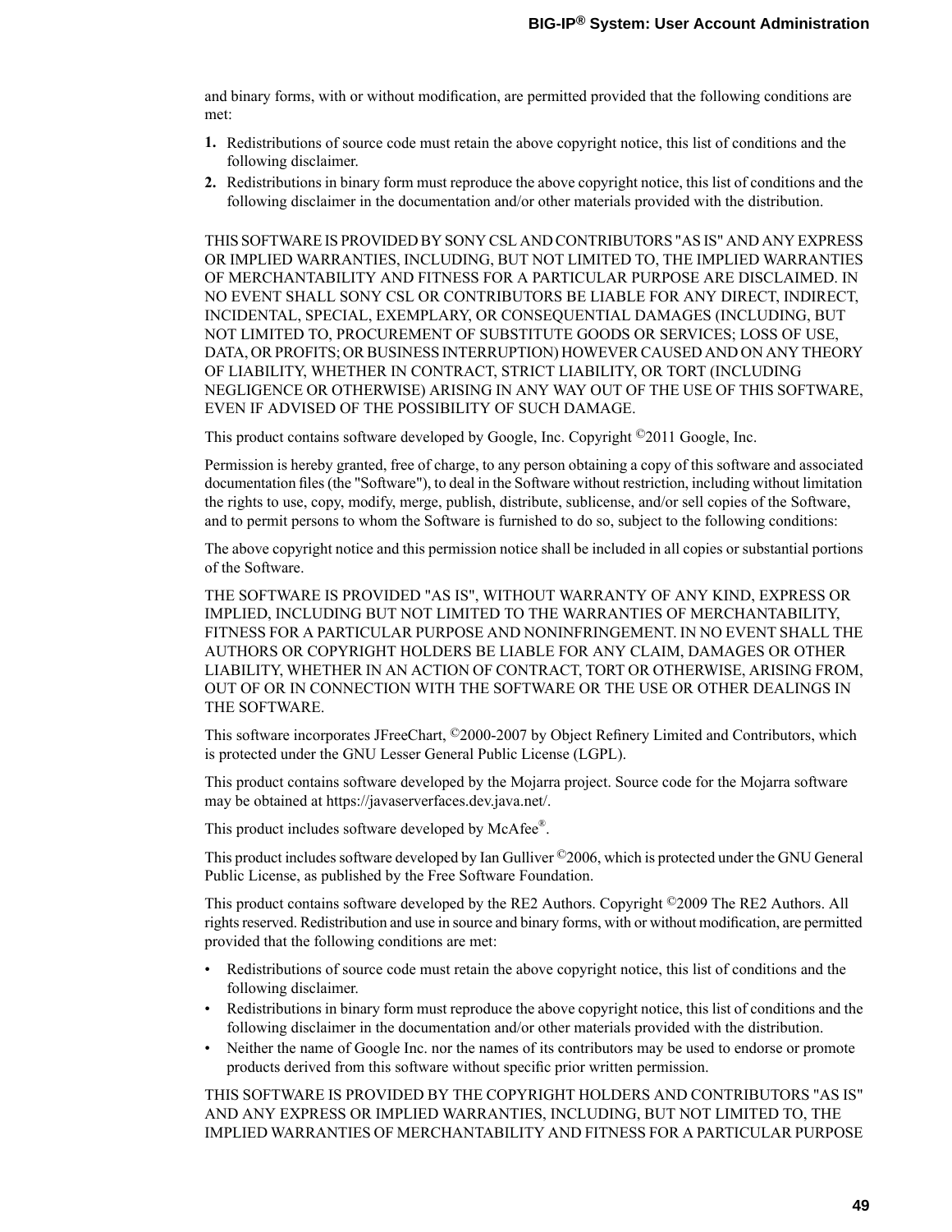and binary forms, with or without modification, are permitted provided that the following conditions are met:

1. Redistributions of source code must retain the above copyright notice, this list of conditions and the following disclaimer.
2. Redistributions in binary form must reproduce the above copyright notice, this list of conditions and the following disclaimer in the documentation and/or other materials provided with the distribution.

THIS SOFTWARE IS PROVIDED BY SONY CSL AND CONTRIBUTORS "AS IS" AND ANY EXPRESS OR IMPLIED WARRANTIES, INCLUDING, BUT NOT LIMITED TO, THE IMPLIED WARRANTIES OF MERCHANTABILITY AND FITNESS FOR A PARTICULAR PURPOSE ARE DISCLAIMED. IN NO EVENT SHALL SONY CSL OR CONTRIBUTORS BE LIABLE FOR ANY DIRECT, INDIRECT, INCIDENTAL, SPECIAL, EXEMPLARY, OR CONSEQUENTIAL DAMAGES (INCLUDING, BUT NOT LIMITED TO, PROCUREMENT OF SUBSTITUTE GOODS OR SERVICES; LOSS OF USE, DATA, OR PROFITS; OR BUSINESS INTERRUPTION) HOWEVER CAUSED AND ON ANY THEORY OF LIABILITY, WHETHER IN CONTRACT, STRICT LIABILITY, OR TORT (INCLUDING NEGLIGENCE OR OTHERWISE) ARISING IN ANY WAY OUT OF THE USE OF THIS SOFTWARE, EVEN IF ADVISED OF THE POSSIBILITY OF SUCH DAMAGE.

This product contains software developed by Google, Inc. Copyright ©2011 Google, Inc.

Permission is hereby granted, free of charge, to any person obtaining a copy of this software and associated documentation files (the "Software"), to deal in the Software without restriction, including without limitation the rights to use, copy, modify, merge, publish, distribute, sublicense, and/or sell copies of the Software, and to permit persons to whom the Software is furnished to do so, subject to the following conditions:

The above copyright notice and this permission notice shall be included in all copies or substantial portions of the Software.

THE SOFTWARE IS PROVIDED "AS IS", WITHOUT WARRANTY OF ANY KIND, EXPRESS OR IMPLIED, INCLUDING BUT NOT LIMITED TO THE WARRANTIES OF MERCHANTABILITY, FITNESS FOR A PARTICULAR PURPOSE AND NONINFRINGEMENT. IN NO EVENT SHALL THE AUTHORS OR COPYRIGHT HOLDERS BE LIABLE FOR ANY CLAIM, DAMAGES OR OTHER LIABILITY, WHETHER IN AN ACTION OF CONTRACT, TORT OR OTHERWISE, ARISING FROM, OUT OF OR IN CONNECTION WITH THE SOFTWARE OR THE USE OR OTHER DEALINGS IN THE SOFTWARE.

This software incorporates JFreeChart, ©2000-2007 by Object Refinery Limited and Contributors, which is protected under the GNU Lesser General Public License (LGPL).

This product contains software developed by the Mojarra project. Source code for the Mojarra software may be obtained at https://javaserverfaces.dev.java.net/.

This product includes software developed by McAfee®.

This product includes software developed by Ian Gulliver ©2006, which is protected under the GNU General Public License, as published by the Free Software Foundation.

This product contains software developed by the RE2 Authors. Copyright ©2009 The RE2 Authors. All rights reserved. Redistribution and use in source and binary forms, with or without modification, are permitted provided that the following conditions are met:

- Redistributions of source code must retain the above copyright notice, this list of conditions and the following disclaimer.
- Redistributions in binary form must reproduce the above copyright notice, this list of conditions and the following disclaimer in the documentation and/or other materials provided with the distribution.
- Neither the name of Google Inc. nor the names of its contributors may be used to endorse or promote products derived from this software without specific prior written permission.

THIS SOFTWARE IS PROVIDED BY THE COPYRIGHT HOLDERS AND CONTRIBUTORS "AS IS" AND ANY EXPRESS OR IMPLIED WARRANTIES, INCLUDING, BUT NOT LIMITED TO, THE IMPLIED WARRANTIES OF MERCHANTABILITY AND FITNESS FOR A PARTICULAR PURPOSE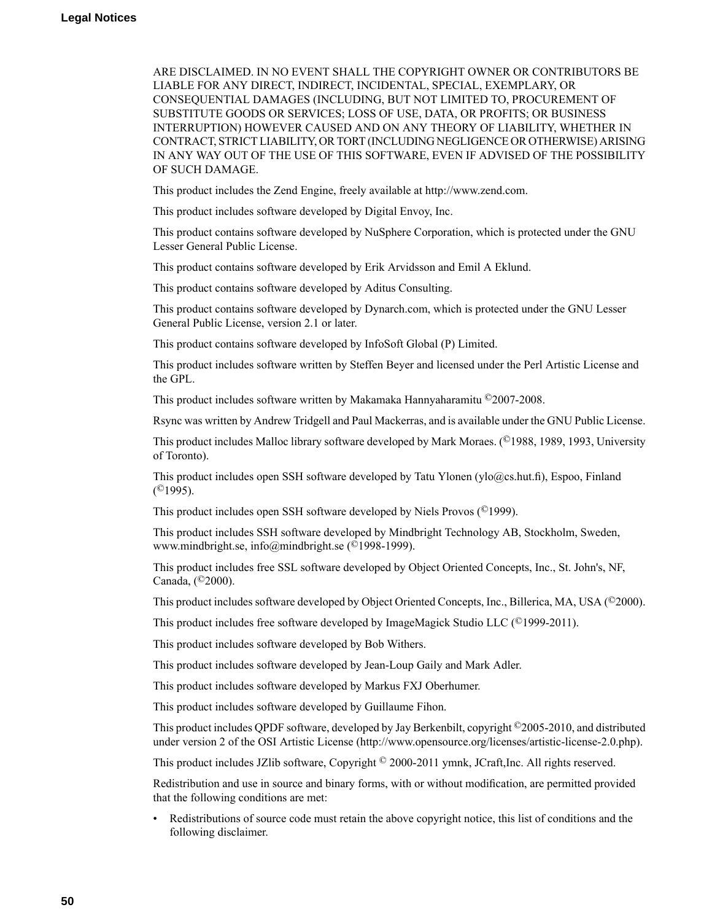ARE DISCLAIMED. IN NO EVENT SHALL THE COPYRIGHT OWNER OR CONTRIBUTORS BE LIABLE FOR ANY DIRECT, INDIRECT, INCIDENTAL, SPECIAL, EXEMPLARY, OR CONSEQUENTIAL DAMAGES (INCLUDING, BUT NOT LIMITED TO, PROCUREMENT OF SUBSTITUTE GOODS OR SERVICES; LOSS OF USE, DATA, OR PROFITS; OR BUSINESS INTERRUPTION) HOWEVER CAUSED AND ON ANY THEORY OF LIABILITY, WHETHER IN CONTRACT, STRICT LIABILITY, OR TORT (INCLUDING NEGLIGENCE OR OTHERWISE) ARISING IN ANY WAY OUT OF THE USE OF THIS SOFTWARE, EVEN IF ADVISED OF THE POSSIBILITY OF SUCH DAMAGE.

This product includes the Zend Engine, freely available at http://www.zend.com.

This product includes software developed by Digital Envoy, Inc.

This product contains software developed by NuSphere Corporation, which is protected under the GNU Lesser General Public License.

This product contains software developed by Erik Arvidsson and Emil A Eklund.

This product contains software developed by Aditus Consulting.

This product contains software developed by Dynarch.com, which is protected under the GNU Lesser General Public License, version 2.1 or later.

This product contains software developed by InfoSoft Global (P) Limited.

This product includes software written by Steffen Beyer and licensed under the Perl Artistic License and the GPL.

This product includes software written by Makamaka Hannyaharamitu ©2007-2008.

Rsync was written by Andrew Tridgell and Paul Mackerras, and is available under the GNU Public License.

This product includes Malloc library software developed by Mark Moraes. (©1988, 1989, 1993, University of Toronto).

This product includes open SSH software developed by Tatu Ylonen (ylo@cs.hut.fi), Espoo, Finland (©1995).

This product includes open SSH software developed by Niels Provos (©1999).

This product includes SSH software developed by Mindbright Technology AB, Stockholm, Sweden, www.mindbright.se, info@mindbright.se (©1998-1999).

This product includes free SSL software developed by Object Oriented Concepts, Inc., St. John's, NF, Canada, (©2000).

This product includes software developed by Object Oriented Concepts, Inc., Billerica, MA, USA (©2000).

This product includes free software developed by ImageMagick Studio LLC (©1999-2011).

This product includes software developed by Bob Withers.

This product includes software developed by Jean-Loup Gaily and Mark Adler.

This product includes software developed by Markus FXJ Oberhumer.

This product includes software developed by Guillaume Fihon.

This product includes QPDF software, developed by Jay Berkenbilt, copyright ©2005-2010, and distributed under version 2 of the OSI Artistic License (http://www.opensource.org/licenses/artistic-license-2.0.php).

This product includes JZlib software, Copyright © 2000-2011 ymnk, JCraft,Inc. All rights reserved.

Redistribution and use in source and binary forms, with or without modification, are permitted provided that the following conditions are met:

- Redistributions of source code must retain the above copyright notice, this list of conditions and the following disclaimer.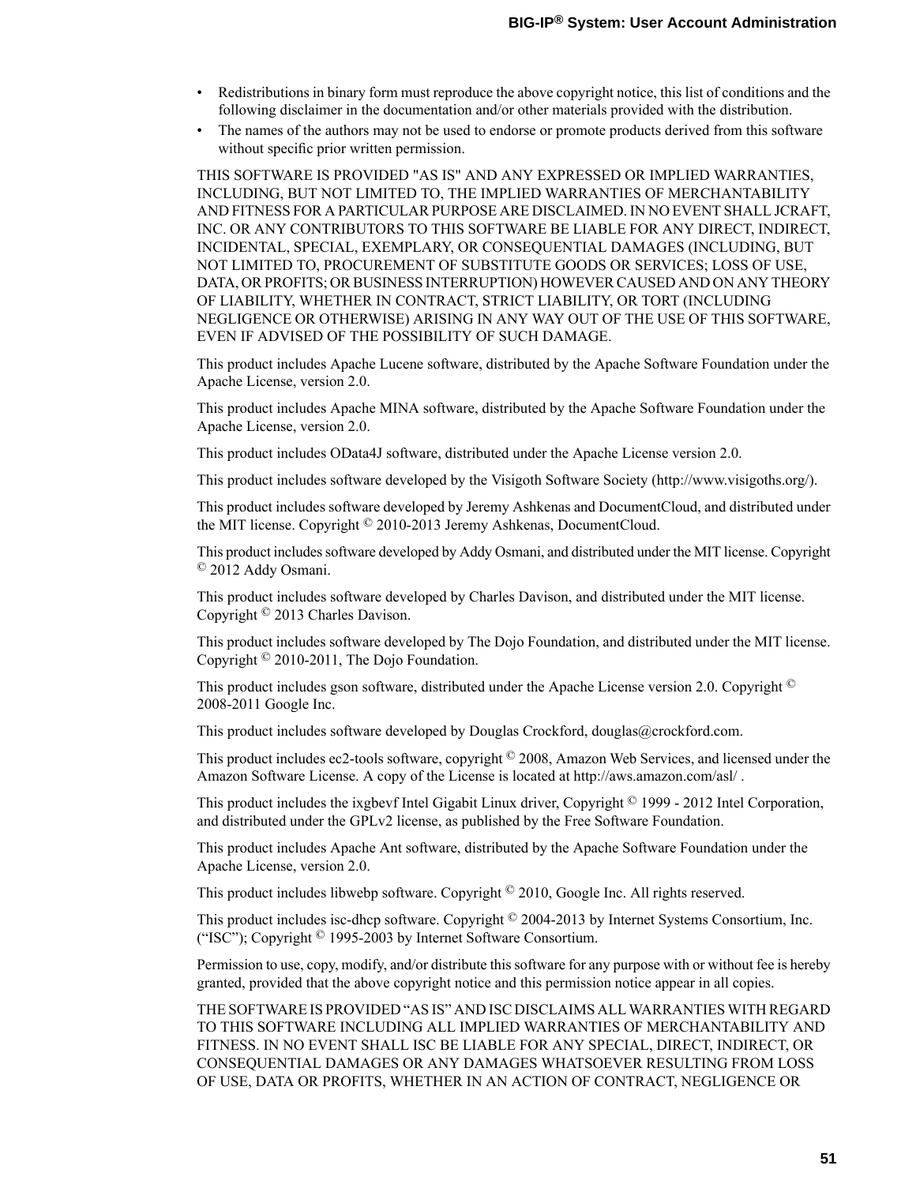- Redistributions in binary form must reproduce the above copyright notice, this list of conditions and the following disclaimer in the documentation and/or other materials provided with the distribution.
- The names of the authors may not be used to endorse or promote products derived from this software without specific prior written permission.

THIS SOFTWARE IS PROVIDED "AS IS" AND ANY EXPRESSED OR IMPLIED WARRANTIES, INCLUDING, BUT NOT LIMITED TO, THE IMPLIED WARRANTIES OF MERCHANTABILITY AND FITNESS FOR A PARTICULAR PURPOSE ARE DISCLAIMED. IN NO EVENT SHALL JCRAFT, INC. OR ANY CONTRIBUTORS TO THIS SOFTWARE BE LIABLE FOR ANY DIRECT, INDIRECT, INCIDENTAL, SPECIAL, EXEMPLARY, OR CONSEQUENTIAL DAMAGES (INCLUDING, BUT NOT LIMITED TO, PROCUREMENT OF SUBSTITUTE GOODS OR SERVICES; LOSS OF USE, DATA, OR PROFITS; OR BUSINESS INTERRUPTION) HOWEVER CAUSED AND ON ANY THEORY OF LIABILITY, WHETHER IN CONTRACT, STRICT LIABILITY, OR TORT (INCLUDING NEGLIGENCE OR OTHERWISE) ARISING IN ANY WAY OUT OF THE USE OF THIS SOFTWARE, EVEN IF ADVISED OF THE POSSIBILITY OF SUCH DAMAGE.

This product includes Apache Lucene software, distributed by the Apache Software Foundation under the Apache License, version 2.0.

This product includes Apache MINA software, distributed by the Apache Software Foundation under the Apache License, version 2.0.

This product includes OData4J software, distributed under the Apache License version 2.0.

This product includes software developed by the Visigoth Software Society (http://www.visigoths.org/).

This product includes software developed by Jeremy Ashkenas and DocumentCloud, and distributed under the MIT license. Copyright © 2010-2013 Jeremy Ashkenas, DocumentCloud.

This product includes software developed by Addy Osmani, and distributed under the MIT license. Copyright © 2012 Addy Osmani.

This product includes software developed by Charles Davison, and distributed under the MIT license. Copyright © 2013 Charles Davison.

This product includes software developed by The Dojo Foundation, and distributed under the MIT license. Copyright © 2010-2011, The Dojo Foundation.

This product includes gson software, distributed under the Apache License version 2.0. Copyright © 2008-2011 Google Inc.

This product includes software developed by Douglas Crockford, douglas@crockford.com.

This product includes ec2-tools software, copyright © 2008, Amazon Web Services, and licensed under the Amazon Software License. A copy of the License is located at http://aws.amazon.com/asl/ .

This product includes the ixgbevf Intel Gigabit Linux driver, Copyright © 1999 - 2012 Intel Corporation, and distributed under the GPLv2 license, as published by the Free Software Foundation.

This product includes Apache Ant software, distributed by the Apache Software Foundation under the Apache License, version 2.0.

This product includes libwebp software. Copyright © 2010, Google Inc. All rights reserved.

This product includes isc-dhcp software. Copyright © 2004-2013 by Internet Systems Consortium, Inc. ("ISC"); Copyright © 1995-2003 by Internet Software Consortium.

Permission to use, copy, modify, and/or distribute this software for any purpose with or without fee is hereby granted, provided that the above copyright notice and this permission notice appear in all copies.

THE SOFTWARE IS PROVIDED "AS IS" AND ISC DISCLAIMS ALL WARRANTIES WITH REGARD TO THIS SOFTWARE INCLUDING ALL IMPLIED WARRANTIES OF MERCHANTABILITY AND FITNESS. IN NO EVENT SHALL ISC BE LIABLE FOR ANY SPECIAL, DIRECT, INDIRECT, OR CONSEQUENTIAL DAMAGES OR ANY DAMAGES WHATSOEVER RESULTING FROM LOSS OF USE, DATA OR PROFITS, WHETHER IN AN ACTION OF CONTRACT, NEGLIGENCE OR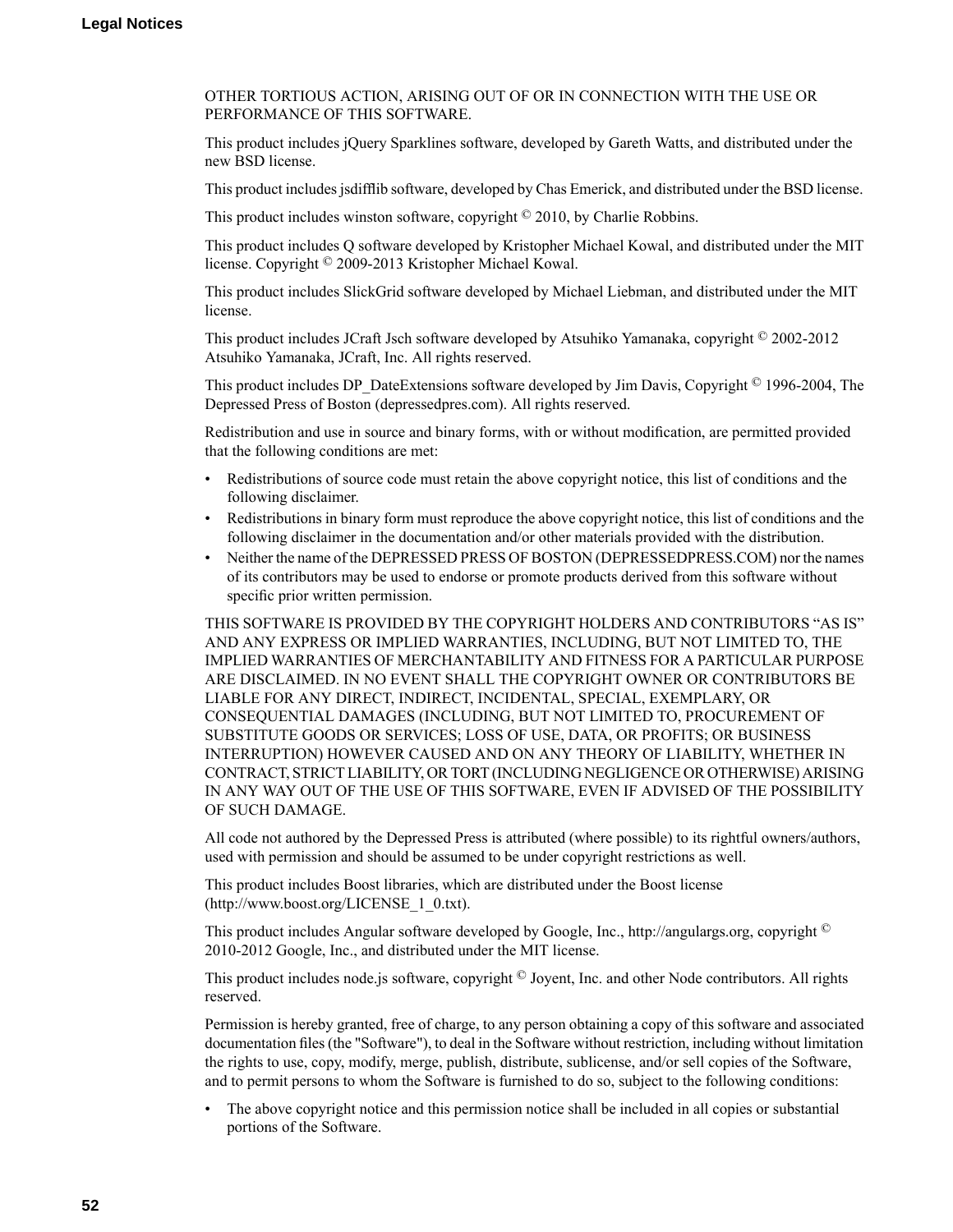OTHER TORTIOUS ACTION, ARISING OUT OF OR IN CONNECTION WITH THE USE OR PERFORMANCE OF THIS SOFTWARE.

This product includes jQuery Sparklines software, developed by Gareth Watts, and distributed under the new BSD license.

This product includes jsdifflib software, developed by Chas Emerick, and distributed under the BSD license.

This product includes winston software, copyright © 2010, by Charlie Robbins.

This product includes Q software developed by Kristopher Michael Kowal, and distributed under the MIT license. Copyright © 2009-2013 Kristopher Michael Kowal.

This product includes SlickGrid software developed by Michael Liebman, and distributed under the MIT license.

This product includes JCraft Jsch software developed by Atsuhiko Yamanaka, copyright © 2002-2012 Atsuhiko Yamanaka, JCraft, Inc. All rights reserved.

This product includes DP_DateExtensions software developed by Jim Davis, Copyright © 1996-2004, The Depressed Press of Boston (depressedpres.com). All rights reserved.

Redistribution and use in source and binary forms, with or without modification, are permitted provided that the following conditions are met:

- Redistributions of source code must retain the above copyright notice, this list of conditions and the following disclaimer.
- Redistributions in binary form must reproduce the above copyright notice, this list of conditions and the following disclaimer in the documentation and/or other materials provided with the distribution.
- Neither the name of the DEPRESSED PRESS OF BOSTON (DEPRESSEDPRESS.COM) nor the names of its contributors may be used to endorse or promote products derived from this software without specific prior written permission.

THIS SOFTWARE IS PROVIDED BY THE COPYRIGHT HOLDERS AND CONTRIBUTORS “AS IS” AND ANY EXPRESS OR IMPLIED WARRANTIES, INCLUDING, BUT NOT LIMITED TO, THE IMPLIED WARRANTIES OF MERCHANTABILITY AND FITNESS FOR A PARTICULAR PURPOSE ARE DISCLAIMED. IN NO EVENT SHALL THE COPYRIGHT OWNER OR CONTRIBUTORS BE LIABLE FOR ANY DIRECT, INDIRECT, INCIDENTAL, SPECIAL, EXEMPLARY, OR CONSEQUENTIAL DAMAGES (INCLUDING, BUT NOT LIMITED TO, PROCUREMENT OF SUBSTITUTE GOODS OR SERVICES; LOSS OF USE, DATA, OR PROFITS; OR BUSINESS INTERRUPTION) HOWEVER CAUSED AND ON ANY THEORY OF LIABILITY, WHETHER IN CONTRACT, STRICT LIABILITY, OR TORT (INCLUDING NEGLIGENCE OR OTHERWISE) ARISING IN ANY WAY OUT OF THE USE OF THIS SOFTWARE, EVEN IF ADVISED OF THE POSSIBILITY OF SUCH DAMAGE.

All code not authored by the Depressed Press is attributed (where possible) to its rightful owners/authors, used with permission and should be assumed to be under copyright restrictions as well.

This product includes Boost libraries, which are distributed under the Boost license (http://www.boost.org/LICENSE_1_0.txt).

This product includes Angular software developed by Google, Inc., http://angulargs.org, copyright © 2010-2012 Google, Inc., and distributed under the MIT license.

This product includes node.js software, copyright © Joyent, Inc. and other Node contributors. All rights reserved.

Permission is hereby granted, free of charge, to any person obtaining a copy of this software and associated documentation files (the "Software"), to deal in the Software without restriction, including without limitation the rights to use, copy, modify, merge, publish, distribute, sublicense, and/or sell copies of the Software, and to permit persons to whom the Software is furnished to do so, subject to the following conditions:

- The above copyright notice and this permission notice shall be included in all copies or substantial portions of the Software.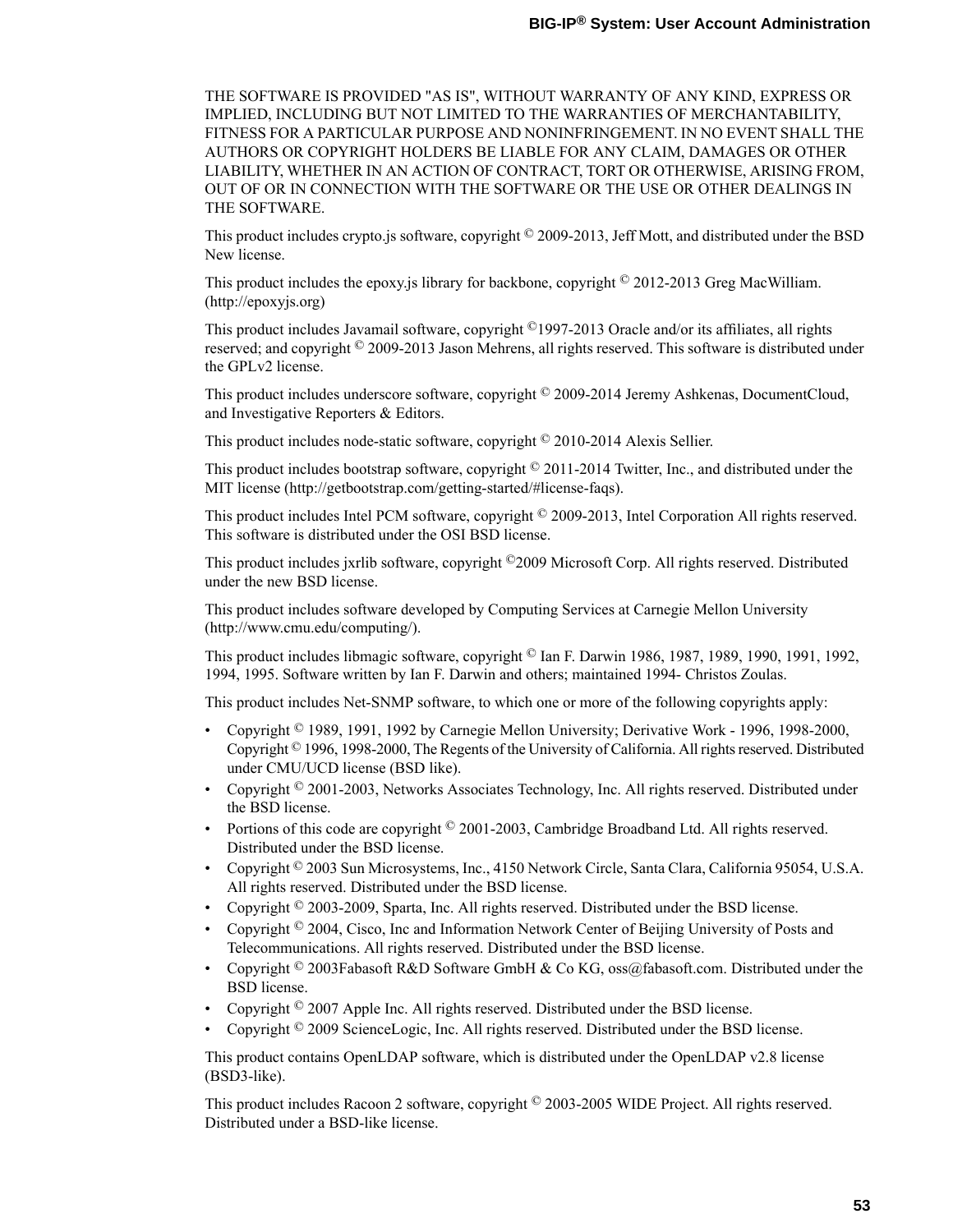THE SOFTWARE IS PROVIDED "AS IS", WITHOUT WARRANTY OF ANY KIND, EXPRESS OR IMPLIED, INCLUDING BUT NOT LIMITED TO THE WARRANTIES OF MERCHANTABILITY, FITNESS FOR A PARTICULAR PURPOSE AND NONINFRINGEMENT. IN NO EVENT SHALL THE AUTHORS OR COPYRIGHT HOLDERS BE LIABLE FOR ANY CLAIM, DAMAGES OR OTHER LIABILITY, WHETHER IN AN ACTION OF CONTRACT, TORT OR OTHERWISE, ARISING FROM, OUT OF OR IN CONNECTION WITH THE SOFTWARE OR THE USE OR OTHER DEALINGS IN THE SOFTWARE.

This product includes crypto.js software, copyright © 2009-2013, Jeff Mott, and distributed under the BSD New license.

This product includes the epoxy.js library for backbone, copyright © 2012-2013 Greg MacWilliam. (http://epoxyjs.org)

This product includes Javamail software, copyright ©1997-2013 Oracle and/or its affiliates, all rights reserved; and copyright © 2009-2013 Jason Mehrens, all rights reserved. This software is distributed under the GPLv2 license.

This product includes underscore software, copyright © 2009-2014 Jeremy Ashkenas, DocumentCloud, and Investigative Reporters & Editors.

This product includes node-static software, copyright © 2010-2014 Alexis Sellier.

This product includes bootstrap software, copyright © 2011-2014 Twitter, Inc., and distributed under the MIT license (http://getbootstrap.com/getting-started/#license-faqs).

This product includes Intel PCM software, copyright © 2009-2013, Intel Corporation All rights reserved. This software is distributed under the OSI BSD license.

This product includes jxrlib software, copyright ©2009 Microsoft Corp. All rights reserved. Distributed under the new BSD license.

This product includes software developed by Computing Services at Carnegie Mellon University (http://www.cmu.edu/computing/).

This product includes libmagic software, copyright © Ian F. Darwin 1986, 1987, 1989, 1990, 1991, 1992, 1994, 1995. Software written by Ian F. Darwin and others; maintained 1994- Christos Zoulas.

This product includes Net-SNMP software, to which one or more of the following copyrights apply:

- Copyright © 1989, 1991, 1992 by Carnegie Mellon University; Derivative Work - 1996, 1998-2000, Copyright © 1996, 1998-2000, The Regents of the University of California. All rights reserved. Distributed under CMU/UCD license (BSD like).
- Copyright © 2001-2003, Networks Associates Technology, Inc. All rights reserved. Distributed under the BSD license.
- Portions of this code are copyright © 2001-2003, Cambridge Broadband Ltd. All rights reserved. Distributed under the BSD license.
- Copyright © 2003 Sun Microsystems, Inc., 4150 Network Circle, Santa Clara, California 95054, U.S.A. All rights reserved. Distributed under the BSD license.
- Copyright © 2003-2009, Sparta, Inc. All rights reserved. Distributed under the BSD license.
- Copyright © 2004, Cisco, Inc and Information Network Center of Beijing University of Posts and Telecommunications. All rights reserved. Distributed under the BSD license.
- Copyright © 2003Fabasoft R&D Software GmbH & Co KG, oss@fabasoft.com. Distributed under the BSD license.
- Copyright © 2007 Apple Inc. All rights reserved. Distributed under the BSD license.
- Copyright © 2009 ScienceLogic, Inc. All rights reserved. Distributed under the BSD license.

This product contains OpenLDAP software, which is distributed under the OpenLDAP v2.8 license (BSD3-like).

This product includes Racoon 2 software, copyright © 2003-2005 WIDE Project. All rights reserved. Distributed under a BSD-like license.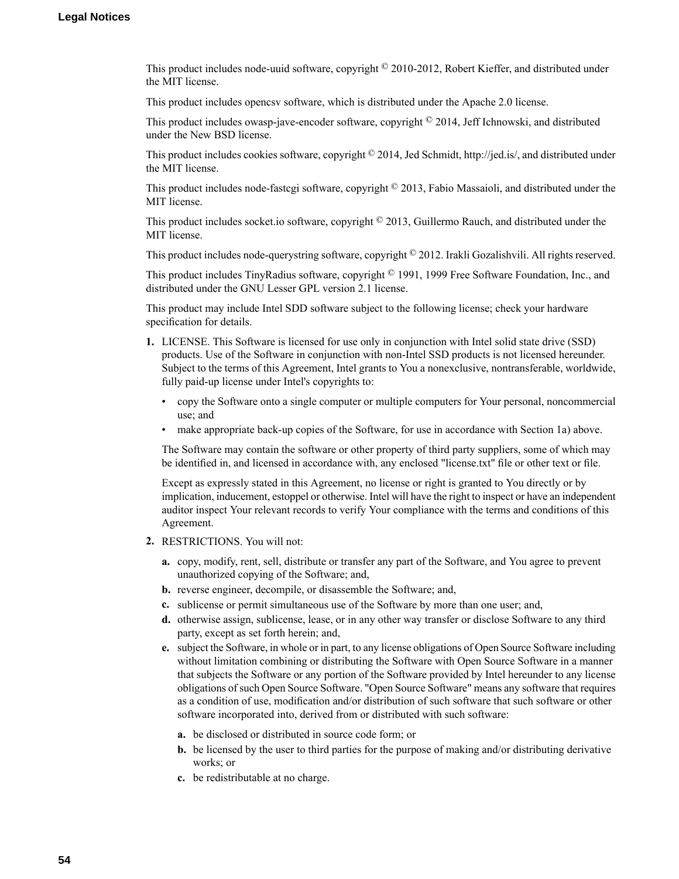This product includes node-uuid software, copyright © 2010-2012, Robert Kieffer, and distributed under the MIT license.

This product includes opencsv software, which is distributed under the Apache 2.0 license.

This product includes owasp-jave-encoder software, copyright © 2014, Jeff Ichnowski, and distributed under the New BSD license.

This product includes cookies software, copyright © 2014, Jed Schmidt, http://jed.is/, and distributed under the MIT license.

This product includes node-fastcgi software, copyright © 2013, Fabio Massaioli, and distributed under the MIT license.

This product includes socket.io software, copyright © 2013, Guillermo Rauch, and distributed under the MIT license.

This product includes node-querystring software, copyright © 2012. Irakli Gozalishvili. All rights reserved.

This product includes TinyRadius software, copyright © 1991, 1999 Free Software Foundation, Inc., and distributed under the GNU Lesser GPL version 2.1 license.

This product may include Intel SDD software subject to the following license; check your hardware specification for details.

1. LICENSE. This Software is licensed for use only in conjunction with Intel solid state drive (SSD) products. Use of the Software in conjunction with non-Intel SSD products is not licensed hereunder. Subject to the terms of this Agreement, Intel grants to You a nonexclusive, nontransferable, worldwide, fully paid-up license under Intel's copyrights to:

   - copy the Software onto a single computer or multiple computers for Your personal, noncommercial use; and
   - make appropriate back-up copies of the Software, for use in accordance with Section 1a) above.

   The Software may contain the software or other property of third party suppliers, some of which may be identified in, and licensed in accordance with, any enclosed "license.txt" file or other text or file.

   Except as expressly stated in this Agreement, no license or right is granted to You directly or by implication, inducement, estoppel or otherwise. Intel will have the right to inspect or have an independent auditor inspect Your relevant records to verify Your compliance with the terms and conditions of this Agreement.

2. RESTRICTIONS. You will not:

   a. copy, modify, rent, sell, distribute or transfer any part of the Software, and You agree to prevent unauthorized copying of the Software; and,
   b. reverse engineer, decompile, or disassemble the Software; and,
   c. sublicense or permit simultaneous use of the Software by more than one user; and,
   d. otherwise assign, sublicense, lease, or in any other way transfer or disclose Software to any third party, except as set forth herein; and,
   e. subject the Software, in whole or in part, to any license obligations of Open Source Software including without limitation combining or distributing the Software with Open Source Software in a manner that subjects the Software or any portion of the Software provided by Intel hereunder to any license obligations of such Open Source Software. "Open Source Software" means any software that requires as a condition of use, modification and/or distribution of such software that such software or other software incorporated into, derived from or distributed with such software:

      a. be disclosed or distributed in source code form; or
      b. be licensed by the user to third parties for the purpose of making and/or distributing derivative works; or
      c. be redistributable at no charge.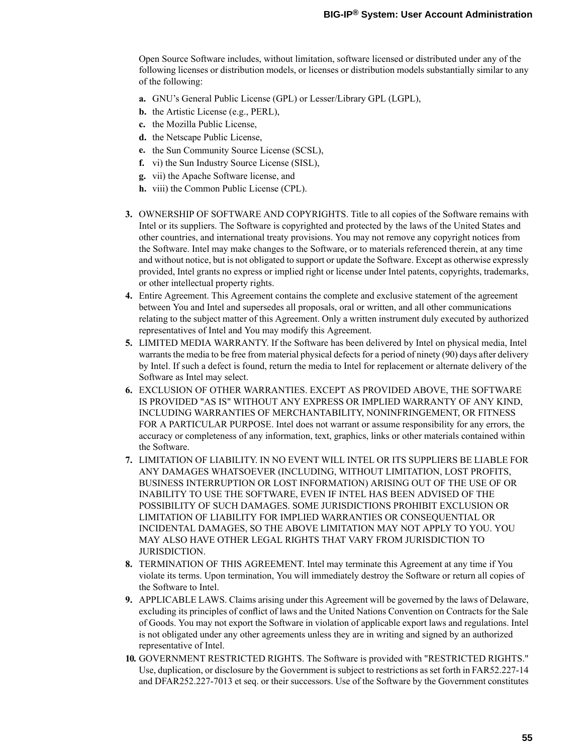Open Source Software includes, without limitation, software licensed or distributed under any of the following licenses or distribution models, or licenses or distribution models substantially similar to any of the following:

a. GNU's General Public License (GPL) or Lesser/Library GPL (LGPL),
b. the Artistic License (e.g., PERL),
c. the Mozilla Public License,
d. the Netscape Public License,
e. the Sun Community Source License (SCSL),
f. vi) the Sun Industry Source License (SISL),
g. vii) the Apache Software license, and
h. viii) the Common Public License (CPL).

3. OWNERSHIP OF SOFTWARE AND COPYRIGHTS. Title to all copies of the Software remains with Intel or its suppliers. The Software is copyrighted and protected by the laws of the United States and other countries, and international treaty provisions. You may not remove any copyright notices from the Software. Intel may make changes to the Software, or to materials referenced therein, at any time and without notice, but is not obligated to support or update the Software. Except as otherwise expressly provided, Intel grants no express or implied right or license under Intel patents, copyrights, trademarks, or other intellectual property rights.
4. Entire Agreement. This Agreement contains the complete and exclusive statement of the agreement between You and Intel and supersedes all proposals, oral or written, and all other communications relating to the subject matter of this Agreement. Only a written instrument duly executed by authorized representatives of Intel and You may modify this Agreement.
5. LIMITED MEDIA WARRANTY. If the Software has been delivered by Intel on physical media, Intel warrants the media to be free from material physical defects for a period of ninety (90) days after delivery by Intel. If such a defect is found, return the media to Intel for replacement or alternate delivery of the Software as Intel may select.
6. EXCLUSION OF OTHER WARRANTIES. EXCEPT AS PROVIDED ABOVE, THE SOFTWARE IS PROVIDED "AS IS" WITHOUT ANY EXPRESS OR IMPLIED WARRANTY OF ANY KIND, INCLUDING WARRANTIES OF MERCHANTABILITY, NONINFRINGEMENT, OR FITNESS FOR A PARTICULAR PURPOSE. Intel does not warrant or assume responsibility for any errors, the accuracy or completeness of any information, text, graphics, links or other materials contained within the Software.
7. LIMITATION OF LIABILITY. IN NO EVENT WILL INTEL OR ITS SUPPLIERS BE LIABLE FOR ANY DAMAGES WHATSOEVER (INCLUDING, WITHOUT LIMITATION, LOST PROFITS, BUSINESS INTERRUPTION OR LOST INFORMATION) ARISING OUT OF THE USE OF OR INABILITY TO USE THE SOFTWARE, EVEN IF INTEL HAS BEEN ADVISED OF THE POSSIBILITY OF SUCH DAMAGES. SOME JURISDICTIONS PROHIBIT EXCLUSION OR LIMITATION OF LIABILITY FOR IMPLIED WARRANTIES OR CONSEQUENTIAL OR INCIDENTAL DAMAGES, SO THE ABOVE LIMITATION MAY NOT APPLY TO YOU. YOU MAY ALSO HAVE OTHER LEGAL RIGHTS THAT VARY FROM JURISDICTION TO JURISDICTION.
8. TERMINATION OF THIS AGREEMENT. Intel may terminate this Agreement at any time if You violate its terms. Upon termination, You will immediately destroy the Software or return all copies of the Software to Intel.
9. APPLICABLE LAWS. Claims arising under this Agreement will be governed by the laws of Delaware, excluding its principles of conflict of laws and the United Nations Convention on Contracts for the Sale of Goods. You may not export the Software in violation of applicable export laws and regulations. Intel is not obligated under any other agreements unless they are in writing and signed by an authorized representative of Intel.
10. GOVERNMENT RESTRICTED RIGHTS. The Software is provided with "RESTRICTED RIGHTS." Use, duplication, or disclosure by the Government is subject to restrictions as set forth in FAR52.227-14 and DFAR252.227-7013 et seq. or their successors. Use of the Software by the Government constitutes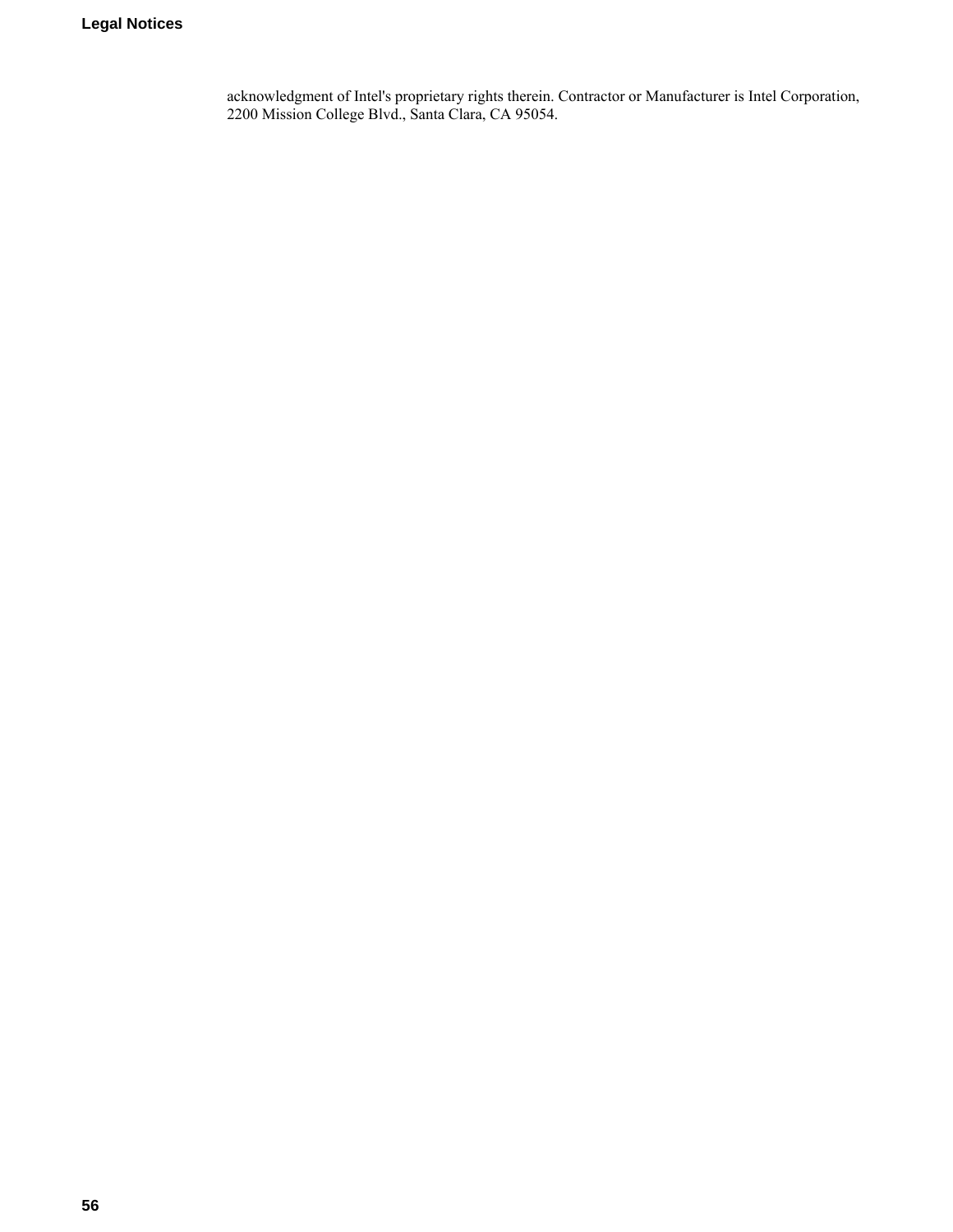acknowledgment of Intel's proprietary rights therein. Contractor or Manufacturer is Intel Corporation, 2200 Mission College Blvd., Santa Clara, CA 95054.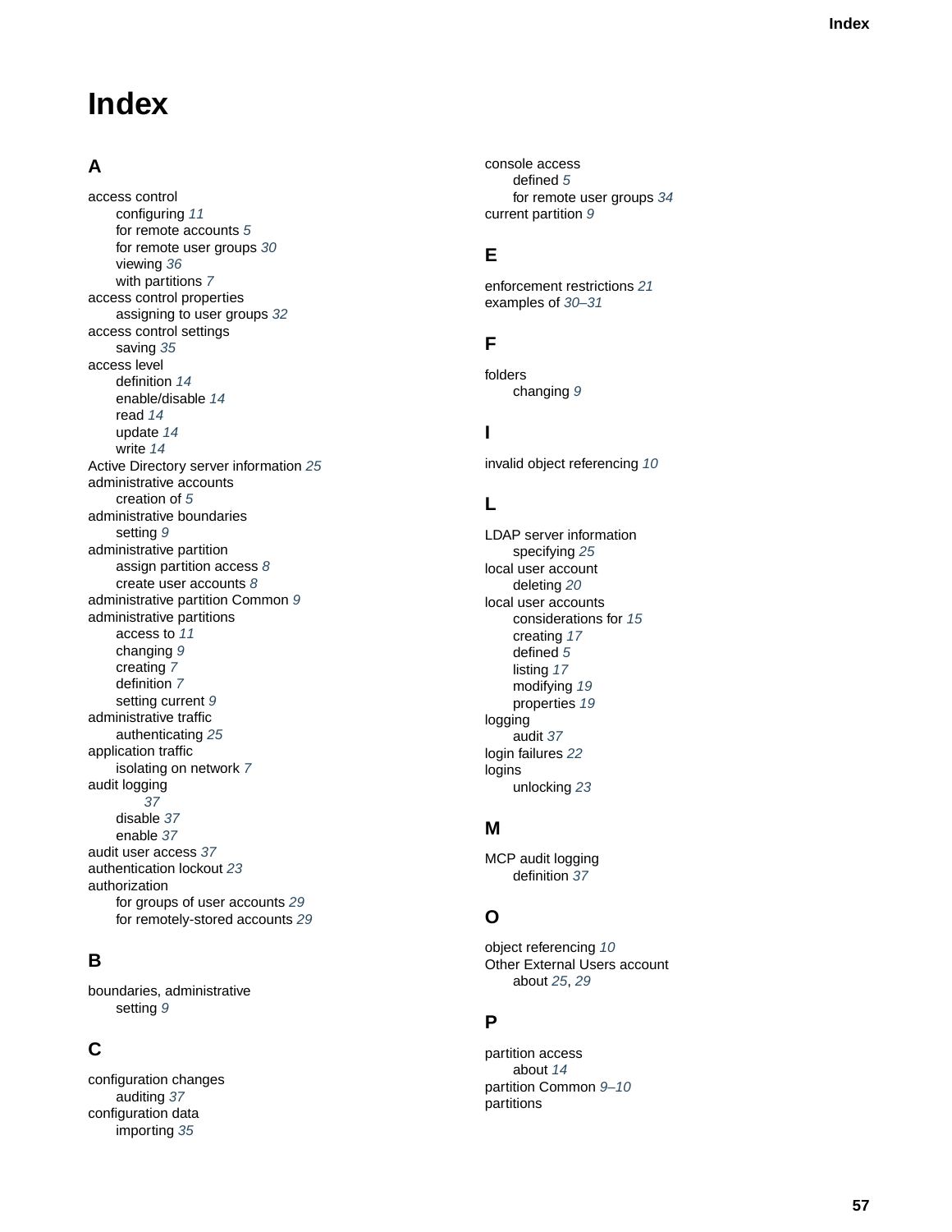# Index

## A

access control
- configuring 11
- for remote accounts 5
- for remote user groups 30
- viewing 36
- with partitions 7

access control properties
- assigning to user groups 32

access control settings
- saving 35

access level
- definition 14
- enable/disable 14
- read 14
- update 14
- write 14

Active Directory server information 25

administrative accounts
- creation of 5

administrative boundaries
- setting 9

administrative partition
- assign partition access 8
- create user accounts 8

administrative partition Common 9

administrative partitions
- access to 11
- changing 9
- creating 7
- definition 7
- setting current 9

administrative traffic
- authenticating 25

application traffic
- isolating on network 7

audit logging
- 37
- disable 37
- enable 37

audit user access 37

authentication lockout 23

authorization
- for groups of user accounts 29
- for remotely-stored accounts 29

## B

boundaries, administrative
- setting 9

## C

configuration changes
- auditing 37

configuration data
- importing 35

console access
- defined 5
- for remote user groups 34

current partition 9

## E

enforcement restrictions 21

examples of 30–31

## F

folders
- changing 9

## I

invalid object referencing 10

## L

LDAP server information
- specifying 25

local user account
- deleting 20

local user accounts
- considerations for 15
- creating 17
- defined 5
- listing 17
- modifying 19
- properties 19

logging
- audit 37

login failures 22

logins
- unlocking 23

## M

MCP audit logging
- definition 37

## O

object referencing 10

Other External Users account
- about 25, 29

## P

partition access
- about 14

partition Common 9–10

partitions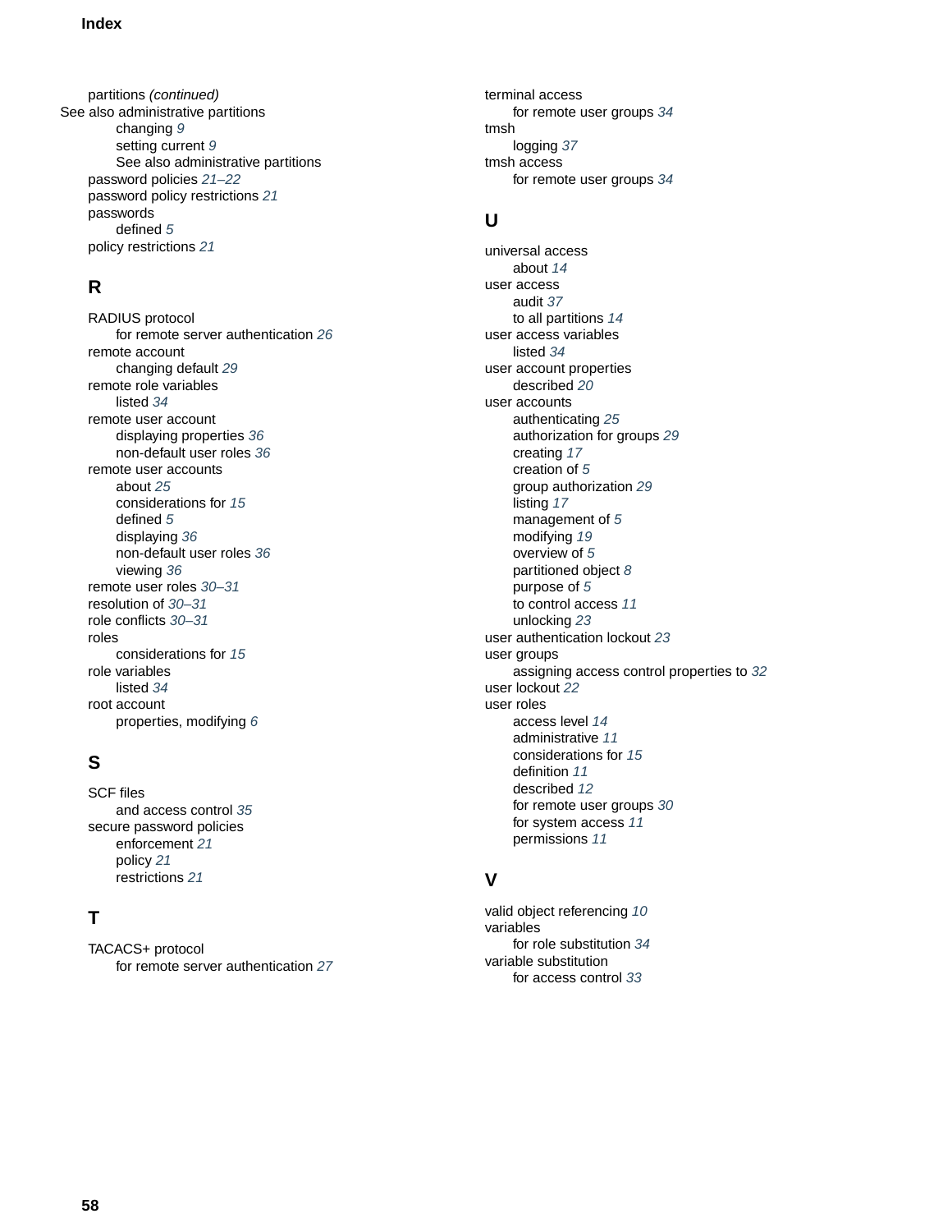partitions *(continued)*
See also administrative partitions
- changing *9*
- setting current *9*
- See also administrative partitions

password policies *21–22*
password policy restrictions *21*
passwords
- defined *5*

policy restrictions *21*

## R

RADIUS protocol
- for remote server authentication *26*

remote account
- changing default *29*

remote role variables
- listed *34*

remote user account
- displaying properties *36*
- non-default user roles *36*

remote user accounts
- about *25*
- considerations for *15*
- defined *5*
- displaying *36*
- non-default user roles *36*
- viewing *36*

remote user roles *30–31*
resolution of *30–31*
role conflicts *30–31*
roles
- considerations for *15*

role variables
- listed *34*

root account
- properties, modifying *6*

## S

SCF files
- and access control *35*

secure password policies
- enforcement *21*
- policy *21*
- restrictions *21*

## T

TACACS+ protocol
- for remote server authentication *27*

terminal access
- for remote user groups *34*

tmsh
- logging *37*

tmsh access
- for remote user groups *34*

## U

universal access
- about *14*

user access
- audit *37*
- to all partitions *14*

user access variables
- listed *34*

user account properties
- described *20*

user accounts
- authenticating *25*
- authorization for groups *29*
- creating *17*
- creation of *5*
- group authorization *29*
- listing *17*
- management of *5*
- modifying *19*
- overview of *5*
- partitioned object *8*
- purpose of *5*
- to control access *11*
- unlocking *23*

user authentication lockout *23*
user groups
- assigning access control properties to *32*

user lockout *22*
user roles
- access level *14*
- administrative *11*
- considerations for *15*
- definition *11*
- described *12*
- for remote user groups *30*
- for system access *11*
- permissions *11*

## V

valid object referencing *10*
variables
- for role substitution *34*

variable substitution
- for access control *33*